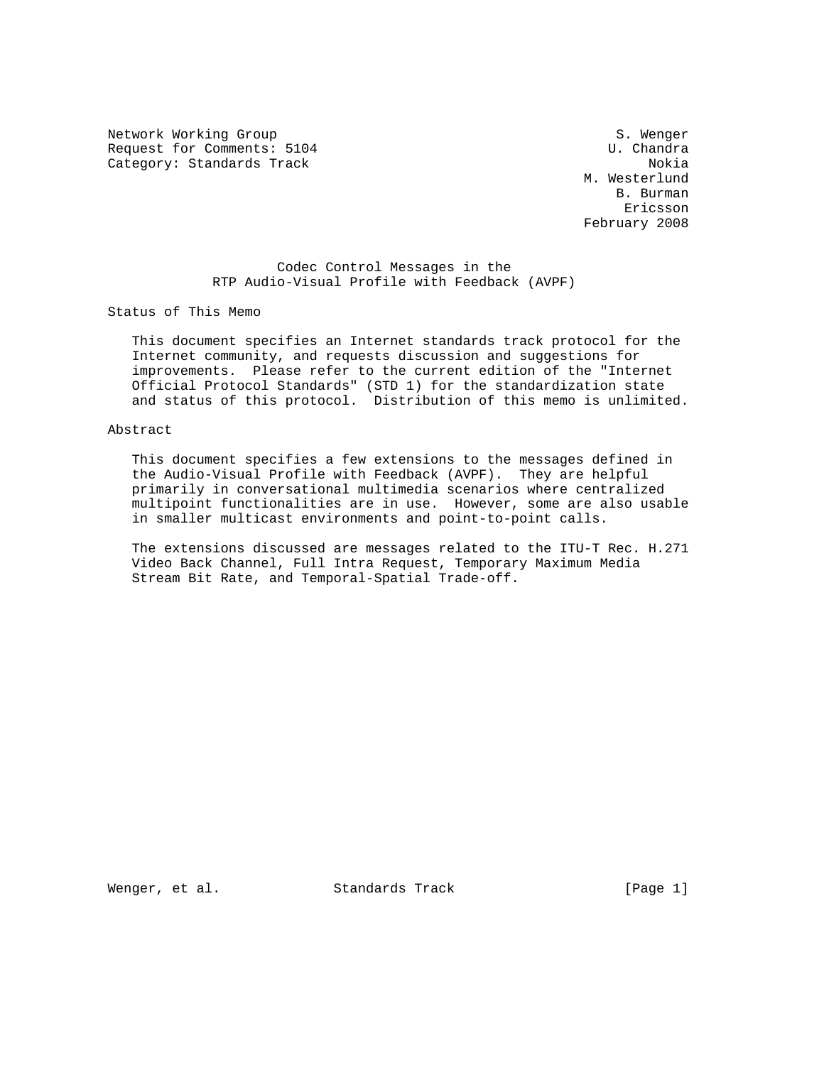Network Working Group S. Wenger
Request for Comments: 5104 U. Chandra
Category: Standards Track Nokia
M. Westerlund
B. Burman
Ericsson
February 2008

# Codec Control Messages in the RTP Audio-Visual Profile with Feedback (AVPF)

## Status of This Memo

This document specifies an Internet standards track protocol for the Internet community, and requests discussion and suggestions for improvements. Please refer to the current edition of the "Internet Official Protocol Standards" (STD 1) for the standardization state and status of this protocol. Distribution of this memo is unlimited.

## Abstract

This document specifies a few extensions to the messages defined in the Audio-Visual Profile with Feedback (AVPF). They are helpful primarily in conversational multimedia scenarios where centralized multipoint functionalities are in use. However, some are also usable in smaller multicast environments and point-to-point calls.

The extensions discussed are messages related to the ITU-T Rec. H.271 Video Back Channel, Full Intra Request, Temporary Maximum Media Stream Bit Rate, and Temporal-Spatial Trade-off.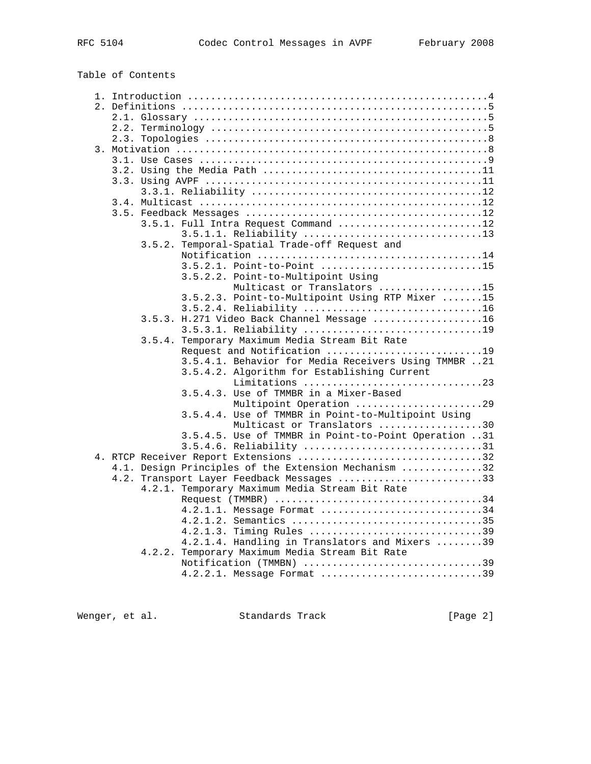Table of Contents

```
   1. Introduction ....................................................4
   2. Definitions .....................................................5
      2.1. Glossary ...................................................5
      2.2. Terminology ................................................5
      2.3. Topologies .................................................8
   3. Motivation ......................................................8
      3.1. Use Cases ..................................................9
      3.2. Using the Media Path ......................................11
      3.3. Using AVPF ................................................11
           3.3.1. Reliability ........................................12
      3.4. Multicast .................................................12
      3.5. Feedback Messages .........................................12
           3.5.1. Full Intra Request Command .........................12
                  3.5.1.1. Reliability ...............................13
           3.5.2. Temporal-Spatial Trade-off Request and
                  Notification .......................................14
                  3.5.2.1. Point-to-Point ............................15
                  3.5.2.2. Point-to-Multipoint Using
                           Multicast or Translators ..................15
                  3.5.2.3. Point-to-Multipoint Using RTP Mixer .......15
                  3.5.2.4. Reliability ...............................16
           3.5.3. H.271 Video Back Channel Message ...................16
                  3.5.3.1. Reliability ...............................19
           3.5.4. Temporary Maximum Media Stream Bit Rate
                  Request and Notification ...........................19
                  3.5.4.1. Behavior for Media Receivers Using TMMBR ..21
                  3.5.4.2. Algorithm for Establishing Current
                           Limitations ...............................23
                  3.5.4.3. Use of TMMBR in a Mixer-Based
                           Multipoint Operation ......................29
                  3.5.4.4. Use of TMMBR in Point-to-Multipoint Using
                           Multicast or Translators ..................30
                  3.5.4.5. Use of TMMBR in Point-to-Point Operation ..31
                  3.5.4.6. Reliability ...............................31
   4. RTCP Receiver Report Extensions ................................32
      4.1. Design Principles of the Extension Mechanism ..............32
      4.2. Transport Layer Feedback Messages .........................33
           4.2.1. Temporary Maximum Media Stream Bit Rate
                  Request (TMMBR) ....................................34
                  4.2.1.1. Message Format ............................34
                  4.2.1.2. Semantics .................................35
                  4.2.1.3. Timing Rules ..............................39
                  4.2.1.4. Handling in Translators and Mixers ........39
           4.2.2. Temporary Maximum Media Stream Bit Rate
                  Notification (TMMBN) ...............................39
                  4.2.2.1. Message Format ............................39
```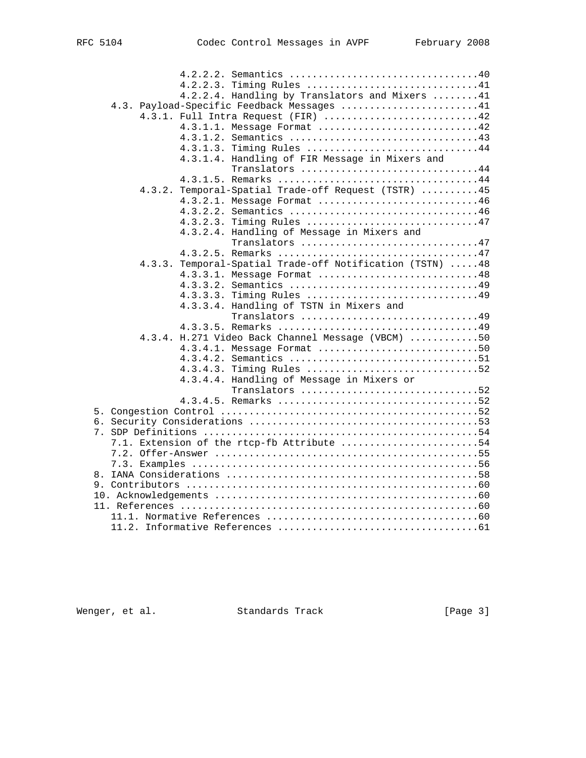```
               4.2.2.2. Semantics ................................40
               4.2.2.3. Timing Rules .............................41
               4.2.2.4. Handling by Translators and Mixers ........41
      4.3. Payload-Specific Feedback Messages ........................41
           4.3.1. Full Intra Request (FIR) ...........................42
               4.3.1.1. Message Format ............................42
               4.3.1.2. Semantics .................................43
               4.3.1.3. Timing Rules ..............................44
               4.3.1.4. Handling of FIR Message in Mixers and
                        Translators ...............................44
               4.3.1.5. Remarks ...................................44
           4.3.2. Temporal-Spatial Trade-off Request (TSTR) ..........45
               4.3.2.1. Message Format ............................46
               4.3.2.2. Semantics .................................46
               4.3.2.3. Timing Rules ..............................47
               4.3.2.4. Handling of Message in Mixers and
                        Translators ...............................47
               4.3.2.5. Remarks ...................................47
           4.3.3. Temporal-Spatial Trade-off Notification (TSTN) .....48
               4.3.3.1. Message Format ............................48
               4.3.3.2. Semantics .................................49
               4.3.3.3. Timing Rules ..............................49
               4.3.3.4. Handling of TSTN in Mixers and
                        Translators ...............................49
               4.3.3.5. Remarks ...................................49
           4.3.4. H.271 Video Back Channel Message (VBCM) ............50
               4.3.4.1. Message Format ............................50
               4.3.4.2. Semantics .................................51
               4.3.4.3. Timing Rules ..............................52
               4.3.4.4. Handling of Message in Mixers or
                        Translators ...............................52
               4.3.4.5. Remarks ...................................52
   5. Congestion Control .............................................52
   6. Security Considerations ........................................53
   7. SDP Definitions ................................................54
      7.1. Extension of the rtcp-fb Attribute ........................54
      7.2. Offer-Answer ..............................................55
      7.3. Examples ..................................................56
   8. IANA Considerations ............................................58
   9. Contributors ...................................................60
   10. Acknowledgements ..............................................60
   11. References ....................................................60
      11.1. Normative References .....................................60
      11.2. Informative References ...................................61
```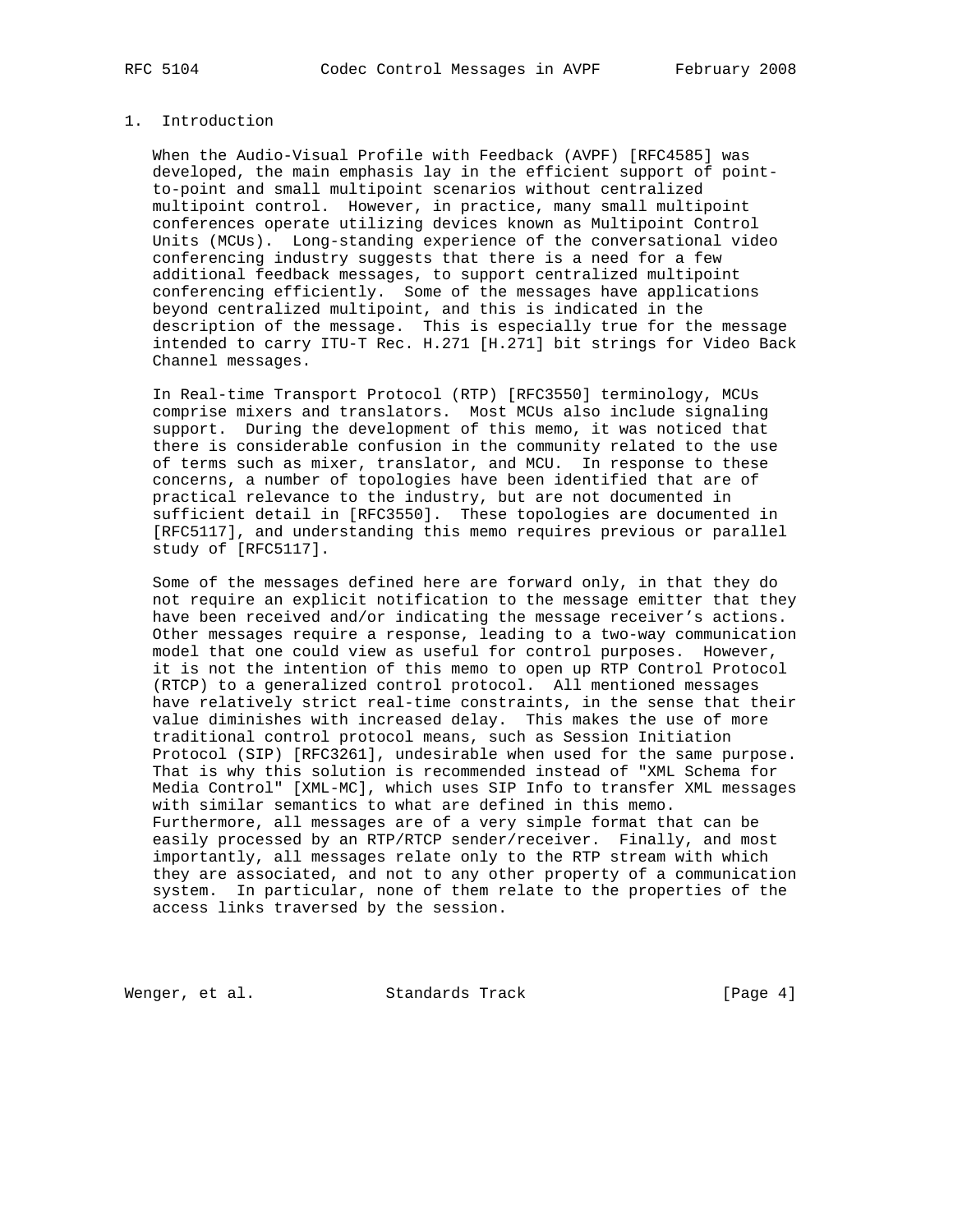## 1. Introduction

When the Audio-Visual Profile with Feedback (AVPF) [RFC4585] was developed, the main emphasis lay in the efficient support of point-to-point and small multipoint scenarios without centralized multipoint control. However, in practice, many small multipoint conferences operate utilizing devices known as Multipoint Control Units (MCUs). Long-standing experience of the conversational video conferencing industry suggests that there is a need for a few additional feedback messages, to support centralized multipoint conferencing efficiently. Some of the messages have applications beyond centralized multipoint, and this is indicated in the description of the message. This is especially true for the message intended to carry ITU-T Rec. H.271 [H.271] bit strings for Video Back Channel messages.

In Real-time Transport Protocol (RTP) [RFC3550] terminology, MCUs comprise mixers and translators. Most MCUs also include signaling support. During the development of this memo, it was noticed that there is considerable confusion in the community related to the use of terms such as mixer, translator, and MCU. In response to these concerns, a number of topologies have been identified that are of practical relevance to the industry, but are not documented in sufficient detail in [RFC3550]. These topologies are documented in [RFC5117], and understanding this memo requires previous or parallel study of [RFC5117].

Some of the messages defined here are forward only, in that they do not require an explicit notification to the message emitter that they have been received and/or indicating the message receiver's actions. Other messages require a response, leading to a two-way communication model that one could view as useful for control purposes. However, it is not the intention of this memo to open up RTP Control Protocol (RTCP) to a generalized control protocol. All mentioned messages have relatively strict real-time constraints, in the sense that their value diminishes with increased delay. This makes the use of more traditional control protocol means, such as Session Initiation Protocol (SIP) [RFC3261], undesirable when used for the same purpose. That is why this solution is recommended instead of "XML Schema for Media Control" [XML-MC], which uses SIP Info to transfer XML messages with similar semantics to what are defined in this memo. Furthermore, all messages are of a very simple format that can be easily processed by an RTP/RTCP sender/receiver. Finally, and most importantly, all messages relate only to the RTP stream with which they are associated, and not to any other property of a communication system. In particular, none of them relate to the properties of the access links traversed by the session.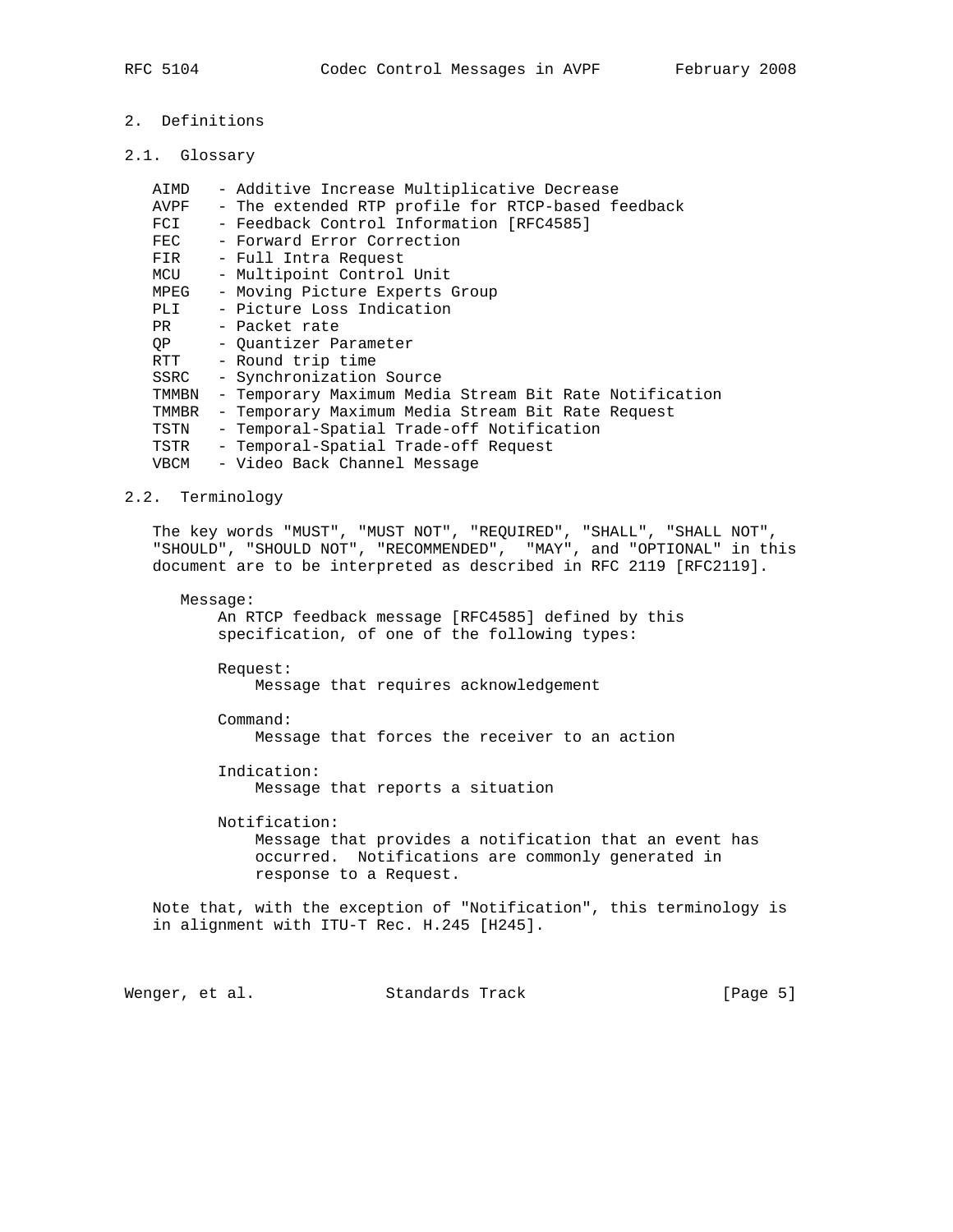## 2. Definitions

### 2.1. Glossary

- AIMD - Additive Increase Multiplicative Decrease
- AVPF - The extended RTP profile for RTCP-based feedback
- FCI - Feedback Control Information [RFC4585]
- FEC - Forward Error Correction
- FIR - Full Intra Request
- MCU - Multipoint Control Unit
- MPEG - Moving Picture Experts Group
- PLI - Picture Loss Indication
- PR - Packet rate
- QP - Quantizer Parameter
- RTT - Round trip time
- SSRC - Synchronization Source
- TMMBN - Temporary Maximum Media Stream Bit Rate Notification
- TMMBR - Temporary Maximum Media Stream Bit Rate Request
- TSTN - Temporal-Spatial Trade-off Notification
- TSTR - Temporal-Spatial Trade-off Request
- VBCM - Video Back Channel Message

### 2.2. Terminology

The key words "MUST", "MUST NOT", "REQUIRED", "SHALL", "SHALL NOT", "SHOULD", "SHOULD NOT", "RECOMMENDED", "MAY", and "OPTIONAL" in this document are to be interpreted as described in RFC 2119 [RFC2119].

Message:
: An RTCP feedback message [RFC4585] defined by this specification, of one of the following types:

  Request:
  : Message that requires acknowledgement

  Command:
  : Message that forces the receiver to an action

  Indication:
  : Message that reports a situation

  Notification:
  : Message that provides a notification that an event has occurred. Notifications are commonly generated in response to a Request.

Note that, with the exception of "Notification", this terminology is in alignment with ITU-T Rec. H.245 [H245].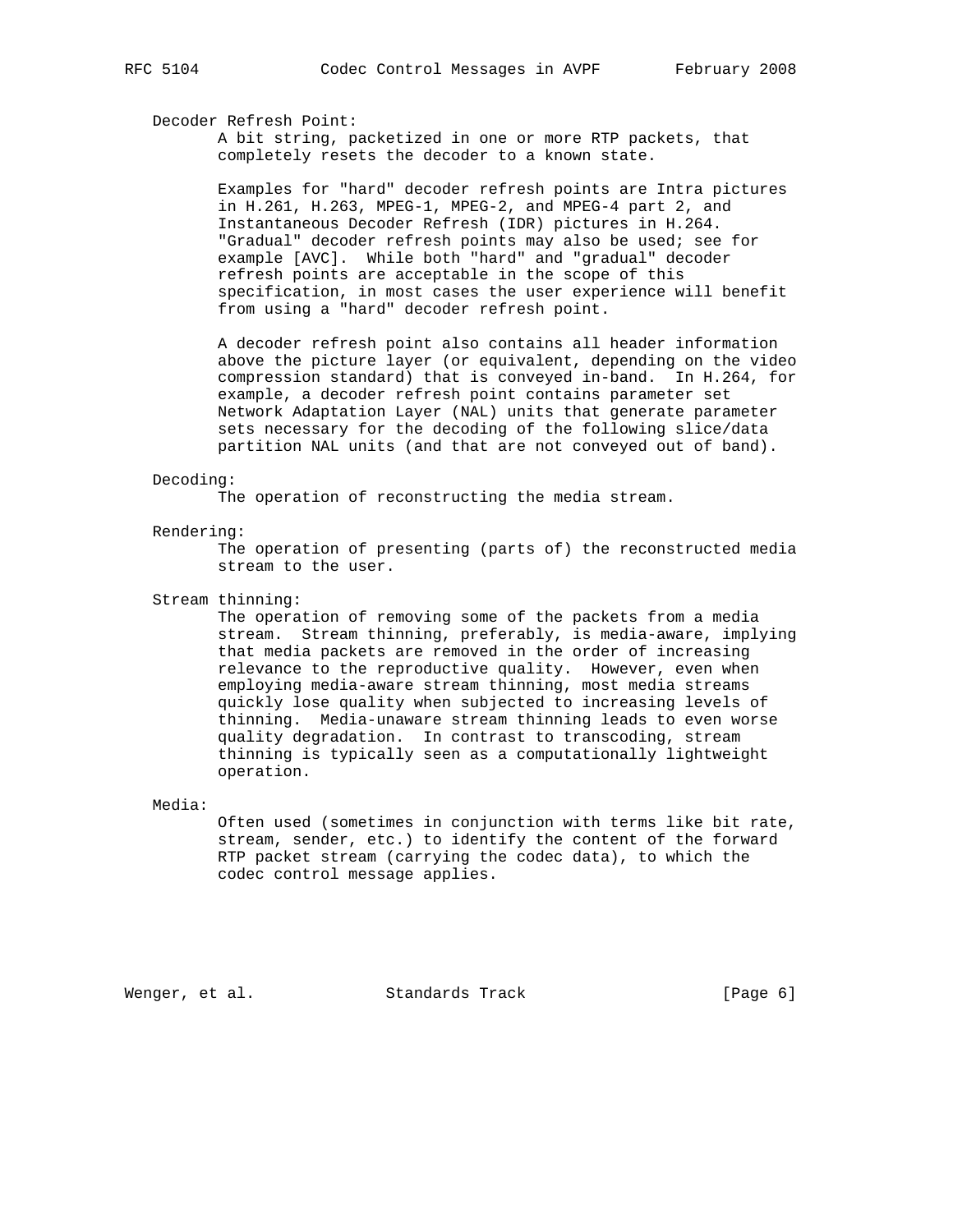Decoder Refresh Point:

A bit string, packetized in one or more RTP packets, that completely resets the decoder to a known state.

Examples for "hard" decoder refresh points are Intra pictures in H.261, H.263, MPEG-1, MPEG-2, and MPEG-4 part 2, and Instantaneous Decoder Refresh (IDR) pictures in H.264. "Gradual" decoder refresh points may also be used; see for example [AVC]. While both "hard" and "gradual" decoder refresh points are acceptable in the scope of this specification, in most cases the user experience will benefit from using a "hard" decoder refresh point.

A decoder refresh point also contains all header information above the picture layer (or equivalent, depending on the video compression standard) that is conveyed in-band. In H.264, for example, a decoder refresh point contains parameter set Network Adaptation Layer (NAL) units that generate parameter sets necessary for the decoding of the following slice/data partition NAL units (and that are not conveyed out of band).

Decoding:

The operation of reconstructing the media stream.

Rendering:

The operation of presenting (parts of) the reconstructed media stream to the user.

Stream thinning:

The operation of removing some of the packets from a media stream. Stream thinning, preferably, is media-aware, implying that media packets are removed in the order of increasing relevance to the reproductive quality. However, even when employing media-aware stream thinning, most media streams quickly lose quality when subjected to increasing levels of thinning. Media-unaware stream thinning leads to even worse quality degradation. In contrast to transcoding, stream thinning is typically seen as a computationally lightweight operation.

Media:

Often used (sometimes in conjunction with terms like bit rate, stream, sender, etc.) to identify the content of the forward RTP packet stream (carrying the codec data), to which the codec control message applies.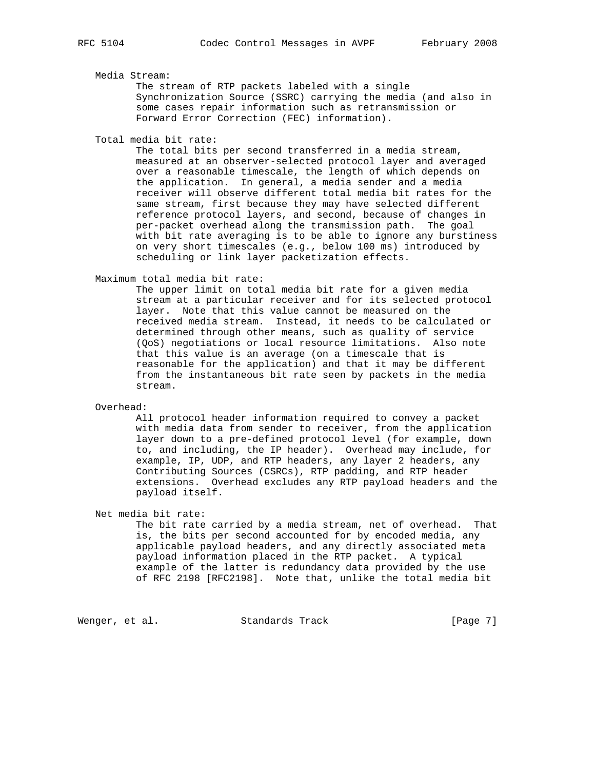Media Stream:
The stream of RTP packets labeled with a single Synchronization Source (SSRC) carrying the media (and also in some cases repair information such as retransmission or Forward Error Correction (FEC) information).

Total media bit rate:
The total bits per second transferred in a media stream, measured at an observer-selected protocol layer and averaged over a reasonable timescale, the length of which depends on the application. In general, a media sender and a media receiver will observe different total media bit rates for the same stream, first because they may have selected different reference protocol layers, and second, because of changes in per-packet overhead along the transmission path. The goal with bit rate averaging is to be able to ignore any burstiness on very short timescales (e.g., below 100 ms) introduced by scheduling or link layer packetization effects.

Maximum total media bit rate:
The upper limit on total media bit rate for a given media stream at a particular receiver and for its selected protocol layer. Note that this value cannot be measured on the received media stream. Instead, it needs to be calculated or determined through other means, such as quality of service (QoS) negotiations or local resource limitations. Also note that this value is an average (on a timescale that is reasonable for the application) and that it may be different from the instantaneous bit rate seen by packets in the media stream.

Overhead:
All protocol header information required to convey a packet with media data from sender to receiver, from the application layer down to a pre-defined protocol level (for example, down to, and including, the IP header). Overhead may include, for example, IP, UDP, and RTP headers, any layer 2 headers, any Contributing Sources (CSRCs), RTP padding, and RTP header extensions. Overhead excludes any RTP payload headers and the payload itself.

Net media bit rate:
The bit rate carried by a media stream, net of overhead. That is, the bits per second accounted for by encoded media, any applicable payload headers, and any directly associated meta payload information placed in the RTP packet. A typical example of the latter is redundancy data provided by the use of RFC 2198 [RFC2198]. Note that, unlike the total media bit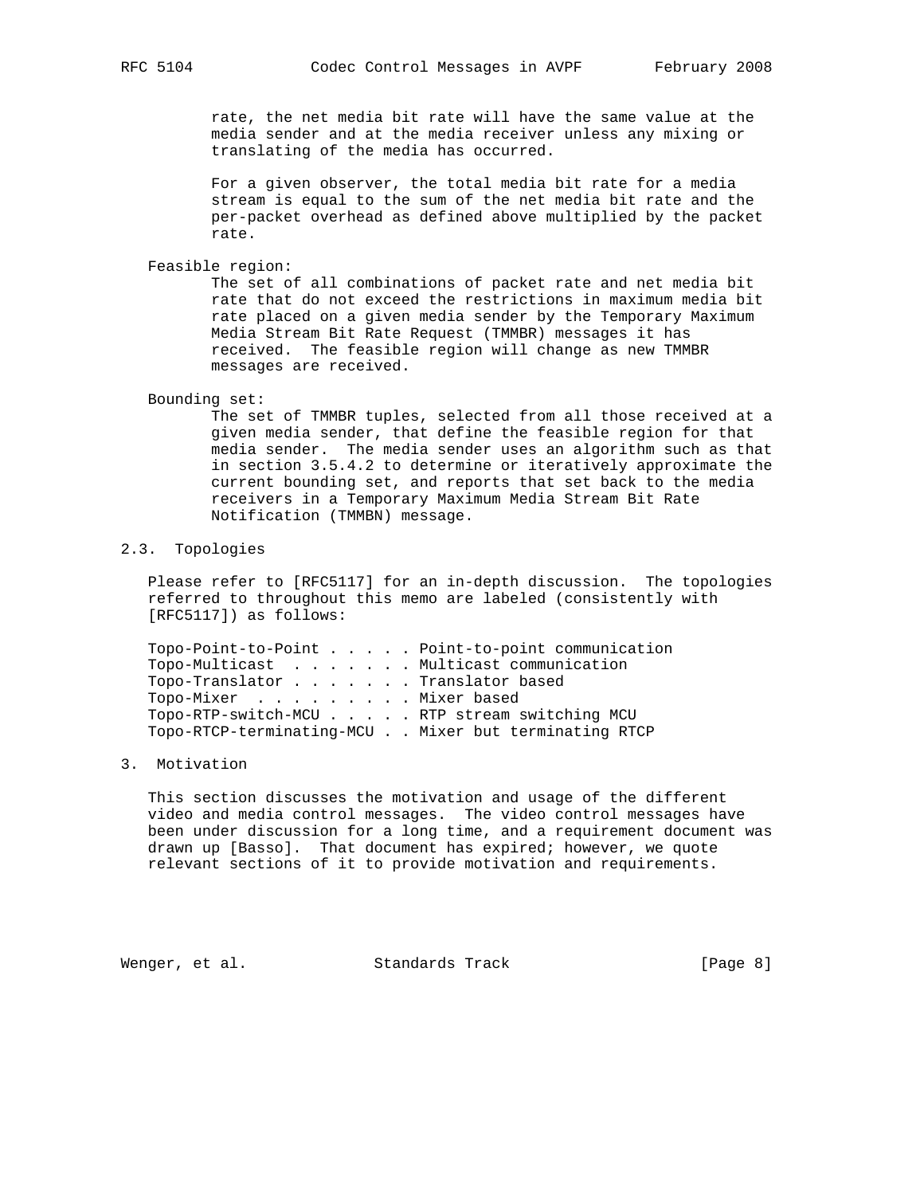rate, the net media bit rate will have the same value at the media sender and at the media receiver unless any mixing or translating of the media has occurred.

For a given observer, the total media bit rate for a media stream is equal to the sum of the net media bit rate and the per-packet overhead as defined above multiplied by the packet rate.

Feasible region:
: The set of all combinations of packet rate and net media bit rate that do not exceed the restrictions in maximum media bit rate placed on a given media sender by the Temporary Maximum Media Stream Bit Rate Request (TMMBR) messages it has received. The feasible region will change as new TMMBR messages are received.

Bounding set:
: The set of TMMBR tuples, selected from all those received at a given media sender, that define the feasible region for that media sender. The media sender uses an algorithm such as that in section 3.5.4.2 to determine or iteratively approximate the current bounding set, and reports that set back to the media receivers in a Temporary Maximum Media Stream Bit Rate Notification (TMMBN) message.

### 2.3. Topologies

Please refer to [RFC5117] for an in-depth discussion. The topologies referred to throughout this memo are labeled (consistently with [RFC5117]) as follows:

```
Topo-Point-to-Point . . . . . Point-to-point communication
Topo-Multicast  . . . . . . . Multicast communication
Topo-Translator . . . . . . . Translator based
Topo-Mixer  . . . . . . . . . Mixer based
Topo-RTP-switch-MCU . . . . . RTP stream switching MCU
Topo-RTCP-terminating-MCU . . Mixer but terminating RTCP
```

## 3. Motivation

This section discusses the motivation and usage of the different video and media control messages. The video control messages have been under discussion for a long time, and a requirement document was drawn up [Basso]. That document has expired; however, we quote relevant sections of it to provide motivation and requirements.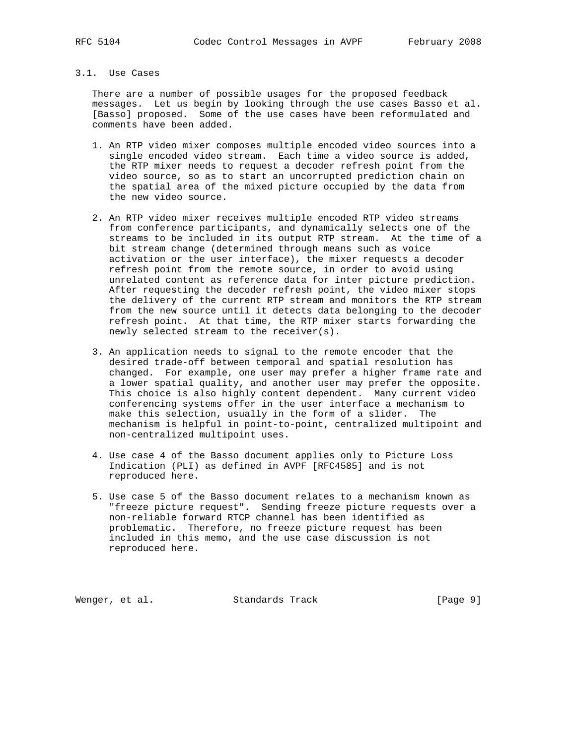### 3.1. Use Cases

There are a number of possible usages for the proposed feedback messages. Let us begin by looking through the use cases Basso et al. [Basso] proposed. Some of the use cases have been reformulated and comments have been added.

1. An RTP video mixer composes multiple encoded video sources into a single encoded video stream. Each time a video source is added, the RTP mixer needs to request a decoder refresh point from the video source, so as to start an uncorrupted prediction chain on the spatial area of the mixed picture occupied by the data from the new video source.

2. An RTP video mixer receives multiple encoded RTP video streams from conference participants, and dynamically selects one of the streams to be included in its output RTP stream. At the time of a bit stream change (determined through means such as voice activation or the user interface), the mixer requests a decoder refresh point from the remote source, in order to avoid using unrelated content as reference data for inter picture prediction. After requesting the decoder refresh point, the video mixer stops the delivery of the current RTP stream and monitors the RTP stream from the new source until it detects data belonging to the decoder refresh point. At that time, the RTP mixer starts forwarding the newly selected stream to the receiver(s).

3. An application needs to signal to the remote encoder that the desired trade-off between temporal and spatial resolution has changed. For example, one user may prefer a higher frame rate and a lower spatial quality, and another user may prefer the opposite. This choice is also highly content dependent. Many current video conferencing systems offer in the user interface a mechanism to make this selection, usually in the form of a slider. The mechanism is helpful in point-to-point, centralized multipoint and non-centralized multipoint uses.

4. Use case 4 of the Basso document applies only to Picture Loss Indication (PLI) as defined in AVPF [RFC4585] and is not reproduced here.

5. Use case 5 of the Basso document relates to a mechanism known as "freeze picture request". Sending freeze picture requests over a non-reliable forward RTCP channel has been identified as problematic. Therefore, no freeze picture request has been included in this memo, and the use case discussion is not reproduced here.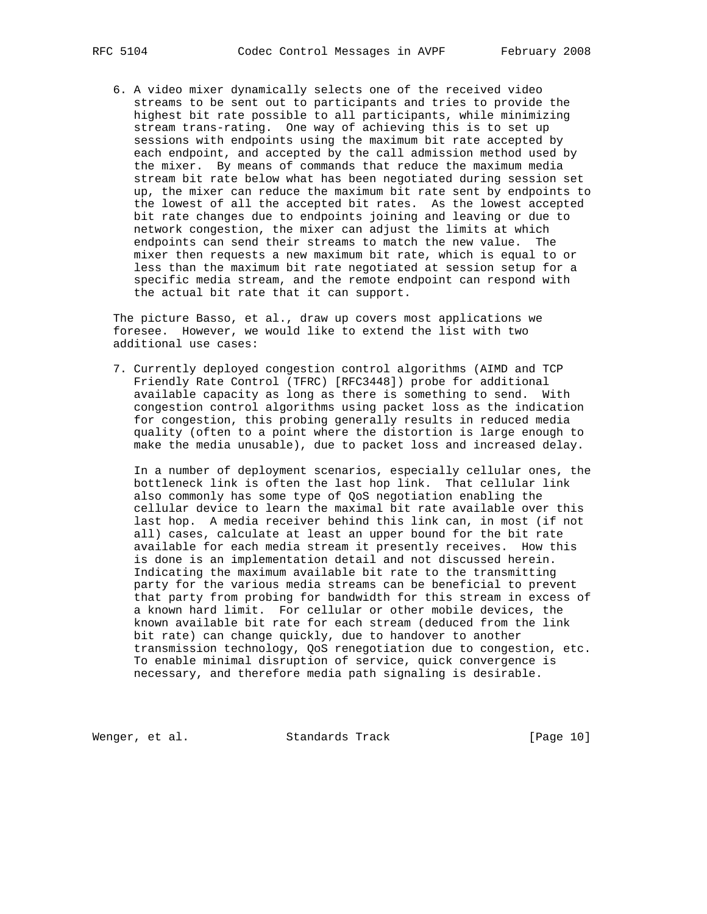6. A video mixer dynamically selects one of the received video streams to be sent out to participants and tries to provide the highest bit rate possible to all participants, while minimizing stream trans-rating. One way of achieving this is to set up sessions with endpoints using the maximum bit rate accepted by each endpoint, and accepted by the call admission method used by the mixer. By means of commands that reduce the maximum media stream bit rate below what has been negotiated during session set up, the mixer can reduce the maximum bit rate sent by endpoints to the lowest of all the accepted bit rates. As the lowest accepted bit rate changes due to endpoints joining and leaving or due to network congestion, the mixer can adjust the limits at which endpoints can send their streams to match the new value. The mixer then requests a new maximum bit rate, which is equal to or less than the maximum bit rate negotiated at session setup for a specific media stream, and the remote endpoint can respond with the actual bit rate that it can support.

The picture Basso, et al., draw up covers most applications we foresee. However, we would like to extend the list with two additional use cases:

7. Currently deployed congestion control algorithms (AIMD and TCP Friendly Rate Control (TFRC) [RFC3448]) probe for additional available capacity as long as there is something to send. With congestion control algorithms using packet loss as the indication for congestion, this probing generally results in reduced media quality (often to a point where the distortion is large enough to make the media unusable), due to packet loss and increased delay.

   In a number of deployment scenarios, especially cellular ones, the bottleneck link is often the last hop link. That cellular link also commonly has some type of QoS negotiation enabling the cellular device to learn the maximal bit rate available over this last hop. A media receiver behind this link can, in most (if not all) cases, calculate at least an upper bound for the bit rate available for each media stream it presently receives. How this is done is an implementation detail and not discussed herein. Indicating the maximum available bit rate to the transmitting party for the various media streams can be beneficial to prevent that party from probing for bandwidth for this stream in excess of a known hard limit. For cellular or other mobile devices, the known available bit rate for each stream (deduced from the link bit rate) can change quickly, due to handover to another transmission technology, QoS renegotiation due to congestion, etc. To enable minimal disruption of service, quick convergence is necessary, and therefore media path signaling is desirable.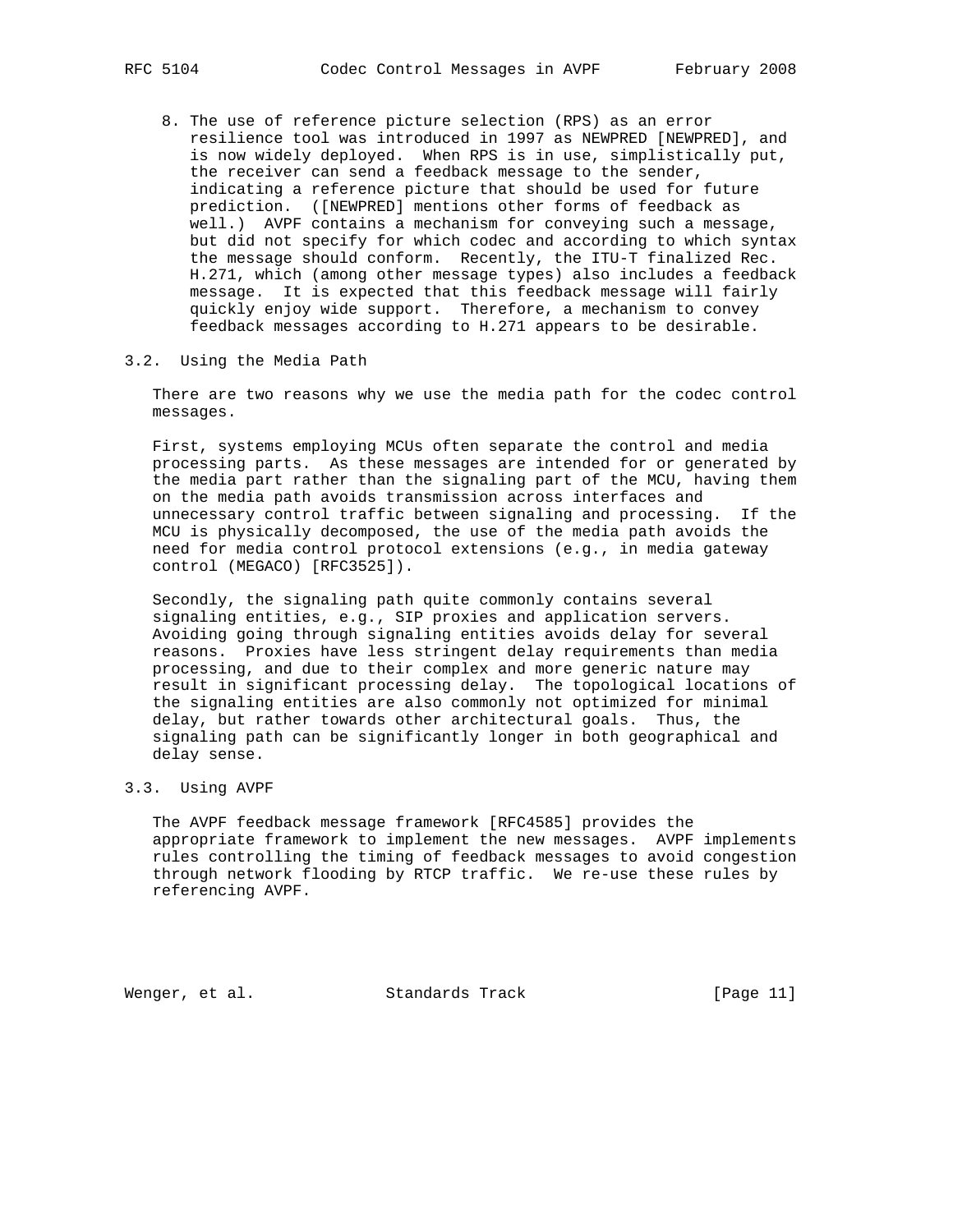8. The use of reference picture selection (RPS) as an error resilience tool was introduced in 1997 as NEWPRED [NEWPRED], and is now widely deployed. When RPS is in use, simplistically put, the receiver can send a feedback message to the sender, indicating a reference picture that should be used for future prediction. ([NEWPRED] mentions other forms of feedback as well.) AVPF contains a mechanism for conveying such a message, but did not specify for which codec and according to which syntax the message should conform. Recently, the ITU-T finalized Rec. H.271, which (among other message types) also includes a feedback message. It is expected that this feedback message will fairly quickly enjoy wide support. Therefore, a mechanism to convey feedback messages according to H.271 appears to be desirable.

### 3.2. Using the Media Path

There are two reasons why we use the media path for the codec control messages.

First, systems employing MCUs often separate the control and media processing parts. As these messages are intended for or generated by the media part rather than the signaling part of the MCU, having them on the media path avoids transmission across interfaces and unnecessary control traffic between signaling and processing. If the MCU is physically decomposed, the use of the media path avoids the need for media control protocol extensions (e.g., in media gateway control (MEGACO) [RFC3525]).

Secondly, the signaling path quite commonly contains several signaling entities, e.g., SIP proxies and application servers. Avoiding going through signaling entities avoids delay for several reasons. Proxies have less stringent delay requirements than media processing, and due to their complex and more generic nature may result in significant processing delay. The topological locations of the signaling entities are also commonly not optimized for minimal delay, but rather towards other architectural goals. Thus, the signaling path can be significantly longer in both geographical and delay sense.

### 3.3. Using AVPF

The AVPF feedback message framework [RFC4585] provides the appropriate framework to implement the new messages. AVPF implements rules controlling the timing of feedback messages to avoid congestion through network flooding by RTCP traffic. We re-use these rules by referencing AVPF.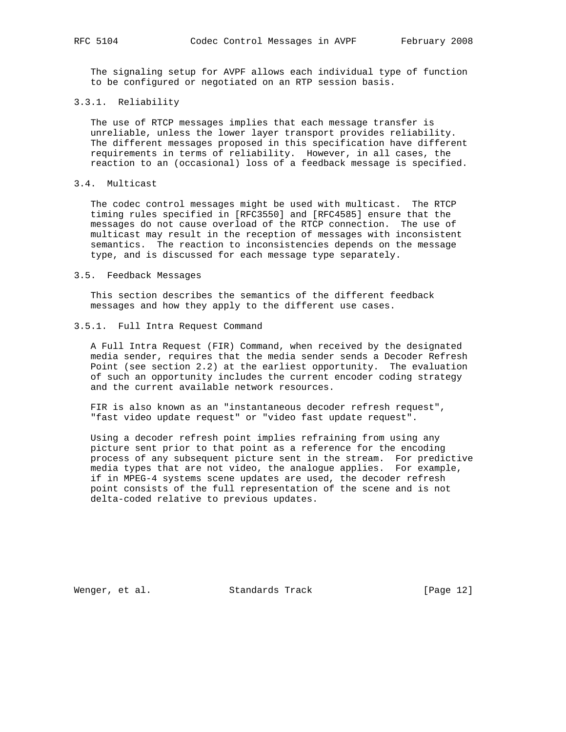The signaling setup for AVPF allows each individual type of function to be configured or negotiated on an RTP session basis.

#### 3.3.1. Reliability

The use of RTCP messages implies that each message transfer is unreliable, unless the lower layer transport provides reliability. The different messages proposed in this specification have different requirements in terms of reliability. However, in all cases, the reaction to an (occasional) loss of a feedback message is specified.

### 3.4. Multicast

The codec control messages might be used with multicast. The RTCP timing rules specified in [RFC3550] and [RFC4585] ensure that the messages do not cause overload of the RTCP connection. The use of multicast may result in the reception of messages with inconsistent semantics. The reaction to inconsistencies depends on the message type, and is discussed for each message type separately.

### 3.5. Feedback Messages

This section describes the semantics of the different feedback messages and how they apply to the different use cases.

#### 3.5.1. Full Intra Request Command

A Full Intra Request (FIR) Command, when received by the designated media sender, requires that the media sender sends a Decoder Refresh Point (see section 2.2) at the earliest opportunity. The evaluation of such an opportunity includes the current encoder coding strategy and the current available network resources.

FIR is also known as an "instantaneous decoder refresh request", "fast video update request" or "video fast update request".

Using a decoder refresh point implies refraining from using any picture sent prior to that point as a reference for the encoding process of any subsequent picture sent in the stream. For predictive media types that are not video, the analogue applies. For example, if in MPEG-4 systems scene updates are used, the decoder refresh point consists of the full representation of the scene and is not delta-coded relative to previous updates.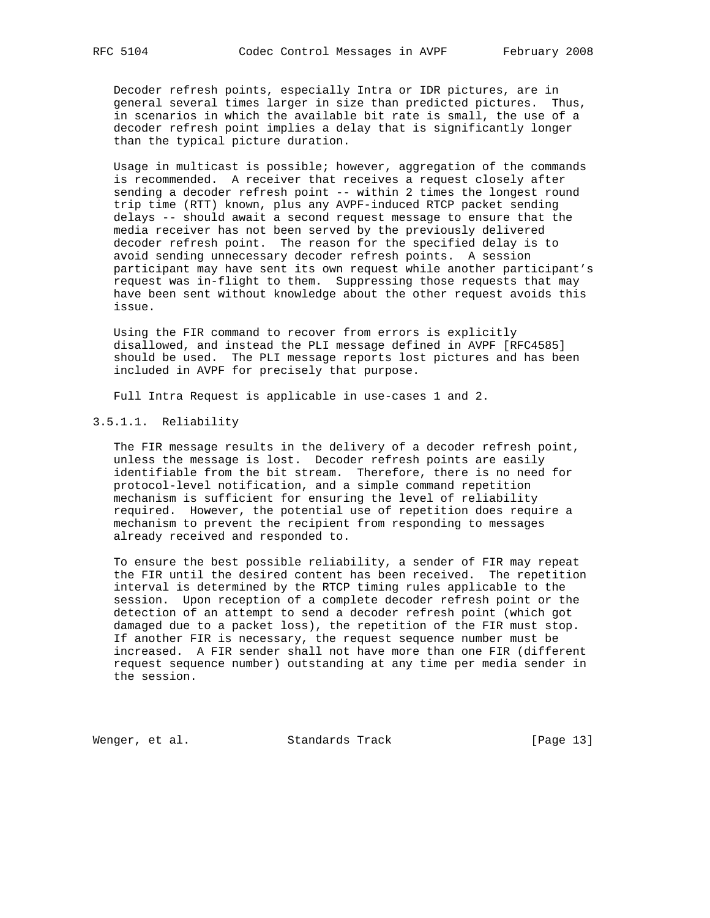Decoder refresh points, especially Intra or IDR pictures, are in general several times larger in size than predicted pictures. Thus, in scenarios in which the available bit rate is small, the use of a decoder refresh point implies a delay that is significantly longer than the typical picture duration.

Usage in multicast is possible; however, aggregation of the commands is recommended. A receiver that receives a request closely after sending a decoder refresh point -- within 2 times the longest round trip time (RTT) known, plus any AVPF-induced RTCP packet sending delays -- should await a second request message to ensure that the media receiver has not been served by the previously delivered decoder refresh point. The reason for the specified delay is to avoid sending unnecessary decoder refresh points. A session participant may have sent its own request while another participant's request was in-flight to them. Suppressing those requests that may have been sent without knowledge about the other request avoids this issue.

Using the FIR command to recover from errors is explicitly disallowed, and instead the PLI message defined in AVPF [RFC4585] should be used. The PLI message reports lost pictures and has been included in AVPF for precisely that purpose.

Full Intra Request is applicable in use-cases 1 and 2.

#### 3.5.1.1. Reliability

The FIR message results in the delivery of a decoder refresh point, unless the message is lost. Decoder refresh points are easily identifiable from the bit stream. Therefore, there is no need for protocol-level notification, and a simple command repetition mechanism is sufficient for ensuring the level of reliability required. However, the potential use of repetition does require a mechanism to prevent the recipient from responding to messages already received and responded to.

To ensure the best possible reliability, a sender of FIR may repeat the FIR until the desired content has been received. The repetition interval is determined by the RTCP timing rules applicable to the session. Upon reception of a complete decoder refresh point or the detection of an attempt to send a decoder refresh point (which got damaged due to a packet loss), the repetition of the FIR must stop. If another FIR is necessary, the request sequence number must be increased. A FIR sender shall not have more than one FIR (different request sequence number) outstanding at any time per media sender in the session.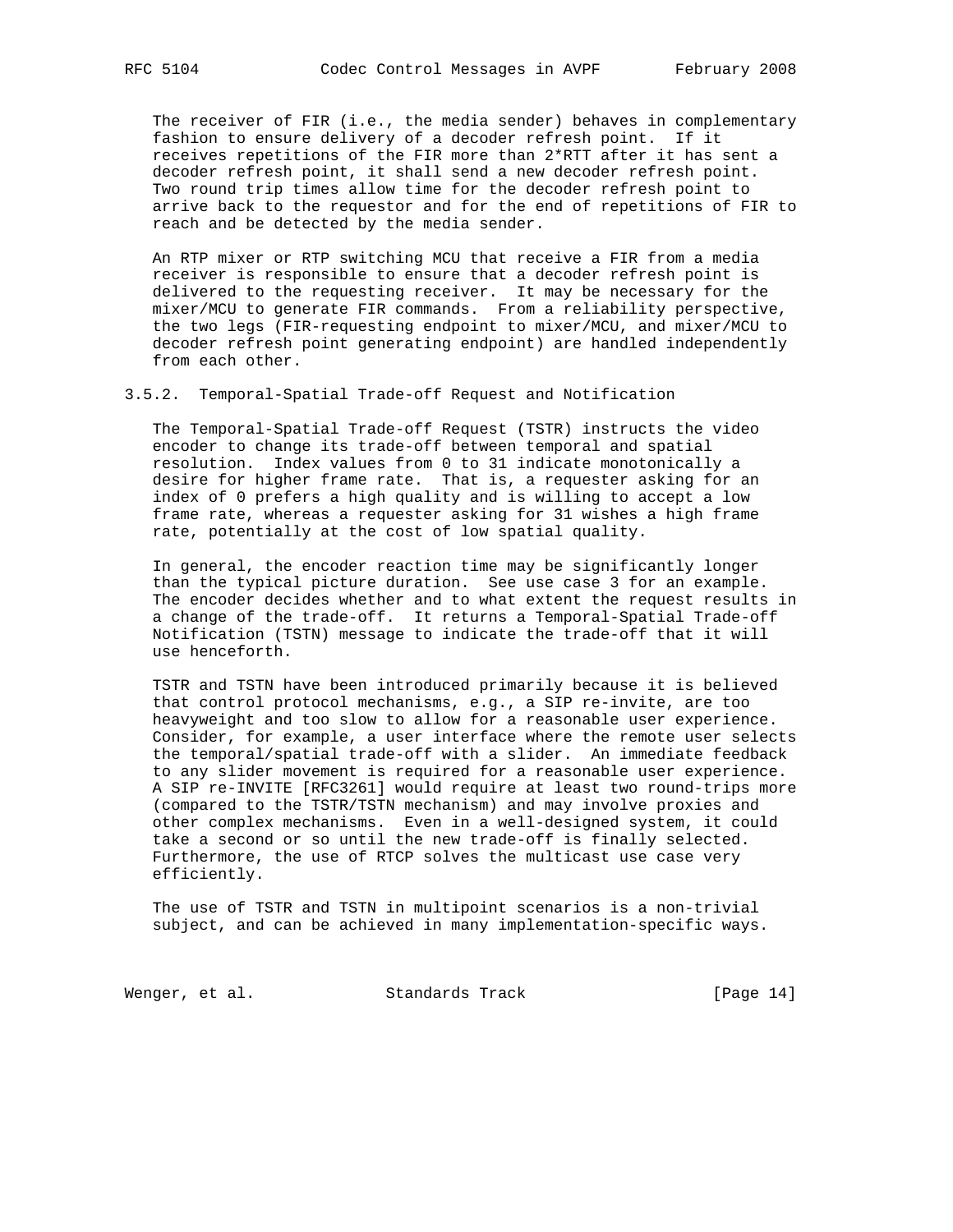The receiver of FIR (i.e., the media sender) behaves in complementary fashion to ensure delivery of a decoder refresh point. If it receives repetitions of the FIR more than 2*RTT after it has sent a decoder refresh point, it shall send a new decoder refresh point. Two round trip times allow time for the decoder refresh point to arrive back to the requestor and for the end of repetitions of FIR to reach and be detected by the media sender.

An RTP mixer or RTP switching MCU that receive a FIR from a media receiver is responsible to ensure that a decoder refresh point is delivered to the requesting receiver. It may be necessary for the mixer/MCU to generate FIR commands. From a reliability perspective, the two legs (FIR-requesting endpoint to mixer/MCU, and mixer/MCU to decoder refresh point generating endpoint) are handled independently from each other.

### 3.5.2. Temporal-Spatial Trade-off Request and Notification

The Temporal-Spatial Trade-off Request (TSTR) instructs the video encoder to change its trade-off between temporal and spatial resolution. Index values from 0 to 31 indicate monotonically a desire for higher frame rate. That is, a requester asking for an index of 0 prefers a high quality and is willing to accept a low frame rate, whereas a requester asking for 31 wishes a high frame rate, potentially at the cost of low spatial quality.

In general, the encoder reaction time may be significantly longer than the typical picture duration. See use case 3 for an example. The encoder decides whether and to what extent the request results in a change of the trade-off. It returns a Temporal-Spatial Trade-off Notification (TSTN) message to indicate the trade-off that it will use henceforth.

TSTR and TSTN have been introduced primarily because it is believed that control protocol mechanisms, e.g., a SIP re-invite, are too heavyweight and too slow to allow for a reasonable user experience. Consider, for example, a user interface where the remote user selects the temporal/spatial trade-off with a slider. An immediate feedback to any slider movement is required for a reasonable user experience. A SIP re-INVITE [RFC3261] would require at least two round-trips more (compared to the TSTR/TSTN mechanism) and may involve proxies and other complex mechanisms. Even in a well-designed system, it could take a second or so until the new trade-off is finally selected. Furthermore, the use of RTCP solves the multicast use case very efficiently.

The use of TSTR and TSTN in multipoint scenarios is a non-trivial subject, and can be achieved in many implementation-specific ways.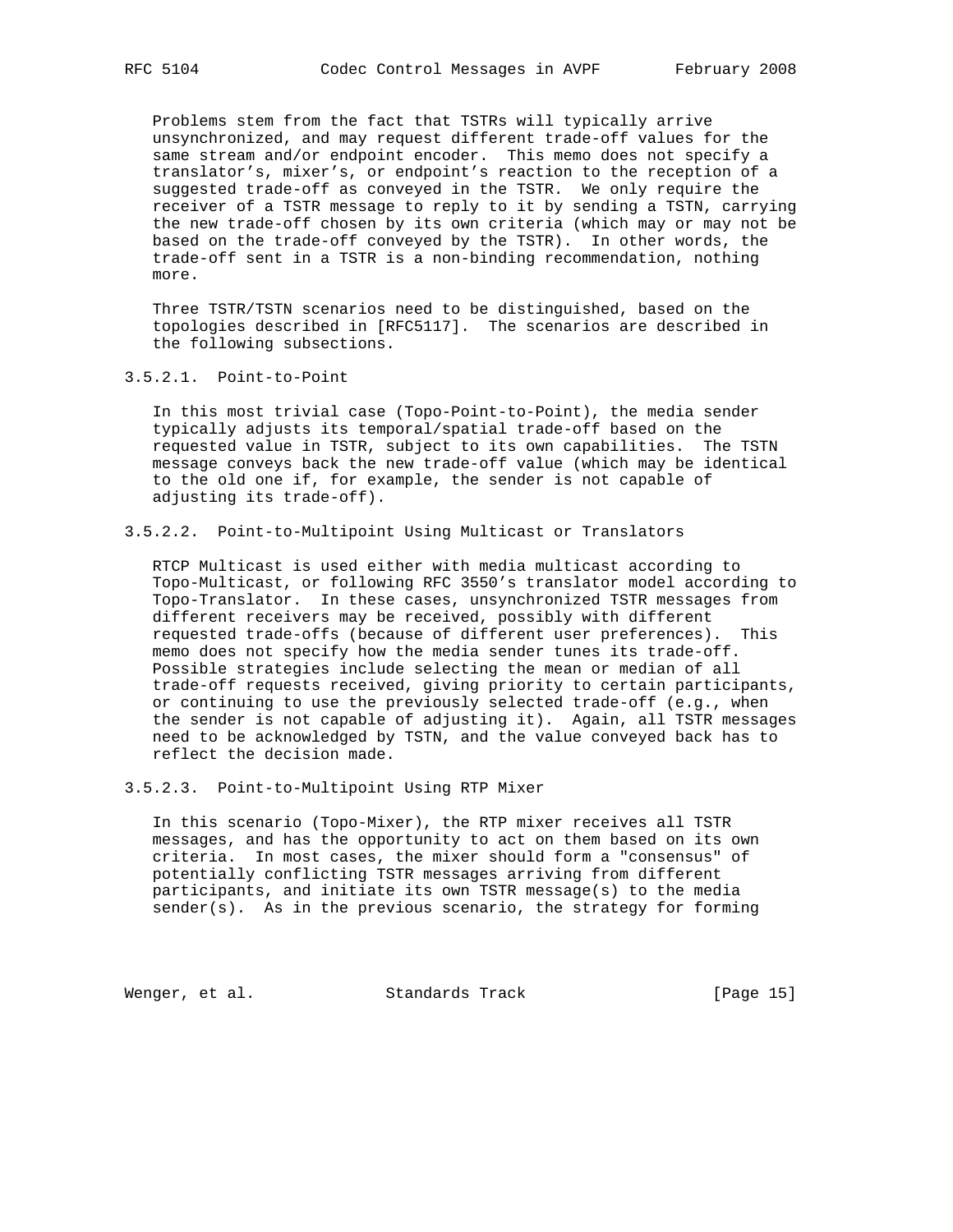Problems stem from the fact that TSTRs will typically arrive unsynchronized, and may request different trade-off values for the same stream and/or endpoint encoder. This memo does not specify a translator's, mixer's, or endpoint's reaction to the reception of a suggested trade-off as conveyed in the TSTR. We only require the receiver of a TSTR message to reply to it by sending a TSTN, carrying the new trade-off chosen by its own criteria (which may or may not be based on the trade-off conveyed by the TSTR). In other words, the trade-off sent in a TSTR is a non-binding recommendation, nothing more.

Three TSTR/TSTN scenarios need to be distinguished, based on the topologies described in [RFC5117]. The scenarios are described in the following subsections.

#### 3.5.2.1. Point-to-Point

In this most trivial case (Topo-Point-to-Point), the media sender typically adjusts its temporal/spatial trade-off based on the requested value in TSTR, subject to its own capabilities. The TSTN message conveys back the new trade-off value (which may be identical to the old one if, for example, the sender is not capable of adjusting its trade-off).

#### 3.5.2.2. Point-to-Multipoint Using Multicast or Translators

RTCP Multicast is used either with media multicast according to Topo-Multicast, or following RFC 3550's translator model according to Topo-Translator. In these cases, unsynchronized TSTR messages from different receivers may be received, possibly with different requested trade-offs (because of different user preferences). This memo does not specify how the media sender tunes its trade-off. Possible strategies include selecting the mean or median of all trade-off requests received, giving priority to certain participants, or continuing to use the previously selected trade-off (e.g., when the sender is not capable of adjusting it). Again, all TSTR messages need to be acknowledged by TSTN, and the value conveyed back has to reflect the decision made.

#### 3.5.2.3. Point-to-Multipoint Using RTP Mixer

In this scenario (Topo-Mixer), the RTP mixer receives all TSTR messages, and has the opportunity to act on them based on its own criteria. In most cases, the mixer should form a "consensus" of potentially conflicting TSTR messages arriving from different participants, and initiate its own TSTR message(s) to the media sender(s). As in the previous scenario, the strategy for forming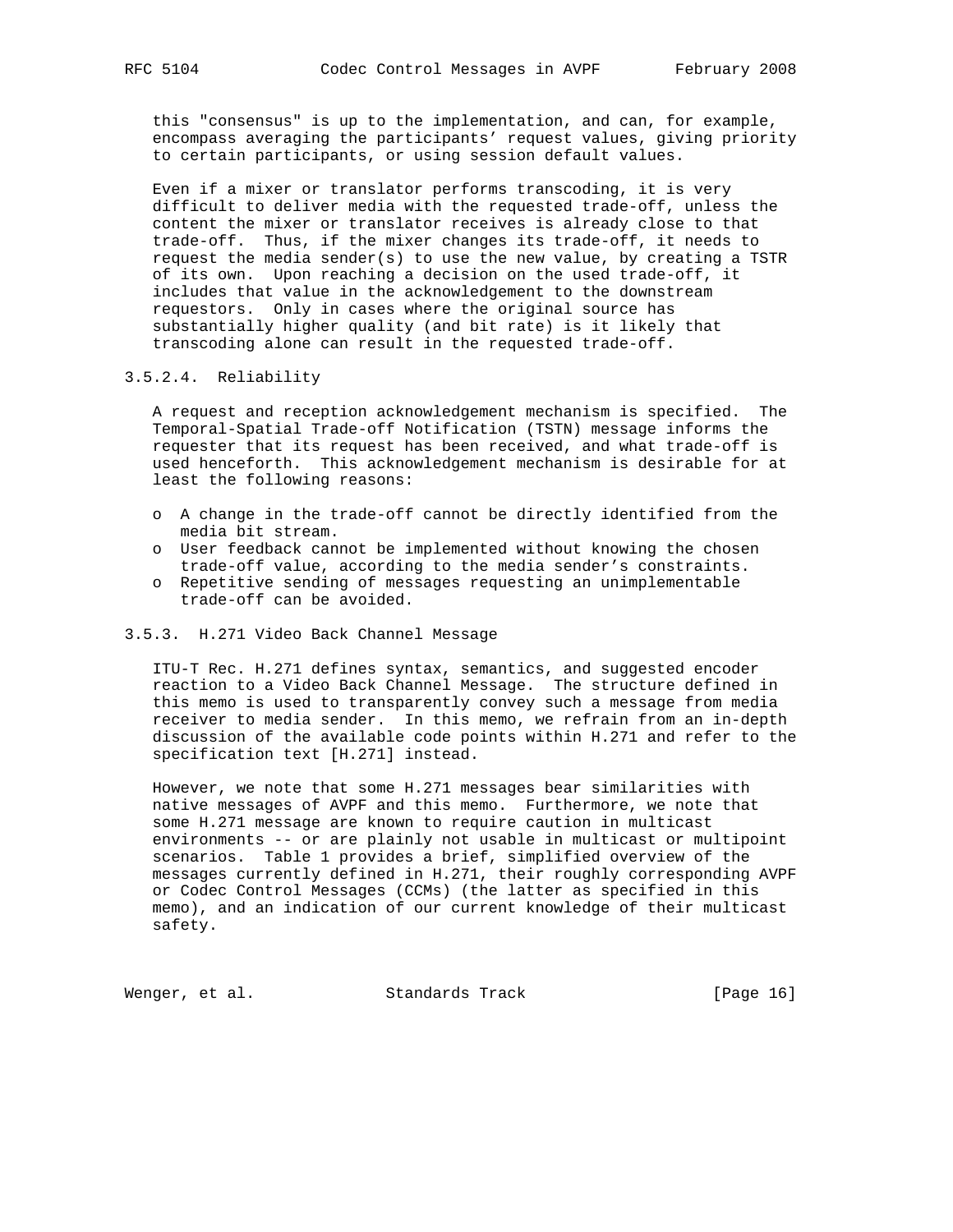this "consensus" is up to the implementation, and can, for example, encompass averaging the participants' request values, giving priority to certain participants, or using session default values.

Even if a mixer or translator performs transcoding, it is very difficult to deliver media with the requested trade-off, unless the content the mixer or translator receives is already close to that trade-off. Thus, if the mixer changes its trade-off, it needs to request the media sender(s) to use the new value, by creating a TSTR of its own. Upon reaching a decision on the used trade-off, it includes that value in the acknowledgement to the downstream requestors. Only in cases where the original source has substantially higher quality (and bit rate) is it likely that transcoding alone can result in the requested trade-off.

#### 3.5.2.4. Reliability

A request and reception acknowledgement mechanism is specified. The Temporal-Spatial Trade-off Notification (TSTN) message informs the requester that its request has been received, and what trade-off is used henceforth. This acknowledgement mechanism is desirable for at least the following reasons:

- A change in the trade-off cannot be directly identified from the media bit stream.
- User feedback cannot be implemented without knowing the chosen trade-off value, according to the media sender's constraints.
- Repetitive sending of messages requesting an unimplementable trade-off can be avoided.

### 3.5.3. H.271 Video Back Channel Message

ITU-T Rec. H.271 defines syntax, semantics, and suggested encoder reaction to a Video Back Channel Message. The structure defined in this memo is used to transparently convey such a message from media receiver to media sender. In this memo, we refrain from an in-depth discussion of the available code points within H.271 and refer to the specification text [H.271] instead.

However, we note that some H.271 messages bear similarities with native messages of AVPF and this memo. Furthermore, we note that some H.271 message are known to require caution in multicast environments -- or are plainly not usable in multicast or multipoint scenarios. Table 1 provides a brief, simplified overview of the messages currently defined in H.271, their roughly corresponding AVPF or Codec Control Messages (CCMs) (the latter as specified in this memo), and an indication of our current knowledge of their multicast safety.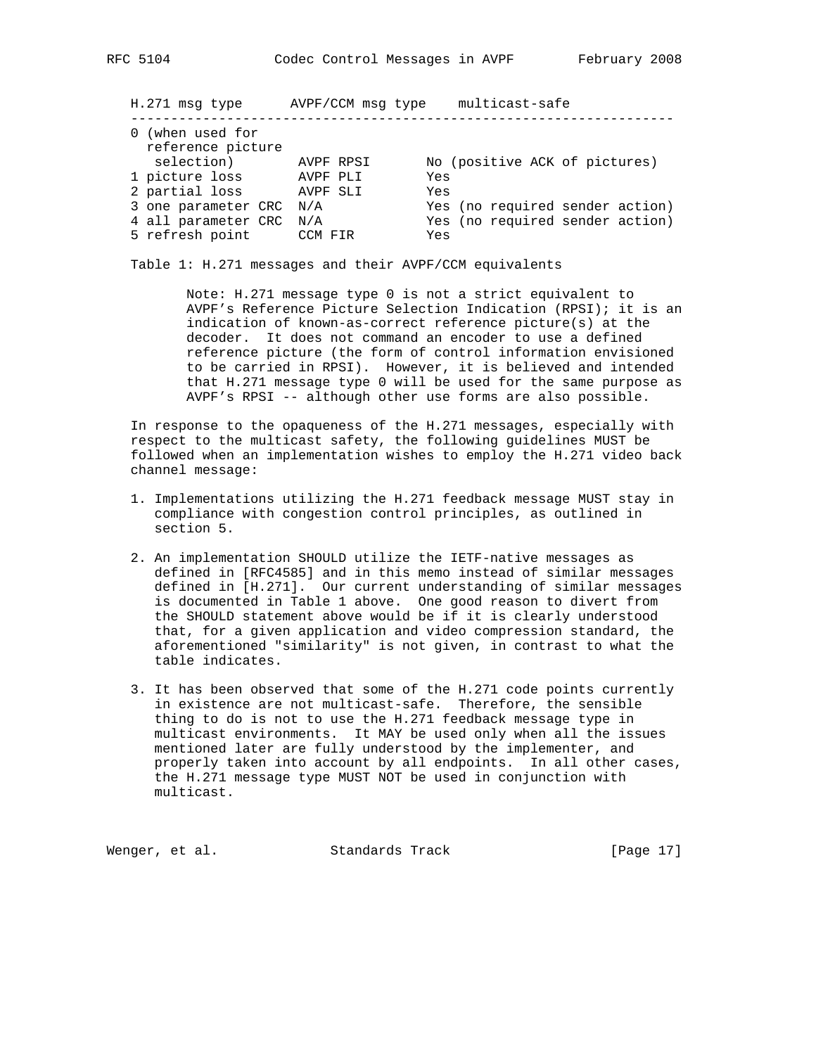| H.271 msg type | AVPF/CCM msg type | multicast-safe |
|---|---|---|
| 0 (when used for reference picture selection) | AVPF RPSI | No (positive ACK of pictures) |
| 1 picture loss | AVPF PLI | Yes |
| 2 partial loss | AVPF SLI | Yes |
| 3 one parameter CRC | N/A | Yes (no required sender action) |
| 4 all parameter CRC | N/A | Yes (no required sender action) |
| 5 refresh point | CCM FIR | Yes |

Table 1: H.271 messages and their AVPF/CCM equivalents

> Note: H.271 message type 0 is not a strict equivalent to AVPF's Reference Picture Selection Indication (RPSI); it is an indication of known-as-correct reference picture(s) at the decoder. It does not command an encoder to use a defined reference picture (the form of control information envisioned to be carried in RPSI). However, it is believed and intended that H.271 message type 0 will be used for the same purpose as AVPF's RPSI -- although other use forms are also possible.

In response to the opaqueness of the H.271 messages, especially with respect to the multicast safety, the following guidelines MUST be followed when an implementation wishes to employ the H.271 video back channel message:

1. Implementations utilizing the H.271 feedback message MUST stay in compliance with congestion control principles, as outlined in section 5.

2. An implementation SHOULD utilize the IETF-native messages as defined in [RFC4585] and in this memo instead of similar messages defined in [H.271]. Our current understanding of similar messages is documented in Table 1 above. One good reason to divert from the SHOULD statement above would be if it is clearly understood that, for a given application and video compression standard, the aforementioned "similarity" is not given, in contrast to what the table indicates.

3. It has been observed that some of the H.271 code points currently in existence are not multicast-safe. Therefore, the sensible thing to do is not to use the H.271 feedback message type in multicast environments. It MAY be used only when all the issues mentioned later are fully understood by the implementer, and properly taken into account by all endpoints. In all other cases, the H.271 message type MUST NOT be used in conjunction with multicast.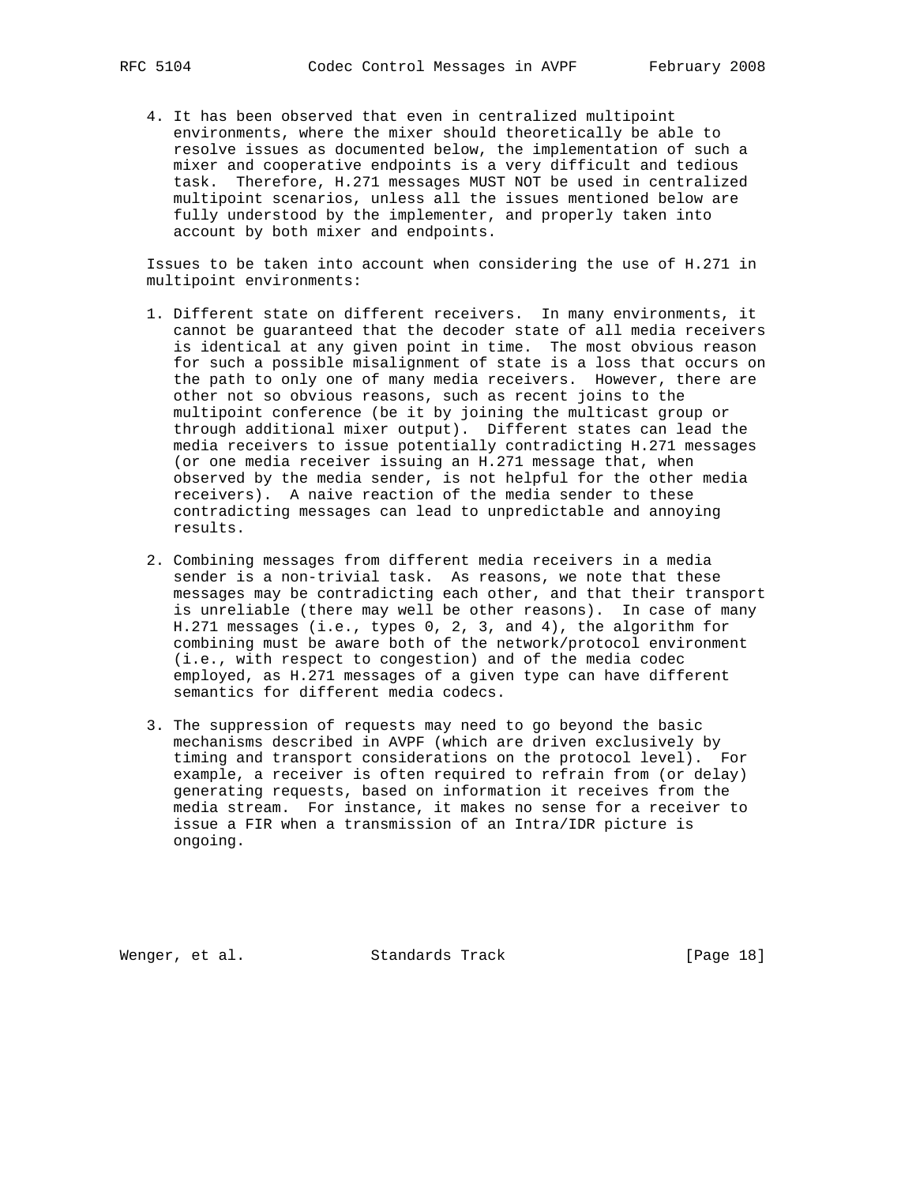4. It has been observed that even in centralized multipoint environments, where the mixer should theoretically be able to resolve issues as documented below, the implementation of such a mixer and cooperative endpoints is a very difficult and tedious task. Therefore, H.271 messages MUST NOT be used in centralized multipoint scenarios, unless all the issues mentioned below are fully understood by the implementer, and properly taken into account by both mixer and endpoints.

Issues to be taken into account when considering the use of H.271 in multipoint environments:

1. Different state on different receivers. In many environments, it cannot be guaranteed that the decoder state of all media receivers is identical at any given point in time. The most obvious reason for such a possible misalignment of state is a loss that occurs on the path to only one of many media receivers. However, there are other not so obvious reasons, such as recent joins to the multipoint conference (be it by joining the multicast group or through additional mixer output). Different states can lead the media receivers to issue potentially contradicting H.271 messages (or one media receiver issuing an H.271 message that, when observed by the media sender, is not helpful for the other media receivers). A naive reaction of the media sender to these contradicting messages can lead to unpredictable and annoying results.

2. Combining messages from different media receivers in a media sender is a non-trivial task. As reasons, we note that these messages may be contradicting each other, and that their transport is unreliable (there may well be other reasons). In case of many H.271 messages (i.e., types 0, 2, 3, and 4), the algorithm for combining must be aware both of the network/protocol environment (i.e., with respect to congestion) and of the media codec employed, as H.271 messages of a given type can have different semantics for different media codecs.

3. The suppression of requests may need to go beyond the basic mechanisms described in AVPF (which are driven exclusively by timing and transport considerations on the protocol level). For example, a receiver is often required to refrain from (or delay) generating requests, based on information it receives from the media stream. For instance, it makes no sense for a receiver to issue a FIR when a transmission of an Intra/IDR picture is ongoing.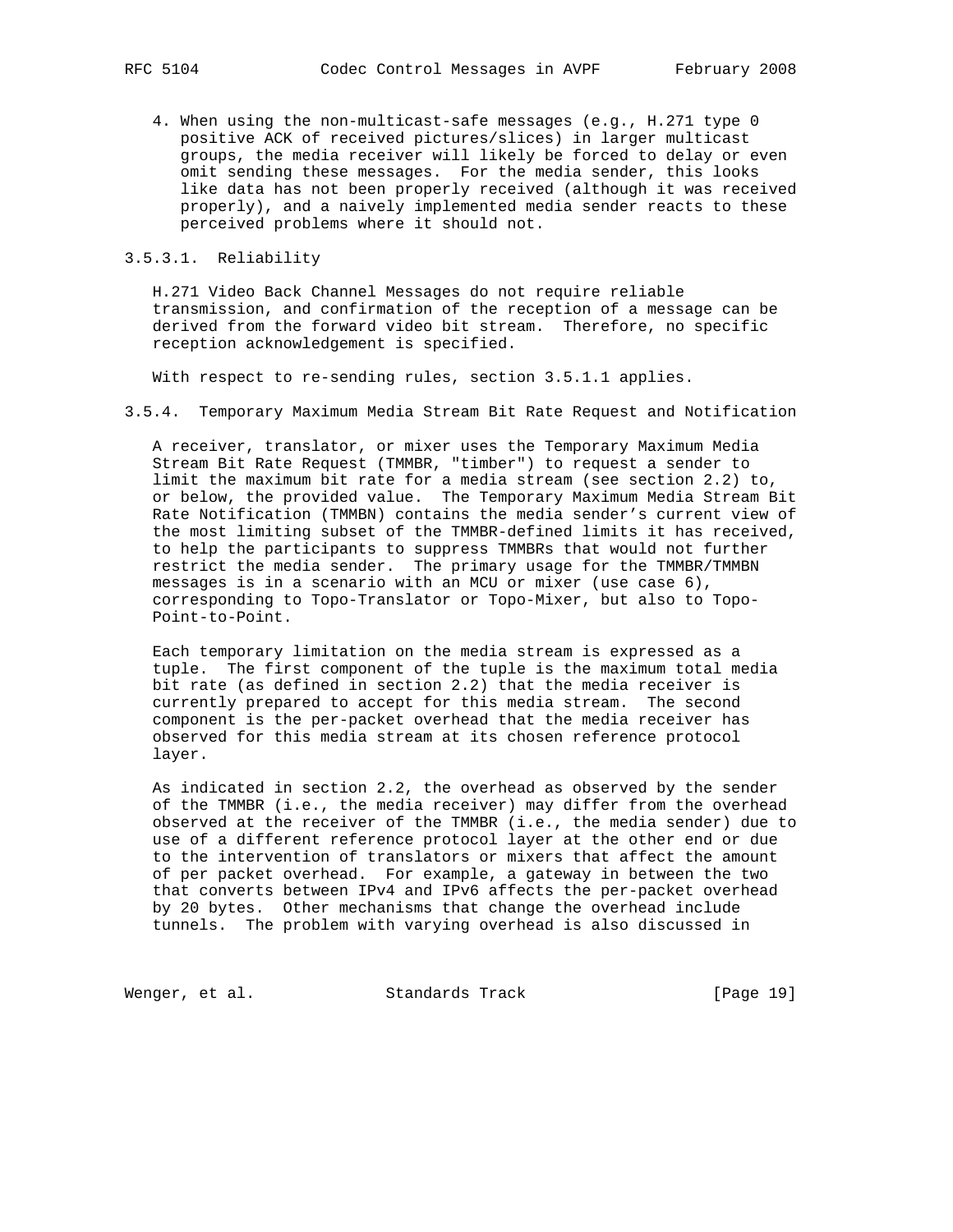4. When using the non-multicast-safe messages (e.g., H.271 type 0 positive ACK of received pictures/slices) in larger multicast groups, the media receiver will likely be forced to delay or even omit sending these messages. For the media sender, this looks like data has not been properly received (although it was received properly), and a naively implemented media sender reacts to these perceived problems where it should not.

#### 3.5.3.1. Reliability

H.271 Video Back Channel Messages do not require reliable transmission, and confirmation of the reception of a message can be derived from the forward video bit stream. Therefore, no specific reception acknowledgement is specified.

With respect to re-sending rules, section 3.5.1.1 applies.

### 3.5.4. Temporary Maximum Media Stream Bit Rate Request and Notification

A receiver, translator, or mixer uses the Temporary Maximum Media Stream Bit Rate Request (TMMBR, "timber") to request a sender to limit the maximum bit rate for a media stream (see section 2.2) to, or below, the provided value. The Temporary Maximum Media Stream Bit Rate Notification (TMMBN) contains the media sender's current view of the most limiting subset of the TMMBR-defined limits it has received, to help the participants to suppress TMMBRs that would not further restrict the media sender. The primary usage for the TMMBR/TMMBN messages is in a scenario with an MCU or mixer (use case 6), corresponding to Topo-Translator or Topo-Mixer, but also to Topo-Point-to-Point.

Each temporary limitation on the media stream is expressed as a tuple. The first component of the tuple is the maximum total media bit rate (as defined in section 2.2) that the media receiver is currently prepared to accept for this media stream. The second component is the per-packet overhead that the media receiver has observed for this media stream at its chosen reference protocol layer.

As indicated in section 2.2, the overhead as observed by the sender of the TMMBR (i.e., the media receiver) may differ from the overhead observed at the receiver of the TMMBR (i.e., the media sender) due to use of a different reference protocol layer at the other end or due to the intervention of translators or mixers that affect the amount of per packet overhead. For example, a gateway in between the two that converts between IPv4 and IPv6 affects the per-packet overhead by 20 bytes. Other mechanisms that change the overhead include tunnels. The problem with varying overhead is also discussed in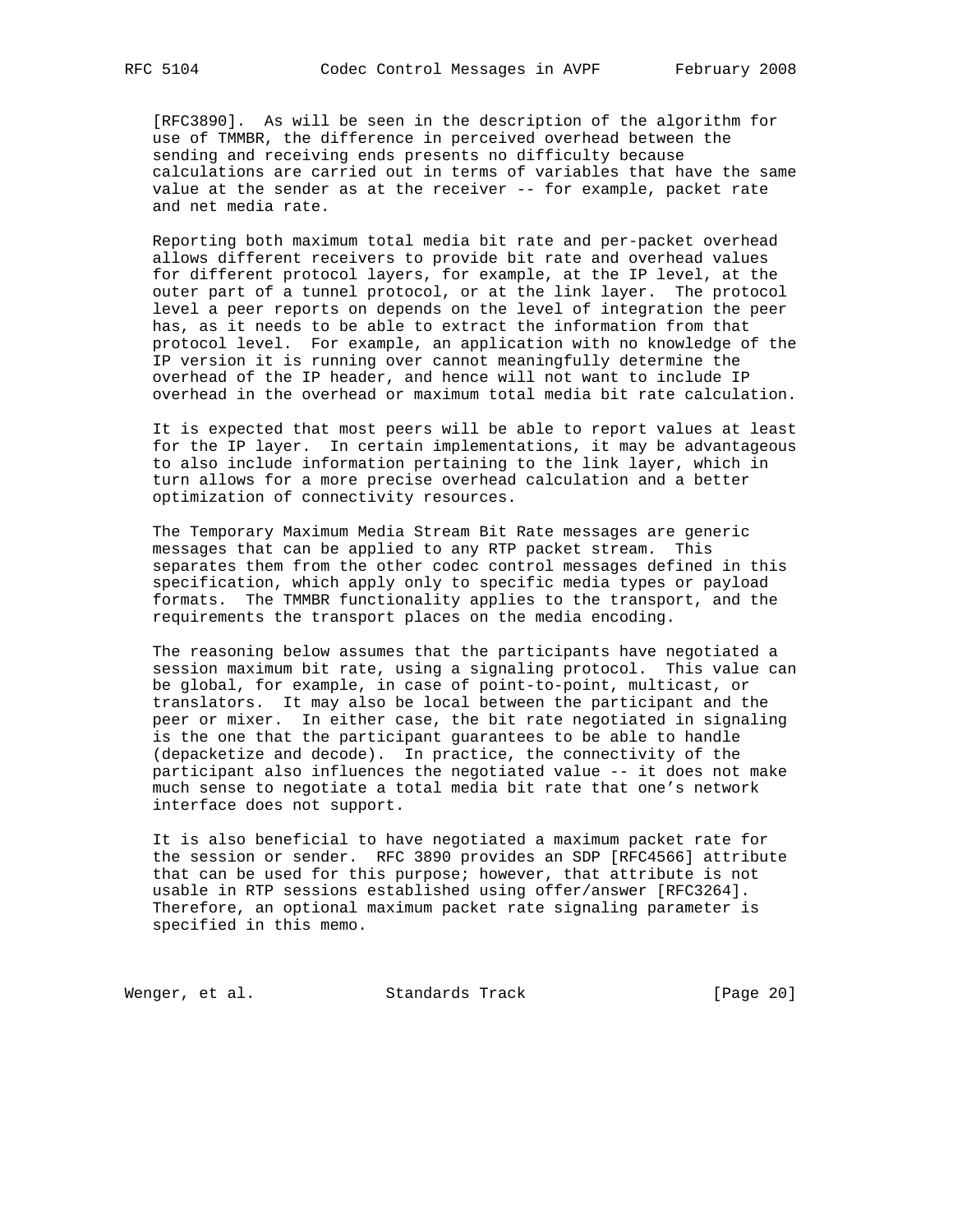[RFC3890]. As will be seen in the description of the algorithm for use of TMMBR, the difference in perceived overhead between the sending and receiving ends presents no difficulty because calculations are carried out in terms of variables that have the same value at the sender as at the receiver -- for example, packet rate and net media rate.

Reporting both maximum total media bit rate and per-packet overhead allows different receivers to provide bit rate and overhead values for different protocol layers, for example, at the IP level, at the outer part of a tunnel protocol, or at the link layer. The protocol level a peer reports on depends on the level of integration the peer has, as it needs to be able to extract the information from that protocol level. For example, an application with no knowledge of the IP version it is running over cannot meaningfully determine the overhead of the IP header, and hence will not want to include IP overhead in the overhead or maximum total media bit rate calculation.

It is expected that most peers will be able to report values at least for the IP layer. In certain implementations, it may be advantageous to also include information pertaining to the link layer, which in turn allows for a more precise overhead calculation and a better optimization of connectivity resources.

The Temporary Maximum Media Stream Bit Rate messages are generic messages that can be applied to any RTP packet stream. This separates them from the other codec control messages defined in this specification, which apply only to specific media types or payload formats. The TMMBR functionality applies to the transport, and the requirements the transport places on the media encoding.

The reasoning below assumes that the participants have negotiated a session maximum bit rate, using a signaling protocol. This value can be global, for example, in case of point-to-point, multicast, or translators. It may also be local between the participant and the peer or mixer. In either case, the bit rate negotiated in signaling is the one that the participant guarantees to be able to handle (depacketize and decode). In practice, the connectivity of the participant also influences the negotiated value -- it does not make much sense to negotiate a total media bit rate that one's network interface does not support.

It is also beneficial to have negotiated a maximum packet rate for the session or sender. RFC 3890 provides an SDP [RFC4566] attribute that can be used for this purpose; however, that attribute is not usable in RTP sessions established using offer/answer [RFC3264]. Therefore, an optional maximum packet rate signaling parameter is specified in this memo.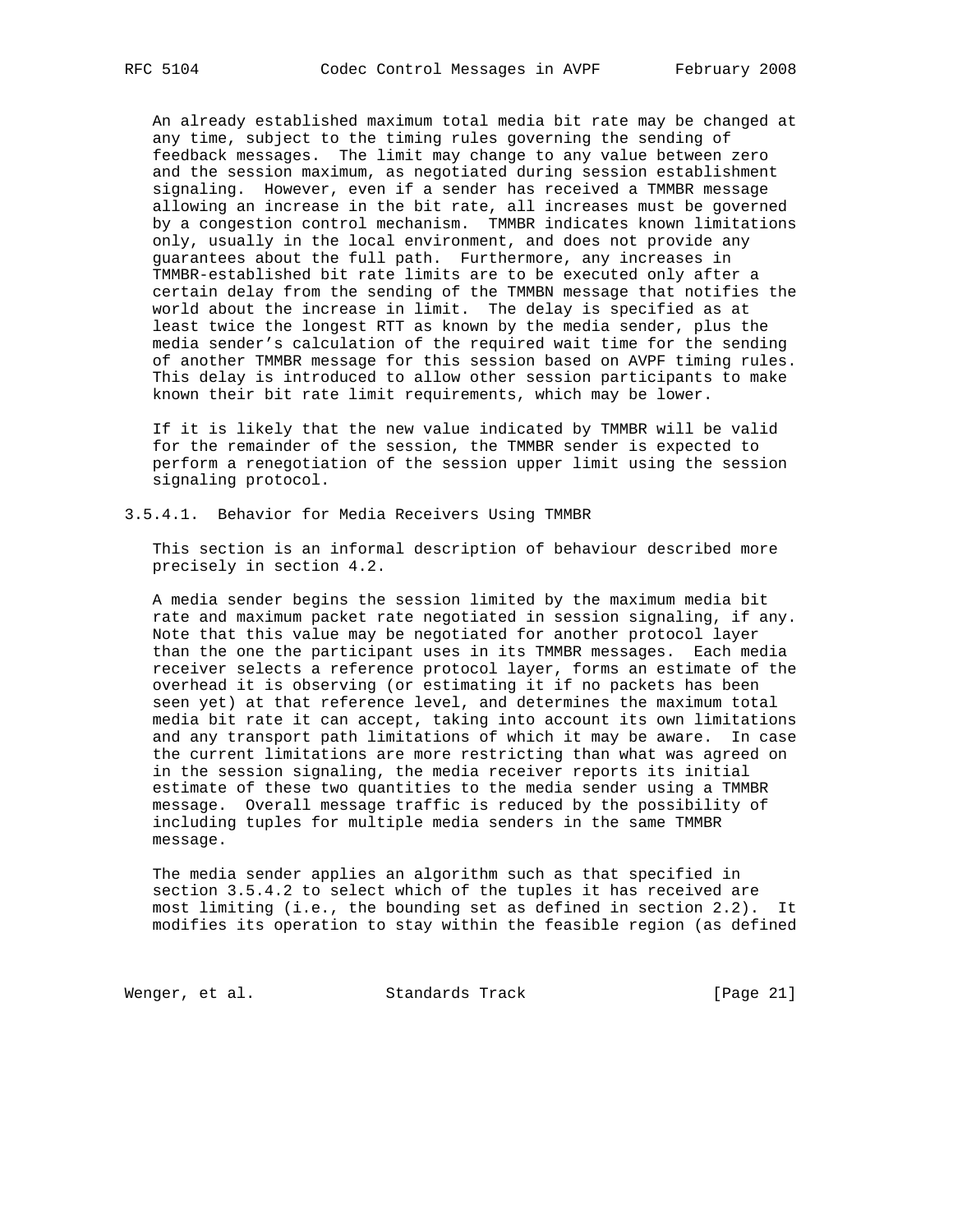An already established maximum total media bit rate may be changed at any time, subject to the timing rules governing the sending of feedback messages. The limit may change to any value between zero and the session maximum, as negotiated during session establishment signaling. However, even if a sender has received a TMMBR message allowing an increase in the bit rate, all increases must be governed by a congestion control mechanism. TMMBR indicates known limitations only, usually in the local environment, and does not provide any guarantees about the full path. Furthermore, any increases in TMMBR-established bit rate limits are to be executed only after a certain delay from the sending of the TMMBN message that notifies the world about the increase in limit. The delay is specified as at least twice the longest RTT as known by the media sender, plus the media sender's calculation of the required wait time for the sending of another TMMBR message for this session based on AVPF timing rules. This delay is introduced to allow other session participants to make known their bit rate limit requirements, which may be lower.

If it is likely that the new value indicated by TMMBR will be valid for the remainder of the session, the TMMBR sender is expected to perform a renegotiation of the session upper limit using the session signaling protocol.

#### 3.5.4.1. Behavior for Media Receivers Using TMMBR

This section is an informal description of behaviour described more precisely in section 4.2.

A media sender begins the session limited by the maximum media bit rate and maximum packet rate negotiated in session signaling, if any. Note that this value may be negotiated for another protocol layer than the one the participant uses in its TMMBR messages. Each media receiver selects a reference protocol layer, forms an estimate of the overhead it is observing (or estimating it if no packets has been seen yet) at that reference level, and determines the maximum total media bit rate it can accept, taking into account its own limitations and any transport path limitations of which it may be aware. In case the current limitations are more restricting than what was agreed on in the session signaling, the media receiver reports its initial estimate of these two quantities to the media sender using a TMMBR message. Overall message traffic is reduced by the possibility of including tuples for multiple media senders in the same TMMBR message.

The media sender applies an algorithm such as that specified in section 3.5.4.2 to select which of the tuples it has received are most limiting (i.e., the bounding set as defined in section 2.2). It modifies its operation to stay within the feasible region (as defined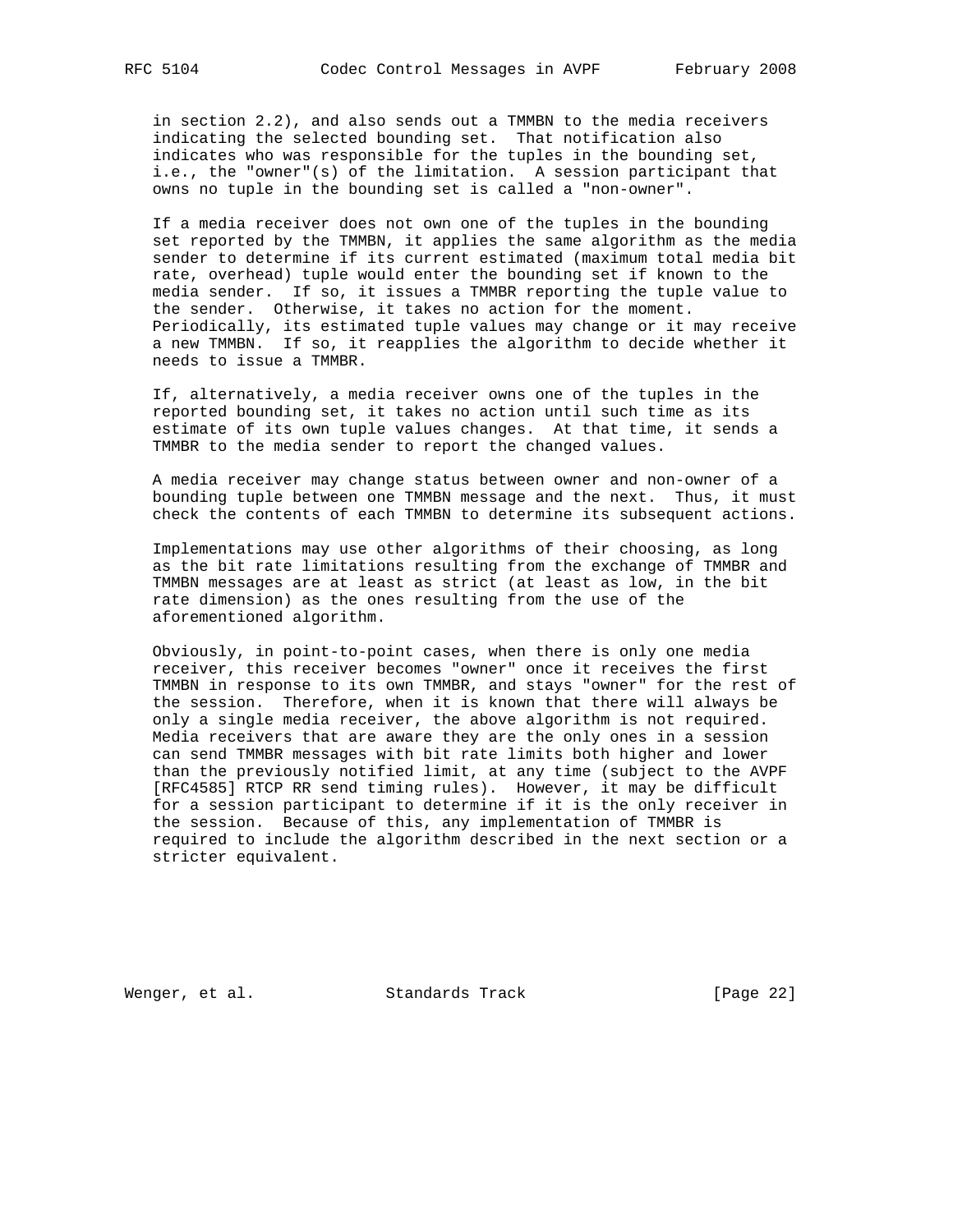in section 2.2), and also sends out a TMMBN to the media receivers indicating the selected bounding set. That notification also indicates who was responsible for the tuples in the bounding set, i.e., the "owner"(s) of the limitation. A session participant that owns no tuple in the bounding set is called a "non-owner".

If a media receiver does not own one of the tuples in the bounding set reported by the TMMBN, it applies the same algorithm as the media sender to determine if its current estimated (maximum total media bit rate, overhead) tuple would enter the bounding set if known to the media sender. If so, it issues a TMMBR reporting the tuple value to the sender. Otherwise, it takes no action for the moment. Periodically, its estimated tuple values may change or it may receive a new TMMBN. If so, it reapplies the algorithm to decide whether it needs to issue a TMMBR.

If, alternatively, a media receiver owns one of the tuples in the reported bounding set, it takes no action until such time as its estimate of its own tuple values changes. At that time, it sends a TMMBR to the media sender to report the changed values.

A media receiver may change status between owner and non-owner of a bounding tuple between one TMMBN message and the next. Thus, it must check the contents of each TMMBN to determine its subsequent actions.

Implementations may use other algorithms of their choosing, as long as the bit rate limitations resulting from the exchange of TMMBR and TMMBN messages are at least as strict (at least as low, in the bit rate dimension) as the ones resulting from the use of the aforementioned algorithm.

Obviously, in point-to-point cases, when there is only one media receiver, this receiver becomes "owner" once it receives the first TMMBN in response to its own TMMBR, and stays "owner" for the rest of the session. Therefore, when it is known that there will always be only a single media receiver, the above algorithm is not required. Media receivers that are aware they are the only ones in a session can send TMMBR messages with bit rate limits both higher and lower than the previously notified limit, at any time (subject to the AVPF [RFC4585] RTCP RR send timing rules). However, it may be difficult for a session participant to determine if it is the only receiver in the session. Because of this, any implementation of TMMBR is required to include the algorithm described in the next section or a stricter equivalent.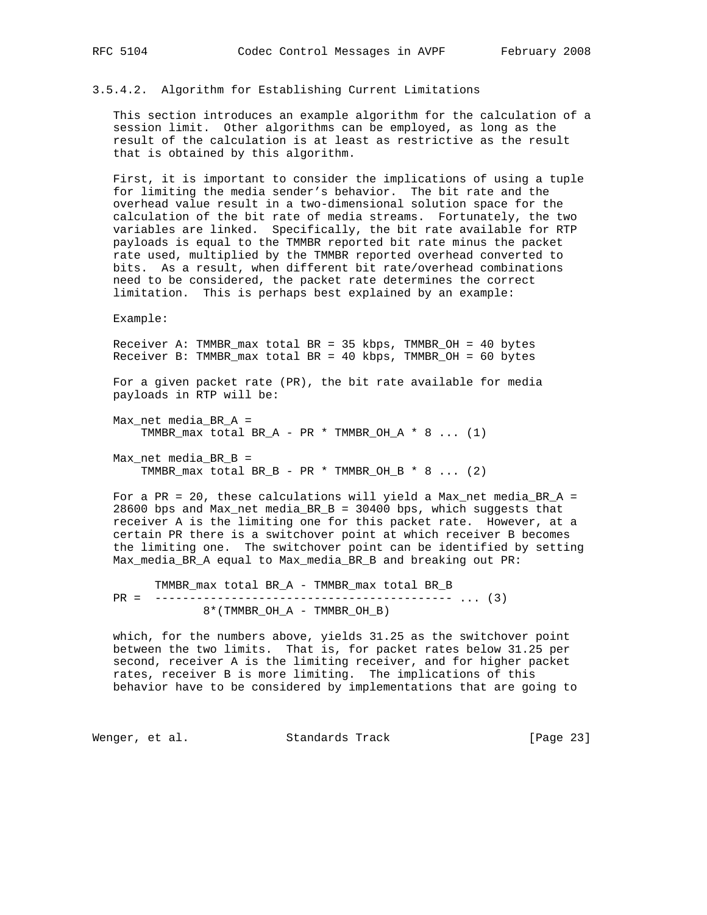#### 3.5.4.2. Algorithm for Establishing Current Limitations

This section introduces an example algorithm for the calculation of a session limit. Other algorithms can be employed, as long as the result of the calculation is at least as restrictive as the result that is obtained by this algorithm.

First, it is important to consider the implications of using a tuple for limiting the media sender's behavior. The bit rate and the overhead value result in a two-dimensional solution space for the calculation of the bit rate of media streams. Fortunately, the two variables are linked. Specifically, the bit rate available for RTP payloads is equal to the TMMBR reported bit rate minus the packet rate used, multiplied by the TMMBR reported overhead converted to bits. As a result, when different bit rate/overhead combinations need to be considered, the packet rate determines the correct limitation. This is perhaps best explained by an example:

Example:

```
Receiver A: TMMBR_max total BR = 35 kbps, TMMBR_OH = 40 bytes
Receiver B: TMMBR_max total BR = 40 kbps, TMMBR_OH = 60 bytes
```

For a given packet rate (PR), the bit rate available for media payloads in RTP will be:

```
Max_net media_BR_A =
    TMMBR_max total BR_A - PR * TMMBR_OH_A * 8 ... (1)

Max_net media_BR_B =
    TMMBR_max total BR_B - PR * TMMBR_OH_B * 8 ... (2)
```

For a PR = 20, these calculations will yield a Max_net media_BR_A = 28600 bps and Max_net media_BR_B = 30400 bps, which suggests that receiver A is the limiting one for this packet rate. However, at a certain PR there is a switchover point at which receiver B becomes the limiting one. The switchover point can be identified by setting Max_media_BR_A equal to Max_media_BR_B and breaking out PR:

```
      TMMBR_max total BR_A - TMMBR_max total BR_B
PR =  ------------------------------------------- ... (3)
                8*(TMMBR_OH_A - TMMBR_OH_B)
```

which, for the numbers above, yields 31.25 as the switchover point between the two limits. That is, for packet rates below 31.25 per second, receiver A is the limiting receiver, and for higher packet rates, receiver B is more limiting. The implications of this behavior have to be considered by implementations that are going to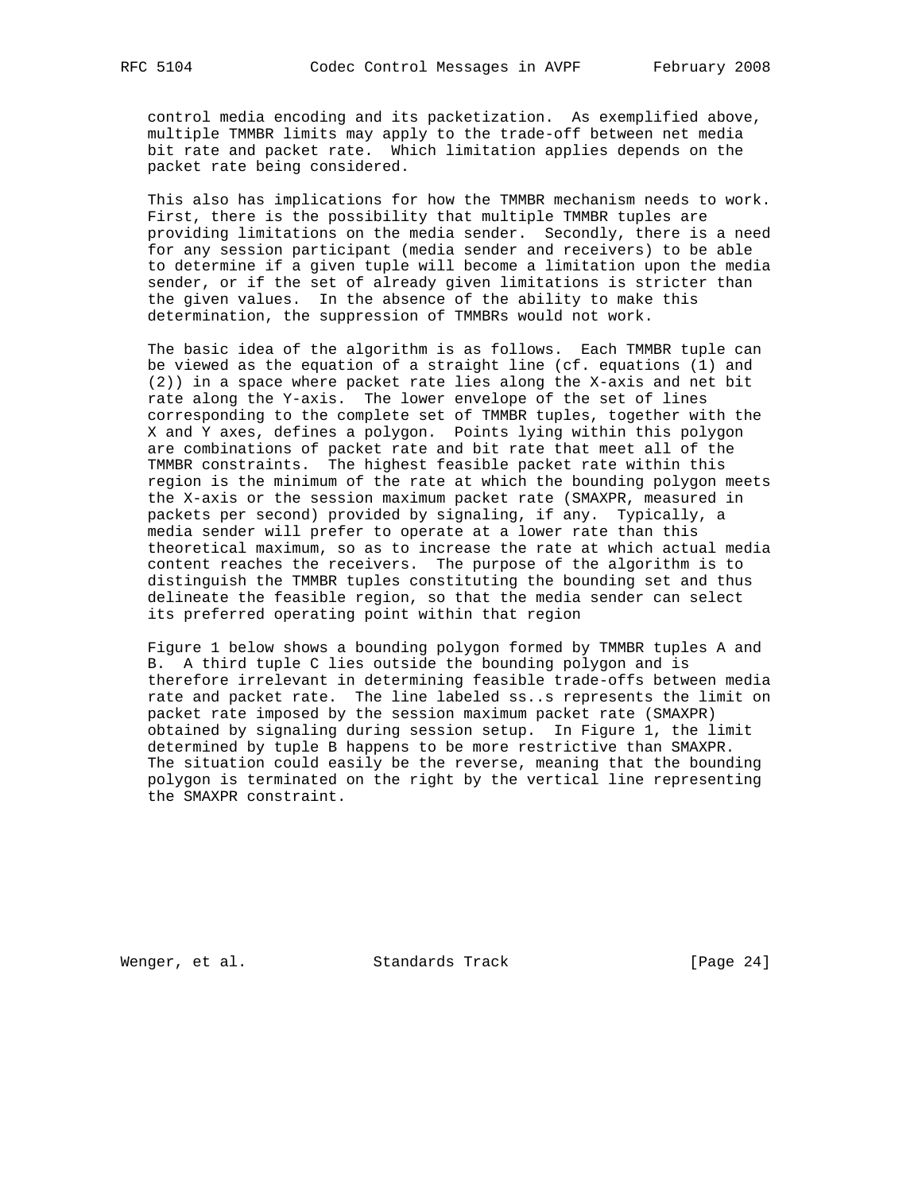control media encoding and its packetization. As exemplified above, multiple TMMBR limits may apply to the trade-off between net media bit rate and packet rate. Which limitation applies depends on the packet rate being considered.

This also has implications for how the TMMBR mechanism needs to work. First, there is the possibility that multiple TMMBR tuples are providing limitations on the media sender. Secondly, there is a need for any session participant (media sender and receivers) to be able to determine if a given tuple will become a limitation upon the media sender, or if the set of already given limitations is stricter than the given values. In the absence of the ability to make this determination, the suppression of TMMBRs would not work.

The basic idea of the algorithm is as follows. Each TMMBR tuple can be viewed as the equation of a straight line (cf. equations (1) and (2)) in a space where packet rate lies along the X-axis and net bit rate along the Y-axis. The lower envelope of the set of lines corresponding to the complete set of TMMBR tuples, together with the X and Y axes, defines a polygon. Points lying within this polygon are combinations of packet rate and bit rate that meet all of the TMMBR constraints. The highest feasible packet rate within this region is the minimum of the rate at which the bounding polygon meets the X-axis or the session maximum packet rate (SMAXPR, measured in packets per second) provided by signaling, if any. Typically, a media sender will prefer to operate at a lower rate than this theoretical maximum, so as to increase the rate at which actual media content reaches the receivers. The purpose of the algorithm is to distinguish the TMMBR tuples constituting the bounding set and thus delineate the feasible region, so that the media sender can select its preferred operating point within that region

Figure 1 below shows a bounding polygon formed by TMMBR tuples A and B. A third tuple C lies outside the bounding polygon and is therefore irrelevant in determining feasible trade-offs between media rate and packet rate. The line labeled ss..s represents the limit on packet rate imposed by the session maximum packet rate (SMAXPR) obtained by signaling during session setup. In Figure 1, the limit determined by tuple B happens to be more restrictive than SMAXPR. The situation could easily be the reverse, meaning that the bounding polygon is terminated on the right by the vertical line representing the SMAXPR constraint.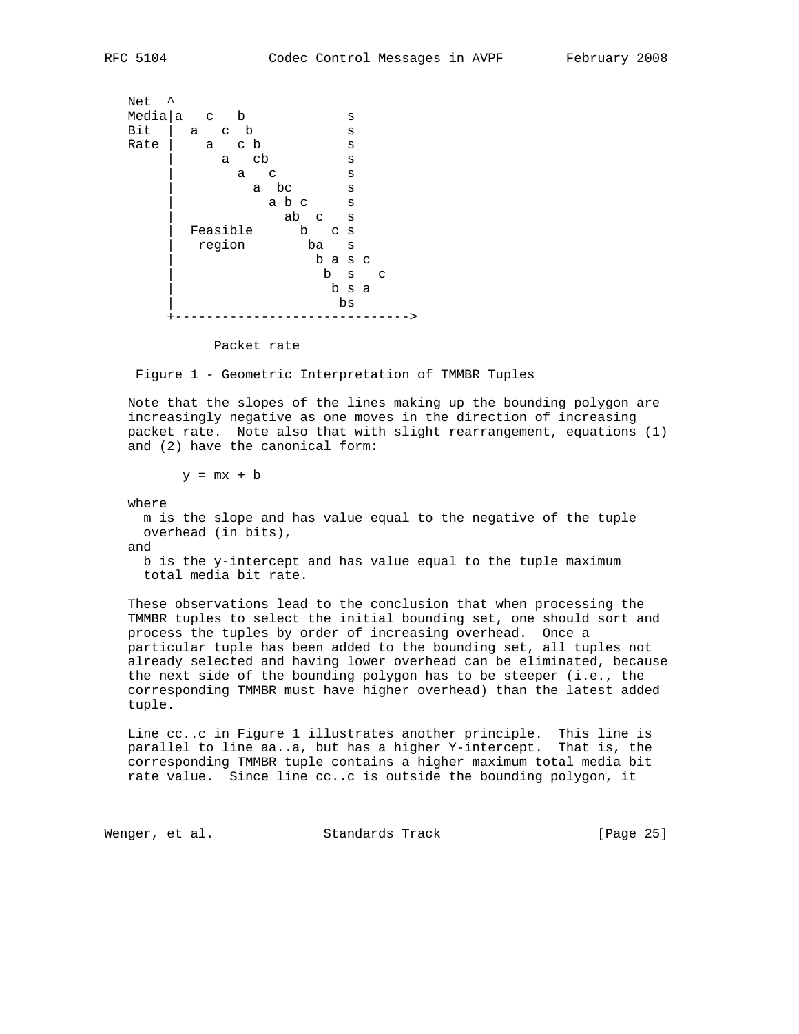```
   Net  ^
   Media|a   c   b             s
   Bit  |  a   c  b            s
   Rate |    a   c b           s
        |      a   cb          s
        |        a   c         s
        |          a  bc       s
        |            a b c     s
        |              ab  c   s
        |  Feasible      b   c s
        |   region        ba   s
        |                  b a s c
        |                   b  s   c
        |                    b s a
        |                     bs
        +----------------------------->

              Packet rate
```

Figure 1 - Geometric Interpretation of TMMBR Tuples

Note that the slopes of the lines making up the bounding polygon are increasingly negative as one moves in the direction of increasing packet rate. Note also that with slight rearrangement, equations (1) and (2) have the canonical form:

$$y = mx + b$$

where

$m$ is the slope and has value equal to the negative of the tuple overhead (in bits),

and

$b$ is the y-intercept and has value equal to the tuple maximum total media bit rate.

These observations lead to the conclusion that when processing the TMMBR tuples to select the initial bounding set, one should sort and process the tuples by order of increasing overhead. Once a particular tuple has been added to the bounding set, all tuples not already selected and having lower overhead can be eliminated, because the next side of the bounding polygon has to be steeper (i.e., the corresponding TMMBR must have higher overhead) than the latest added tuple.

Line cc..c in Figure 1 illustrates another principle. This line is parallel to line aa..a, but has a higher Y-intercept. That is, the corresponding TMMBR tuple contains a higher maximum total media bit rate value. Since line cc..c is outside the bounding polygon, it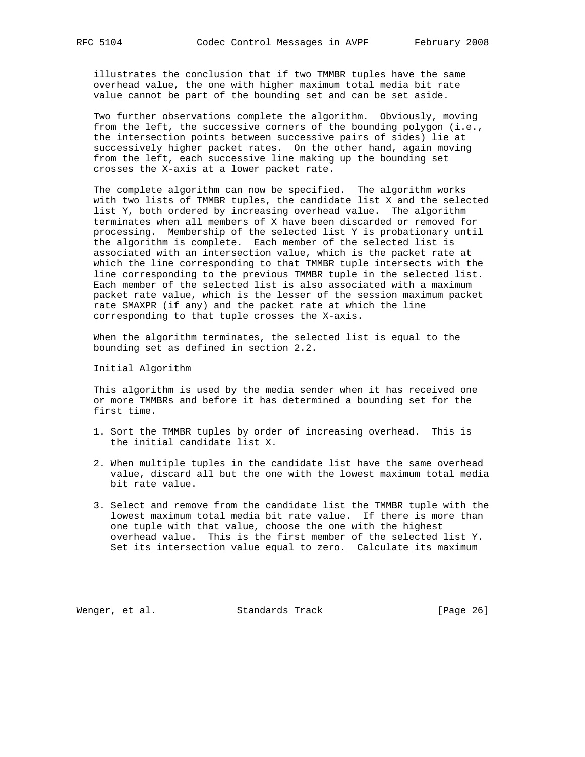illustrates the conclusion that if two TMMBR tuples have the same overhead value, the one with higher maximum total media bit rate value cannot be part of the bounding set and can be set aside.

Two further observations complete the algorithm. Obviously, moving from the left, the successive corners of the bounding polygon (i.e., the intersection points between successive pairs of sides) lie at successively higher packet rates. On the other hand, again moving from the left, each successive line making up the bounding set crosses the X-axis at a lower packet rate.

The complete algorithm can now be specified. The algorithm works with two lists of TMMBR tuples, the candidate list X and the selected list Y, both ordered by increasing overhead value. The algorithm terminates when all members of X have been discarded or removed for processing. Membership of the selected list Y is probationary until the algorithm is complete. Each member of the selected list is associated with an intersection value, which is the packet rate at which the line corresponding to that TMMBR tuple intersects with the line corresponding to the previous TMMBR tuple in the selected list. Each member of the selected list is also associated with a maximum packet rate value, which is the lesser of the session maximum packet rate SMAXPR (if any) and the packet rate at which the line corresponding to that tuple crosses the X-axis.

When the algorithm terminates, the selected list is equal to the bounding set as defined in section 2.2.

Initial Algorithm

This algorithm is used by the media sender when it has received one or more TMMBRs and before it has determined a bounding set for the first time.

1. Sort the TMMBR tuples by order of increasing overhead. This is the initial candidate list X.

2. When multiple tuples in the candidate list have the same overhead value, discard all but the one with the lowest maximum total media bit rate value.

3. Select and remove from the candidate list the TMMBR tuple with the lowest maximum total media bit rate value. If there is more than one tuple with that value, choose the one with the highest overhead value. This is the first member of the selected list Y. Set its intersection value equal to zero. Calculate its maximum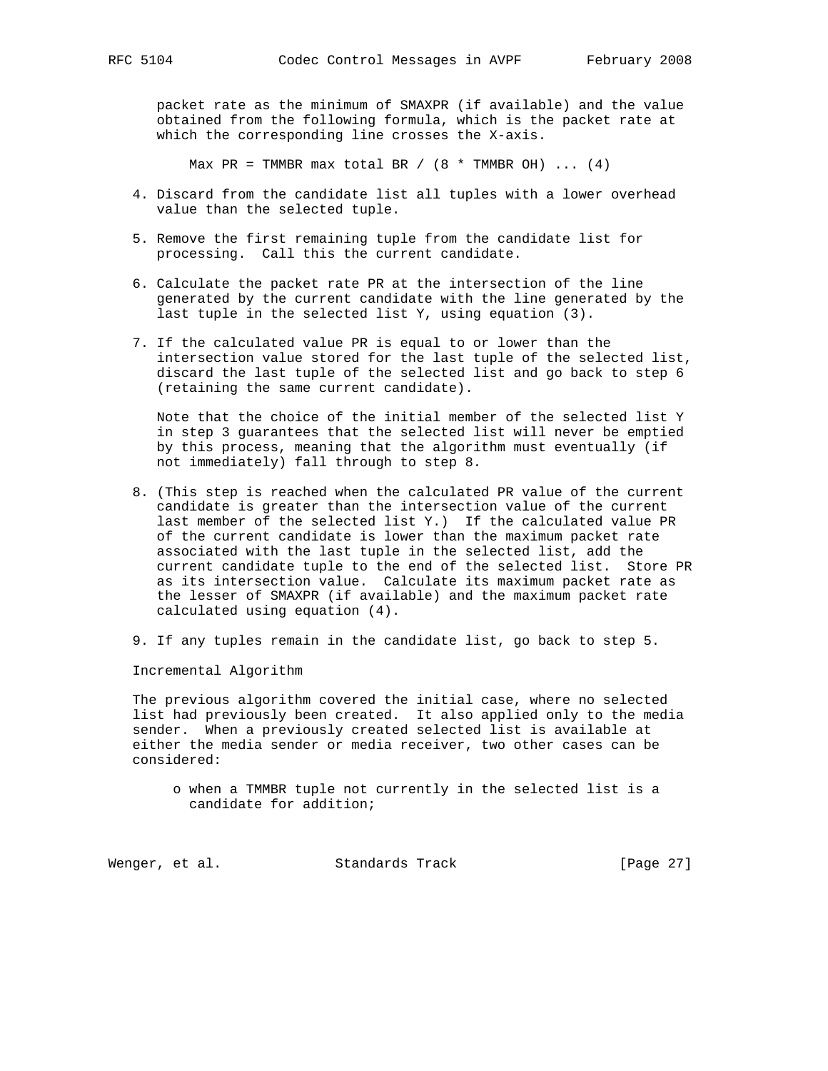packet rate as the minimum of SMAXPR (if available) and the value obtained from the following formula, which is the packet rate at which the corresponding line crosses the X-axis.

$$\text{Max PR} = \text{TMMBR max total BR} / (8 * \text{TMMBR OH}) \quad \ldots (4)$$

4. Discard from the candidate list all tuples with a lower overhead value than the selected tuple.

5. Remove the first remaining tuple from the candidate list for processing. Call this the current candidate.

6. Calculate the packet rate PR at the intersection of the line generated by the current candidate with the line generated by the last tuple in the selected list Y, using equation (3).

7. If the calculated value PR is equal to or lower than the intersection value stored for the last tuple of the selected list, discard the last tuple of the selected list and go back to step 6 (retaining the same current candidate).

   Note that the choice of the initial member of the selected list Y in step 3 guarantees that the selected list will never be emptied by this process, meaning that the algorithm must eventually (if not immediately) fall through to step 8.

8. (This step is reached when the calculated PR value of the current candidate is greater than the intersection value of the current last member of the selected list Y.) If the calculated value PR of the current candidate is lower than the maximum packet rate associated with the last tuple in the selected list, add the current candidate tuple to the end of the selected list. Store PR as its intersection value. Calculate its maximum packet rate as the lesser of SMAXPR (if available) and the maximum packet rate calculated using equation (4).

9. If any tuples remain in the candidate list, go back to step 5.

Incremental Algorithm

The previous algorithm covered the initial case, where no selected list had previously been created. It also applied only to the media sender. When a previously created selected list is available at either the media sender or media receiver, two other cases can be considered:

- when a TMMBR tuple not currently in the selected list is a candidate for addition;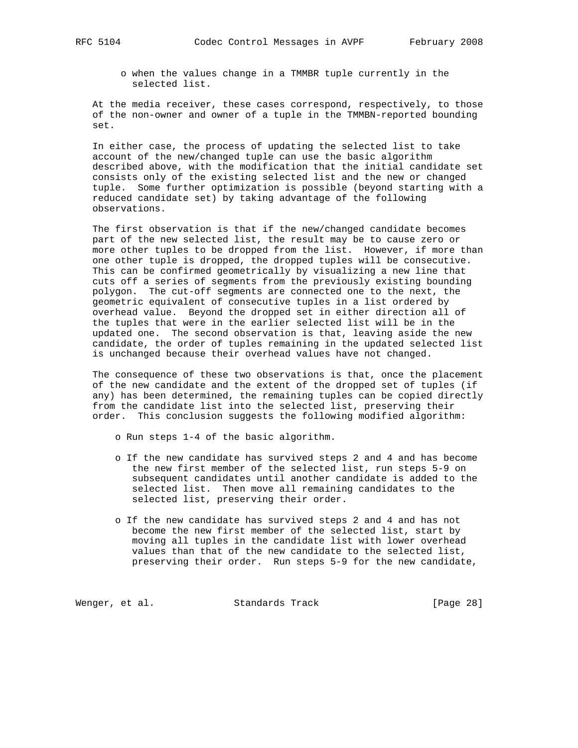- when the values change in a TMMBR tuple currently in the selected list.

At the media receiver, these cases correspond, respectively, to those of the non-owner and owner of a tuple in the TMMBN-reported bounding set.

In either case, the process of updating the selected list to take account of the new/changed tuple can use the basic algorithm described above, with the modification that the initial candidate set consists only of the existing selected list and the new or changed tuple. Some further optimization is possible (beyond starting with a reduced candidate set) by taking advantage of the following observations.

The first observation is that if the new/changed candidate becomes part of the new selected list, the result may be to cause zero or more other tuples to be dropped from the list. However, if more than one other tuple is dropped, the dropped tuples will be consecutive. This can be confirmed geometrically by visualizing a new line that cuts off a series of segments from the previously existing bounding polygon. The cut-off segments are connected one to the next, the geometric equivalent of consecutive tuples in a list ordered by overhead value. Beyond the dropped set in either direction all of the tuples that were in the earlier selected list will be in the updated one. The second observation is that, leaving aside the new candidate, the order of tuples remaining in the updated selected list is unchanged because their overhead values have not changed.

The consequence of these two observations is that, once the placement of the new candidate and the extent of the dropped set of tuples (if any) has been determined, the remaining tuples can be copied directly from the candidate list into the selected list, preserving their order. This conclusion suggests the following modified algorithm:

- Run steps 1-4 of the basic algorithm.

- If the new candidate has survived steps 2 and 4 and has become the new first member of the selected list, run steps 5-9 on subsequent candidates until another candidate is added to the selected list. Then move all remaining candidates to the selected list, preserving their order.

- If the new candidate has survived steps 2 and 4 and has not become the new first member of the selected list, start by moving all tuples in the candidate list with lower overhead values than that of the new candidate to the selected list, preserving their order. Run steps 5-9 for the new candidate,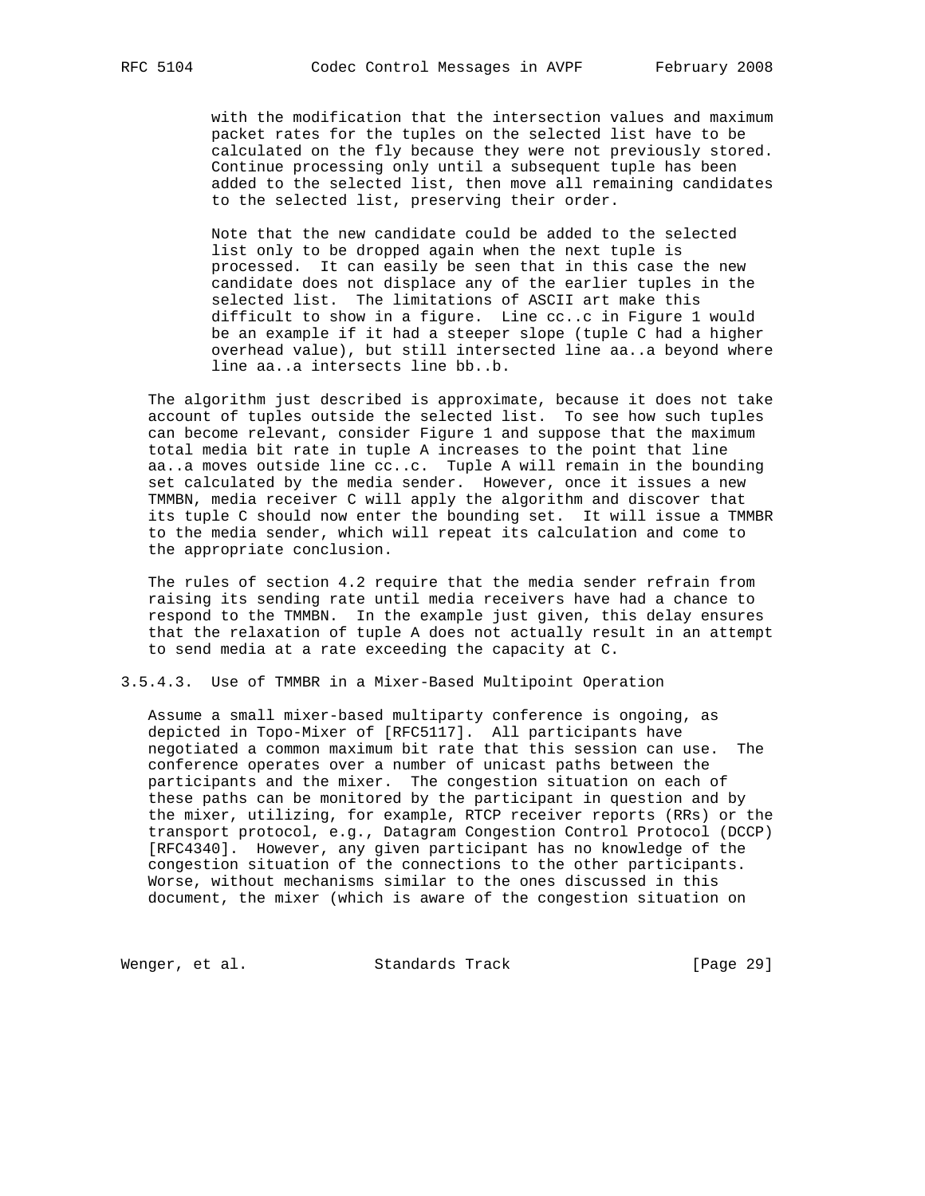with the modification that the intersection values and maximum packet rates for the tuples on the selected list have to be calculated on the fly because they were not previously stored. Continue processing only until a subsequent tuple has been added to the selected list, then move all remaining candidates to the selected list, preserving their order.

Note that the new candidate could be added to the selected list only to be dropped again when the next tuple is processed. It can easily be seen that in this case the new candidate does not displace any of the earlier tuples in the selected list. The limitations of ASCII art make this difficult to show in a figure. Line cc..c in Figure 1 would be an example if it had a steeper slope (tuple C had a higher overhead value), but still intersected line aa..a beyond where line aa..a intersects line bb..b.

The algorithm just described is approximate, because it does not take account of tuples outside the selected list. To see how such tuples can become relevant, consider Figure 1 and suppose that the maximum total media bit rate in tuple A increases to the point that line aa..a moves outside line cc..c. Tuple A will remain in the bounding set calculated by the media sender. However, once it issues a new TMMBN, media receiver C will apply the algorithm and discover that its tuple C should now enter the bounding set. It will issue a TMMBR to the media sender, which will repeat its calculation and come to the appropriate conclusion.

The rules of section 4.2 require that the media sender refrain from raising its sending rate until media receivers have had a chance to respond to the TMMBN. In the example just given, this delay ensures that the relaxation of tuple A does not actually result in an attempt to send media at a rate exceeding the capacity at C.

#### 3.5.4.3. Use of TMMBR in a Mixer-Based Multipoint Operation

Assume a small mixer-based multiparty conference is ongoing, as depicted in Topo-Mixer of [RFC5117]. All participants have negotiated a common maximum bit rate that this session can use. The conference operates over a number of unicast paths between the participants and the mixer. The congestion situation on each of these paths can be monitored by the participant in question and by the mixer, utilizing, for example, RTCP receiver reports (RRs) or the transport protocol, e.g., Datagram Congestion Control Protocol (DCCP) [RFC4340]. However, any given participant has no knowledge of the congestion situation of the connections to the other participants. Worse, without mechanisms similar to the ones discussed in this document, the mixer (which is aware of the congestion situation on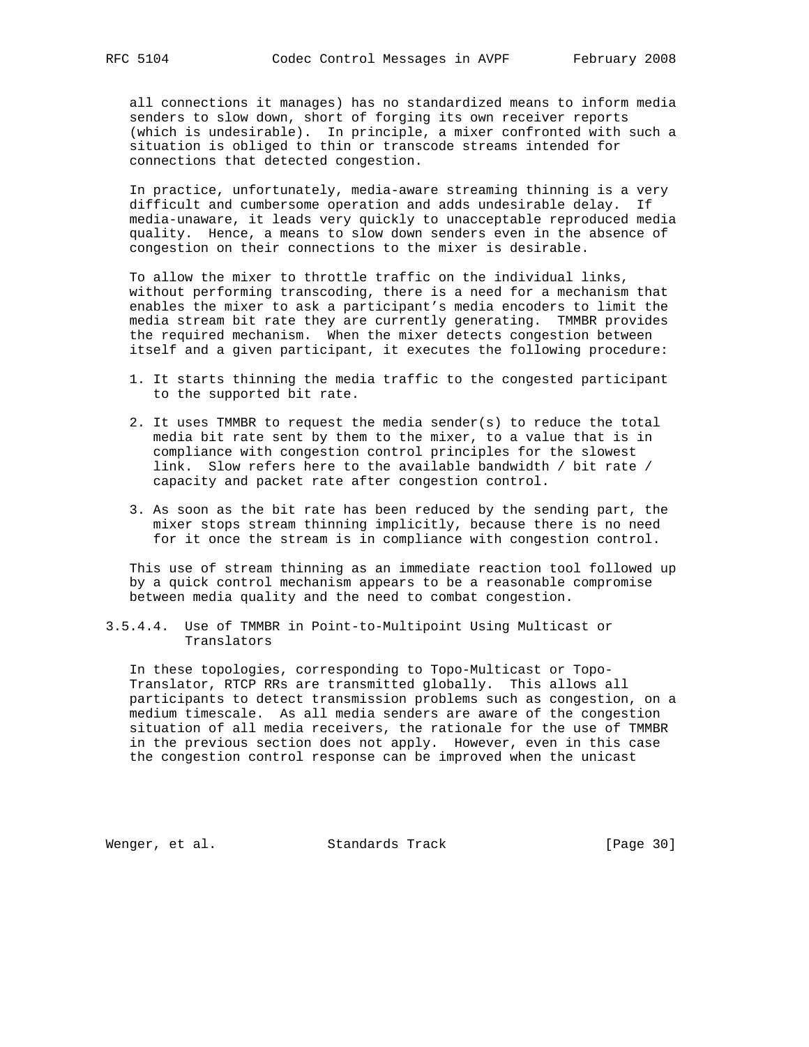all connections it manages) has no standardized means to inform media senders to slow down, short of forging its own receiver reports (which is undesirable). In principle, a mixer confronted with such a situation is obliged to thin or transcode streams intended for connections that detected congestion.

In practice, unfortunately, media-aware streaming thinning is a very difficult and cumbersome operation and adds undesirable delay. If media-unaware, it leads very quickly to unacceptable reproduced media quality. Hence, a means to slow down senders even in the absence of congestion on their connections to the mixer is desirable.

To allow the mixer to throttle traffic on the individual links, without performing transcoding, there is a need for a mechanism that enables the mixer to ask a participant's media encoders to limit the media stream bit rate they are currently generating. TMMBR provides the required mechanism. When the mixer detects congestion between itself and a given participant, it executes the following procedure:

1. It starts thinning the media traffic to the congested participant to the supported bit rate.

2. It uses TMMBR to request the media sender(s) to reduce the total media bit rate sent by them to the mixer, to a value that is in compliance with congestion control principles for the slowest link. Slow refers here to the available bandwidth / bit rate / capacity and packet rate after congestion control.

3. As soon as the bit rate has been reduced by the sending part, the mixer stops stream thinning implicitly, because there is no need for it once the stream is in compliance with congestion control.

This use of stream thinning as an immediate reaction tool followed up by a quick control mechanism appears to be a reasonable compromise between media quality and the need to combat congestion.

#### 3.5.4.4. Use of TMMBR in Point-to-Multipoint Using Multicast or Translators

In these topologies, corresponding to Topo-Multicast or Topo-Translator, RTCP RRs are transmitted globally. This allows all participants to detect transmission problems such as congestion, on a medium timescale. As all media senders are aware of the congestion situation of all media receivers, the rationale for the use of TMMBR in the previous section does not apply. However, even in this case the congestion control response can be improved when the unicast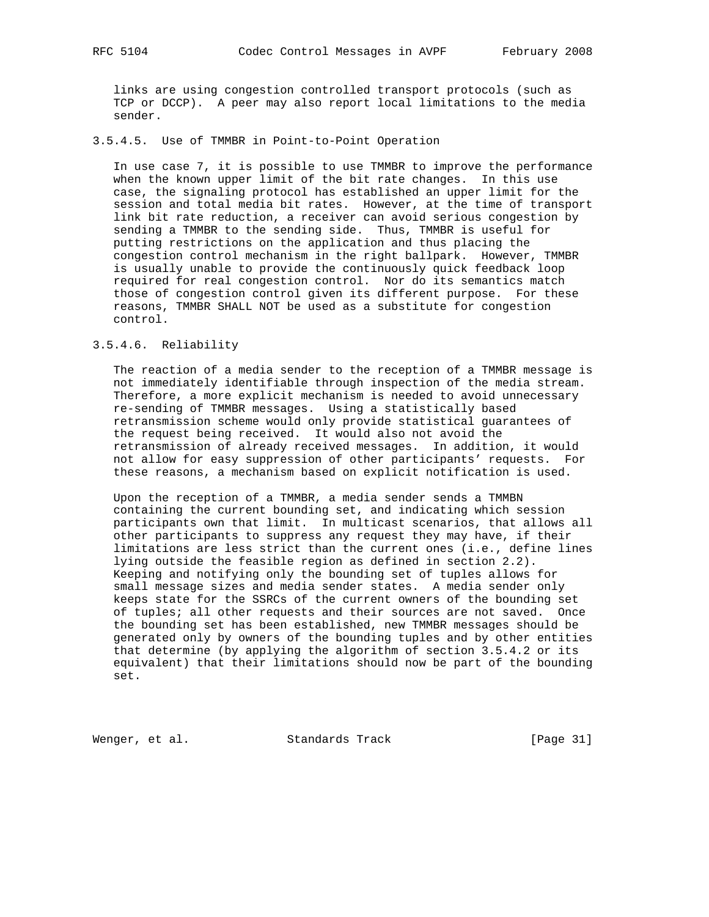links are using congestion controlled transport protocols (such as TCP or DCCP). A peer may also report local limitations to the media sender.

#### 3.5.4.5. Use of TMMBR in Point-to-Point Operation

In use case 7, it is possible to use TMMBR to improve the performance when the known upper limit of the bit rate changes. In this use case, the signaling protocol has established an upper limit for the session and total media bit rates. However, at the time of transport link bit rate reduction, a receiver can avoid serious congestion by sending a TMMBR to the sending side. Thus, TMMBR is useful for putting restrictions on the application and thus placing the congestion control mechanism in the right ballpark. However, TMMBR is usually unable to provide the continuously quick feedback loop required for real congestion control. Nor do its semantics match those of congestion control given its different purpose. For these reasons, TMMBR SHALL NOT be used as a substitute for congestion control.

#### 3.5.4.6. Reliability

The reaction of a media sender to the reception of a TMMBR message is not immediately identifiable through inspection of the media stream. Therefore, a more explicit mechanism is needed to avoid unnecessary re-sending of TMMBR messages. Using a statistically based retransmission scheme would only provide statistical guarantees of the request being received. It would also not avoid the retransmission of already received messages. In addition, it would not allow for easy suppression of other participants' requests. For these reasons, a mechanism based on explicit notification is used.

Upon the reception of a TMMBR, a media sender sends a TMMBN containing the current bounding set, and indicating which session participants own that limit. In multicast scenarios, that allows all other participants to suppress any request they may have, if their limitations are less strict than the current ones (i.e., define lines lying outside the feasible region as defined in section 2.2). Keeping and notifying only the bounding set of tuples allows for small message sizes and media sender states. A media sender only keeps state for the SSRCs of the current owners of the bounding set of tuples; all other requests and their sources are not saved. Once the bounding set has been established, new TMMBR messages should be generated only by owners of the bounding tuples and by other entities that determine (by applying the algorithm of section 3.5.4.2 or its equivalent) that their limitations should now be part of the bounding set.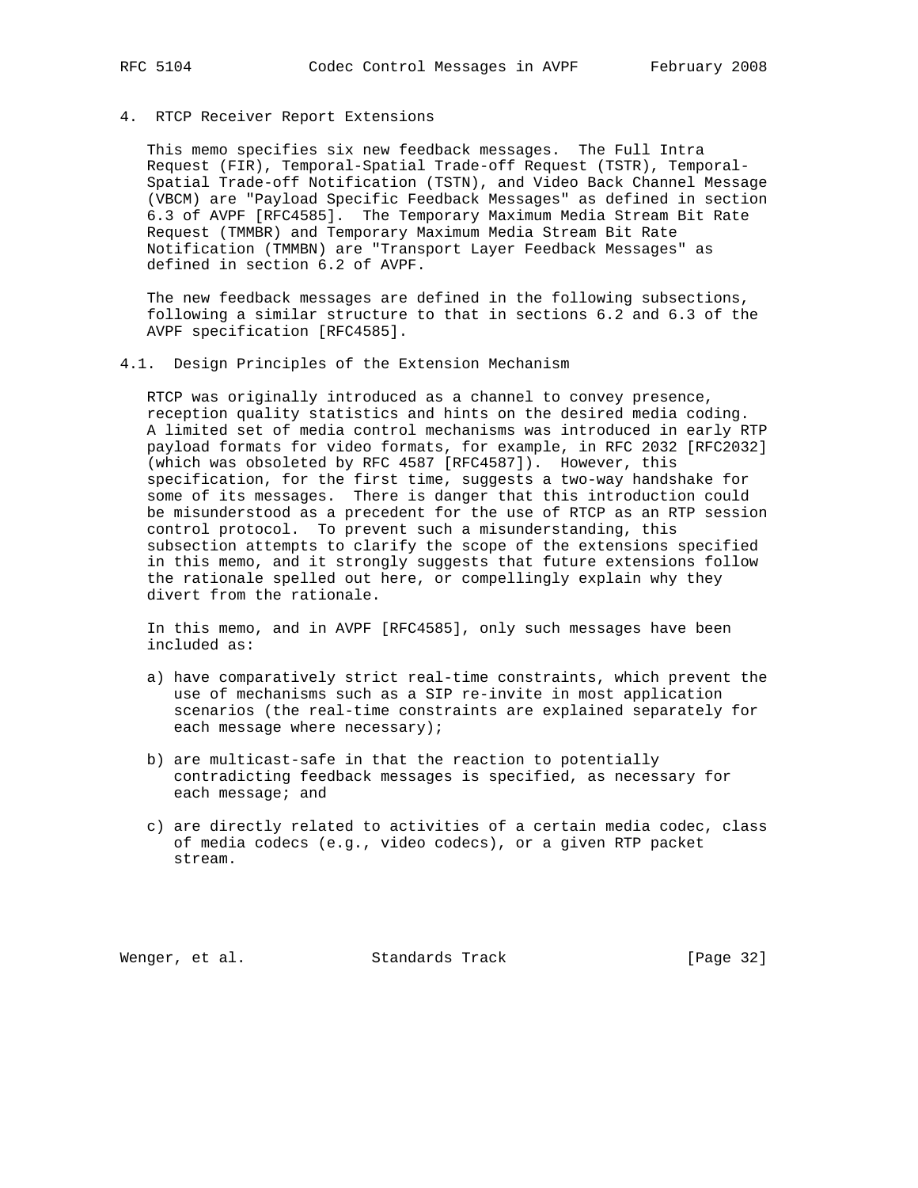# 4. RTCP Receiver Report Extensions

This memo specifies six new feedback messages. The Full Intra Request (FIR), Temporal-Spatial Trade-off Request (TSTR), Temporal-Spatial Trade-off Notification (TSTN), and Video Back Channel Message (VBCM) are "Payload Specific Feedback Messages" as defined in section 6.3 of AVPF [RFC4585]. The Temporary Maximum Media Stream Bit Rate Request (TMMBR) and Temporary Maximum Media Stream Bit Rate Notification (TMMBN) are "Transport Layer Feedback Messages" as defined in section 6.2 of AVPF.

The new feedback messages are defined in the following subsections, following a similar structure to that in sections 6.2 and 6.3 of the AVPF specification [RFC4585].

## 4.1. Design Principles of the Extension Mechanism

RTCP was originally introduced as a channel to convey presence, reception quality statistics and hints on the desired media coding. A limited set of media control mechanisms was introduced in early RTP payload formats for video formats, for example, in RFC 2032 [RFC2032] (which was obsoleted by RFC 4587 [RFC4587]). However, this specification, for the first time, suggests a two-way handshake for some of its messages. There is danger that this introduction could be misunderstood as a precedent for the use of RTCP as an RTP session control protocol. To prevent such a misunderstanding, this subsection attempts to clarify the scope of the extensions specified in this memo, and it strongly suggests that future extensions follow the rationale spelled out here, or compellingly explain why they divert from the rationale.

In this memo, and in AVPF [RFC4585], only such messages have been included as:

a) have comparatively strict real-time constraints, which prevent the use of mechanisms such as a SIP re-invite in most application scenarios (the real-time constraints are explained separately for each message where necessary);

b) are multicast-safe in that the reaction to potentially contradicting feedback messages is specified, as necessary for each message; and

c) are directly related to activities of a certain media codec, class of media codecs (e.g., video codecs), or a given RTP packet stream.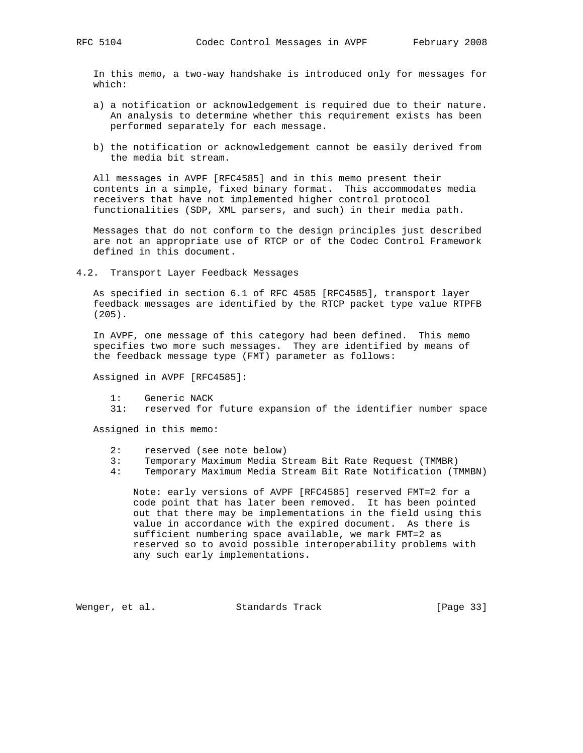In this memo, a two-way handshake is introduced only for messages for which:

a) a notification or acknowledgement is required due to their nature. An analysis to determine whether this requirement exists has been performed separately for each message.

b) the notification or acknowledgement cannot be easily derived from the media bit stream.

All messages in AVPF [RFC4585] and in this memo present their contents in a simple, fixed binary format. This accommodates media receivers that have not implemented higher control protocol functionalities (SDP, XML parsers, and such) in their media path.

Messages that do not conform to the design principles just described are not an appropriate use of RTCP or of the Codec Control Framework defined in this document.

## 4.2. Transport Layer Feedback Messages

As specified in section 6.1 of RFC 4585 [RFC4585], transport layer feedback messages are identified by the RTCP packet type value RTPFB (205).

In AVPF, one message of this category had been defined. This memo specifies two more such messages. They are identified by means of the feedback message type (FMT) parameter as follows:

Assigned in AVPF [RFC4585]:

- 1: Generic NACK
- 31: reserved for future expansion of the identifier number space

Assigned in this memo:

- 2: reserved (see note below)
- 3: Temporary Maximum Media Stream Bit Rate Request (TMMBR)
- 4: Temporary Maximum Media Stream Bit Rate Notification (TMMBN)

Note: early versions of AVPF [RFC4585] reserved FMT=2 for a code point that has later been removed. It has been pointed out that there may be implementations in the field using this value in accordance with the expired document. As there is sufficient numbering space available, we mark FMT=2 as reserved so to avoid possible interoperability problems with any such early implementations.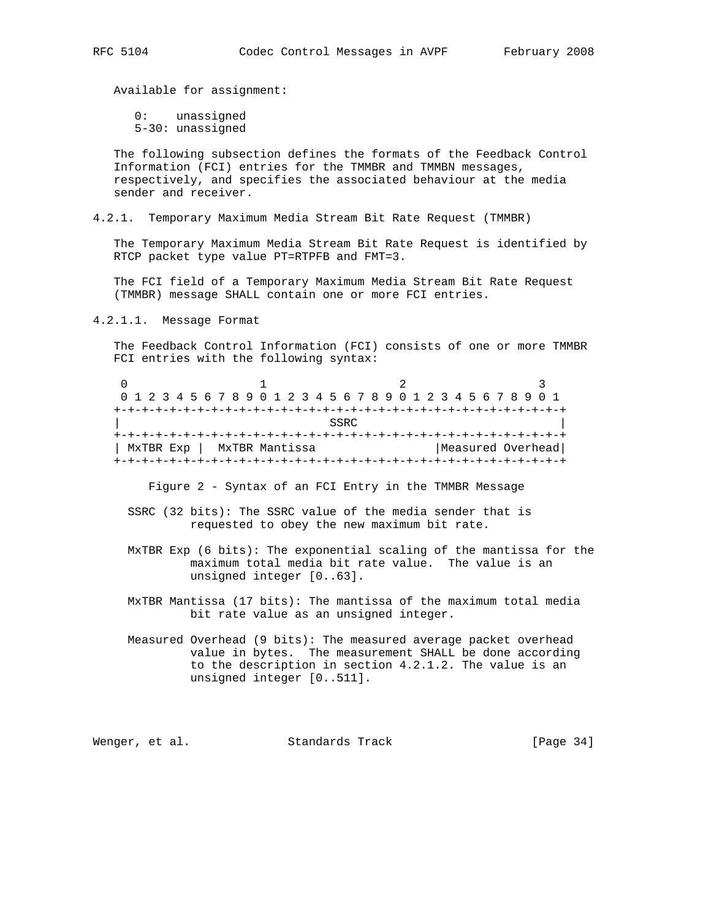Available for assignment:

```
0:    unassigned
5-30: unassigned
```

The following subsection defines the formats of the Feedback Control Information (FCI) entries for the TMMBR and TMMBN messages, respectively, and specifies the associated behaviour at the media sender and receiver.

### 4.2.1. Temporary Maximum Media Stream Bit Rate Request (TMMBR)

The Temporary Maximum Media Stream Bit Rate Request is identified by RTCP packet type value PT=RTPFB and FMT=3.

The FCI field of a Temporary Maximum Media Stream Bit Rate Request (TMMBR) message SHALL contain one or more FCI entries.

#### 4.2.1.1. Message Format

The Feedback Control Information (FCI) consists of one or more TMMBR FCI entries with the following syntax:

```
 0                   1                   2                   3
 0 1 2 3 4 5 6 7 8 9 0 1 2 3 4 5 6 7 8 9 0 1 2 3 4 5 6 7 8 9 0 1
+-+-+-+-+-+-+-+-+-+-+-+-+-+-+-+-+-+-+-+-+-+-+-+-+-+-+-+-+-+-+-+-+
|                              SSRC                             |
+-+-+-+-+-+-+-+-+-+-+-+-+-+-+-+-+-+-+-+-+-+-+-+-+-+-+-+-+-+-+-+-+
| MxTBR Exp |  MxTBR Mantissa                 |Measured Overhead|
+-+-+-+-+-+-+-+-+-+-+-+-+-+-+-+-+-+-+-+-+-+-+-+-+-+-+-+-+-+-+-+-+
```

Figure 2 - Syntax of an FCI Entry in the TMMBR Message

SSRC (32 bits): The SSRC value of the media sender that is requested to obey the new maximum bit rate.

MxTBR Exp (6 bits): The exponential scaling of the mantissa for the maximum total media bit rate value. The value is an unsigned integer [0..63].

MxTBR Mantissa (17 bits): The mantissa of the maximum total media bit rate value as an unsigned integer.

Measured Overhead (9 bits): The measured average packet overhead value in bytes. The measurement SHALL be done according to the description in section 4.2.1.2. The value is an unsigned integer [0..511].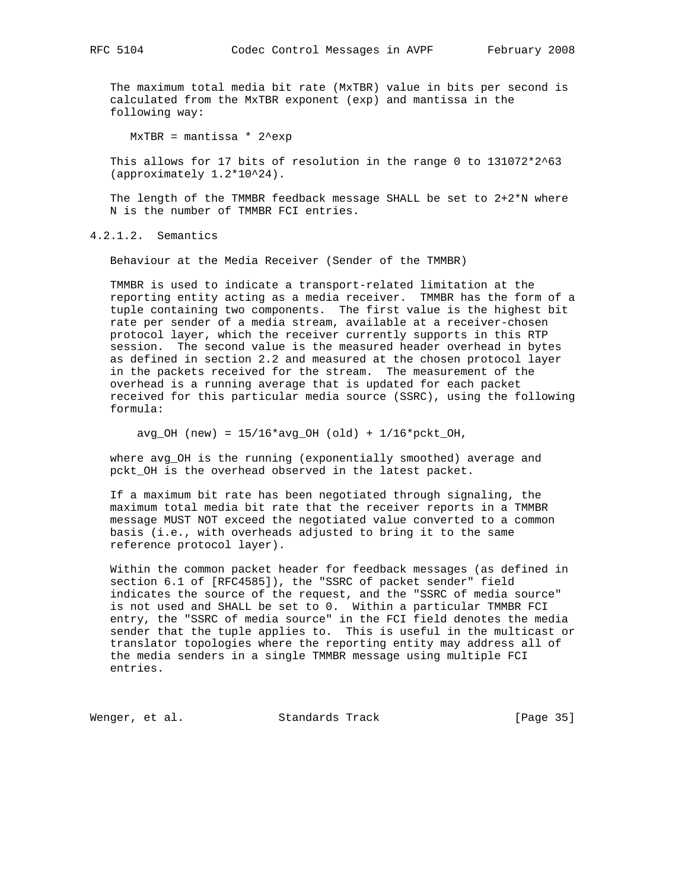The maximum total media bit rate (MxTBR) value in bits per second is calculated from the MxTBR exponent (exp) and mantissa in the following way:

$$MxTBR = mantissa * 2^{exp}$$

This allows for 17 bits of resolution in the range 0 to $131072*2^{63}$ (approximately $1.2*10^{24}$).

The length of the TMMBR feedback message SHALL be set to 2+2*N where N is the number of TMMBR FCI entries.

#### 4.2.1.2. Semantics

Behaviour at the Media Receiver (Sender of the TMMBR)

TMMBR is used to indicate a transport-related limitation at the reporting entity acting as a media receiver. TMMBR has the form of a tuple containing two components. The first value is the highest bit rate per sender of a media stream, available at a receiver-chosen protocol layer, which the receiver currently supports in this RTP session. The second value is the measured header overhead in bytes as defined in section 2.2 and measured at the chosen protocol layer in the packets received for the stream. The measurement of the overhead is a running average that is updated for each packet received for this particular media source (SSRC), using the following formula:

$$avg\_OH\ (new) = 15/16*avg\_OH\ (old) + 1/16*pckt\_OH,$$

where avg_OH is the running (exponentially smoothed) average and pckt_OH is the overhead observed in the latest packet.

If a maximum bit rate has been negotiated through signaling, the maximum total media bit rate that the receiver reports in a TMMBR message MUST NOT exceed the negotiated value converted to a common basis (i.e., with overheads adjusted to bring it to the same reference protocol layer).

Within the common packet header for feedback messages (as defined in section 6.1 of [RFC4585]), the "SSRC of packet sender" field indicates the source of the request, and the "SSRC of media source" is not used and SHALL be set to 0. Within a particular TMMBR FCI entry, the "SSRC of media source" in the FCI field denotes the media sender that the tuple applies to. This is useful in the multicast or translator topologies where the reporting entity may address all of the media senders in a single TMMBR message using multiple FCI entries.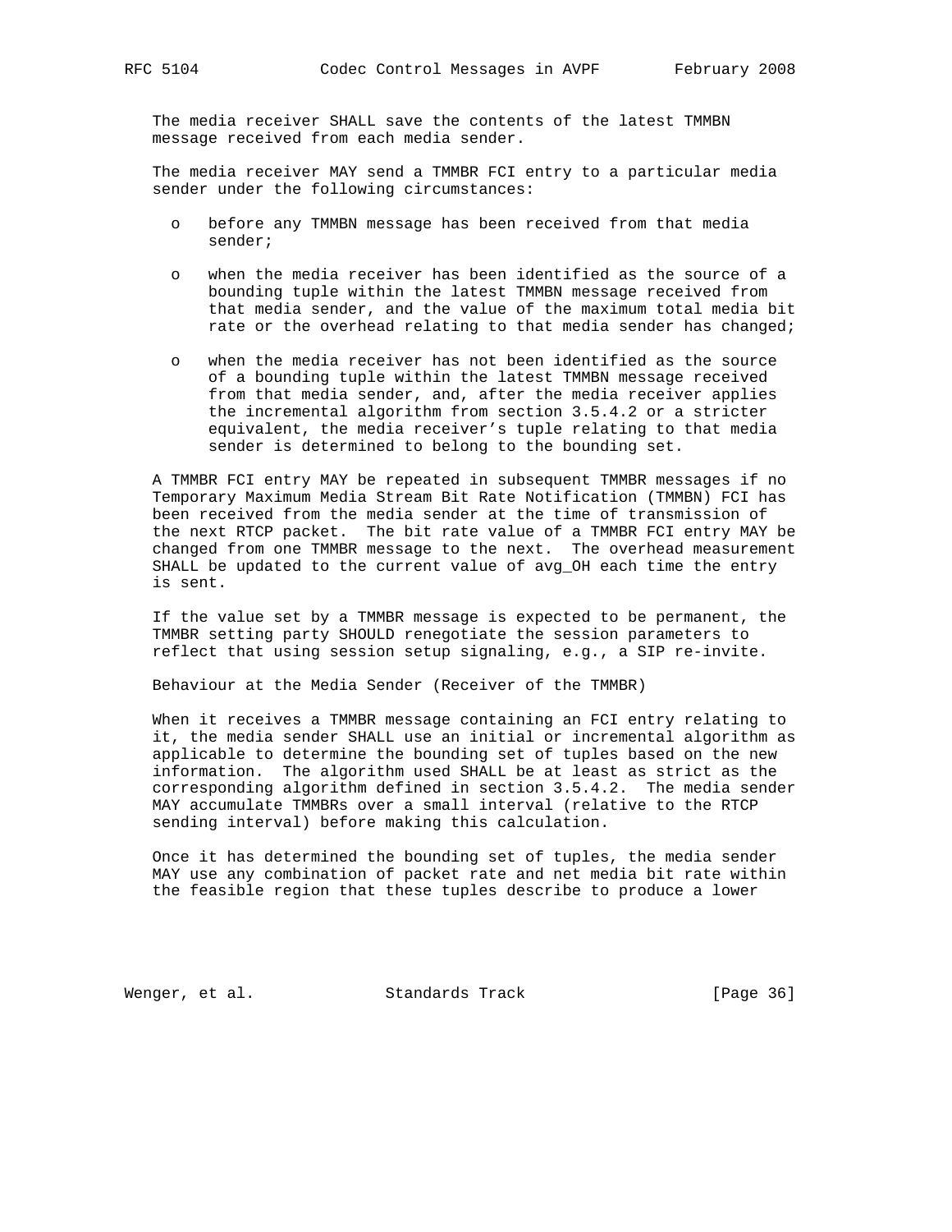The media receiver SHALL save the contents of the latest TMMBN message received from each media sender.

The media receiver MAY send a TMMBR FCI entry to a particular media sender under the following circumstances:

- before any TMMBN message has been received from that media sender;
- when the media receiver has been identified as the source of a bounding tuple within the latest TMMBN message received from that media sender, and the value of the maximum total media bit rate or the overhead relating to that media sender has changed;
- when the media receiver has not been identified as the source of a bounding tuple within the latest TMMBN message received from that media sender, and, after the media receiver applies the incremental algorithm from section 3.5.4.2 or a stricter equivalent, the media receiver's tuple relating to that media sender is determined to belong to the bounding set.

A TMMBR FCI entry MAY be repeated in subsequent TMMBR messages if no Temporary Maximum Media Stream Bit Rate Notification (TMMBN) FCI has been received from the media sender at the time of transmission of the next RTCP packet. The bit rate value of a TMMBR FCI entry MAY be changed from one TMMBR message to the next. The overhead measurement SHALL be updated to the current value of avg_OH each time the entry is sent.

If the value set by a TMMBR message is expected to be permanent, the TMMBR setting party SHOULD renegotiate the session parameters to reflect that using session setup signaling, e.g., a SIP re-invite.

Behaviour at the Media Sender (Receiver of the TMMBR)

When it receives a TMMBR message containing an FCI entry relating to it, the media sender SHALL use an initial or incremental algorithm as applicable to determine the bounding set of tuples based on the new information. The algorithm used SHALL be at least as strict as the corresponding algorithm defined in section 3.5.4.2. The media sender MAY accumulate TMMBRs over a small interval (relative to the RTCP sending interval) before making this calculation.

Once it has determined the bounding set of tuples, the media sender MAY use any combination of packet rate and net media bit rate within the feasible region that these tuples describe to produce a lower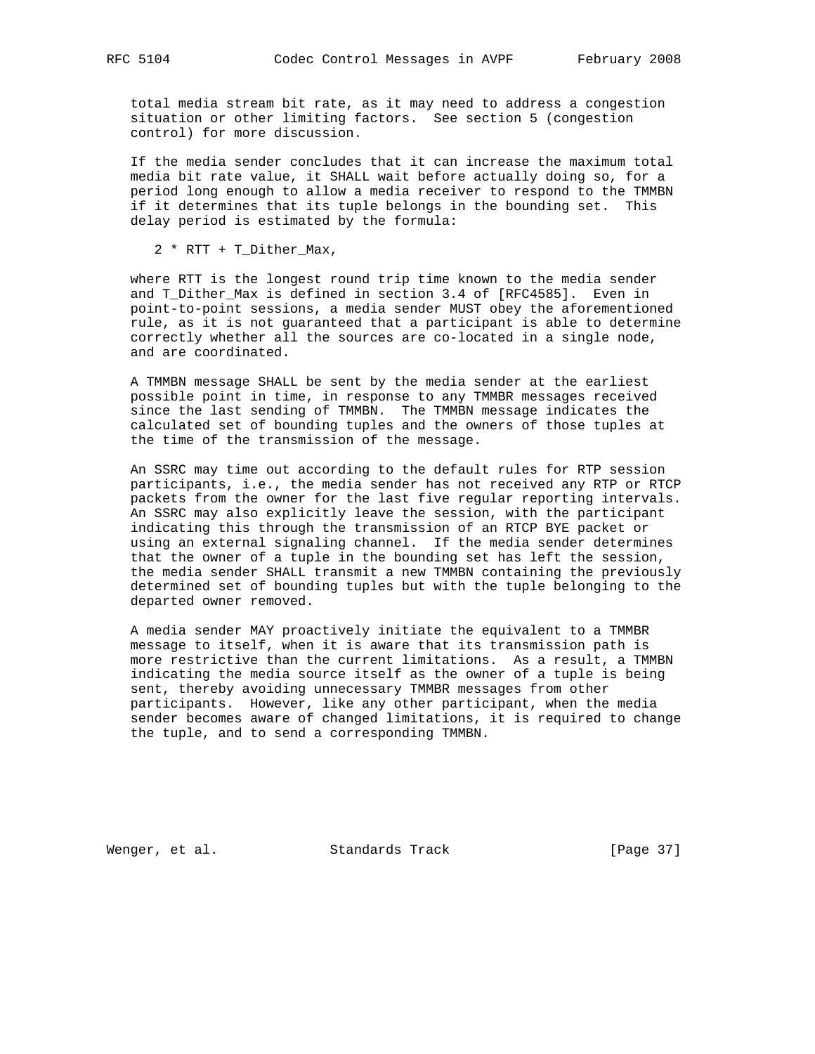total media stream bit rate, as it may need to address a congestion situation or other limiting factors. See section 5 (congestion control) for more discussion.

If the media sender concludes that it can increase the maximum total media bit rate value, it SHALL wait before actually doing so, for a period long enough to allow a media receiver to respond to the TMMBN if it determines that its tuple belongs in the bounding set. This delay period is estimated by the formula:

2 * RTT + T_Dither_Max,

where RTT is the longest round trip time known to the media sender and T_Dither_Max is defined in section 3.4 of [RFC4585]. Even in point-to-point sessions, a media sender MUST obey the aforementioned rule, as it is not guaranteed that a participant is able to determine correctly whether all the sources are co-located in a single node, and are coordinated.

A TMMBN message SHALL be sent by the media sender at the earliest possible point in time, in response to any TMMBR messages received since the last sending of TMMBN. The TMMBN message indicates the calculated set of bounding tuples and the owners of those tuples at the time of the transmission of the message.

An SSRC may time out according to the default rules for RTP session participants, i.e., the media sender has not received any RTP or RTCP packets from the owner for the last five regular reporting intervals. An SSRC may also explicitly leave the session, with the participant indicating this through the transmission of an RTCP BYE packet or using an external signaling channel. If the media sender determines that the owner of a tuple in the bounding set has left the session, the media sender SHALL transmit a new TMMBN containing the previously determined set of bounding tuples but with the tuple belonging to the departed owner removed.

A media sender MAY proactively initiate the equivalent to a TMMBR message to itself, when it is aware that its transmission path is more restrictive than the current limitations. As a result, a TMMBN indicating the media source itself as the owner of a tuple is being sent, thereby avoiding unnecessary TMMBR messages from other participants. However, like any other participant, when the media sender becomes aware of changed limitations, it is required to change the tuple, and to send a corresponding TMMBN.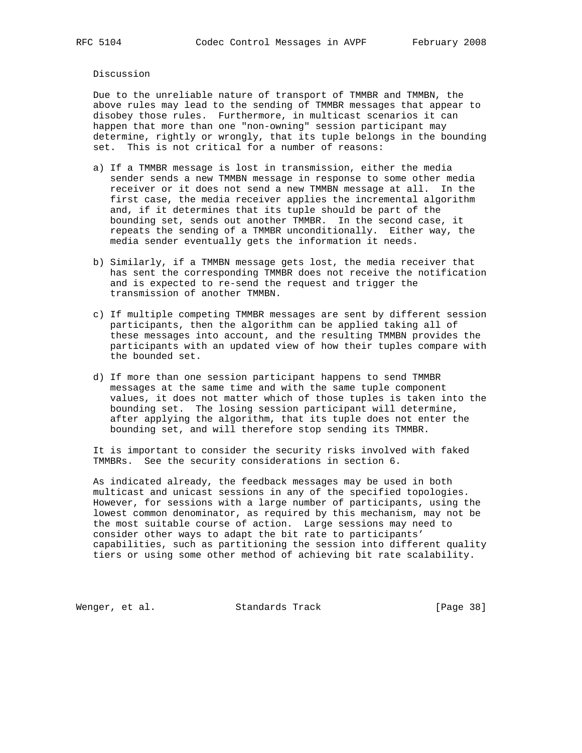Discussion

Due to the unreliable nature of transport of TMMBR and TMMBN, the above rules may lead to the sending of TMMBR messages that appear to disobey those rules. Furthermore, in multicast scenarios it can happen that more than one "non-owning" session participant may determine, rightly or wrongly, that its tuple belongs in the bounding set. This is not critical for a number of reasons:

a) If a TMMBR message is lost in transmission, either the media sender sends a new TMMBN message in response to some other media receiver or it does not send a new TMMBN message at all. In the first case, the media receiver applies the incremental algorithm and, if it determines that its tuple should be part of the bounding set, sends out another TMMBR. In the second case, it repeats the sending of a TMMBR unconditionally. Either way, the media sender eventually gets the information it needs.

b) Similarly, if a TMMBN message gets lost, the media receiver that has sent the corresponding TMMBR does not receive the notification and is expected to re-send the request and trigger the transmission of another TMMBN.

c) If multiple competing TMMBR messages are sent by different session participants, then the algorithm can be applied taking all of these messages into account, and the resulting TMMBN provides the participants with an updated view of how their tuples compare with the bounded set.

d) If more than one session participant happens to send TMMBR messages at the same time and with the same tuple component values, it does not matter which of those tuples is taken into the bounding set. The losing session participant will determine, after applying the algorithm, that its tuple does not enter the bounding set, and will therefore stop sending its TMMBR.

It is important to consider the security risks involved with faked TMMBRs. See the security considerations in section 6.

As indicated already, the feedback messages may be used in both multicast and unicast sessions in any of the specified topologies. However, for sessions with a large number of participants, using the lowest common denominator, as required by this mechanism, may not be the most suitable course of action. Large sessions may need to consider other ways to adapt the bit rate to participants' capabilities, such as partitioning the session into different quality tiers or using some other method of achieving bit rate scalability.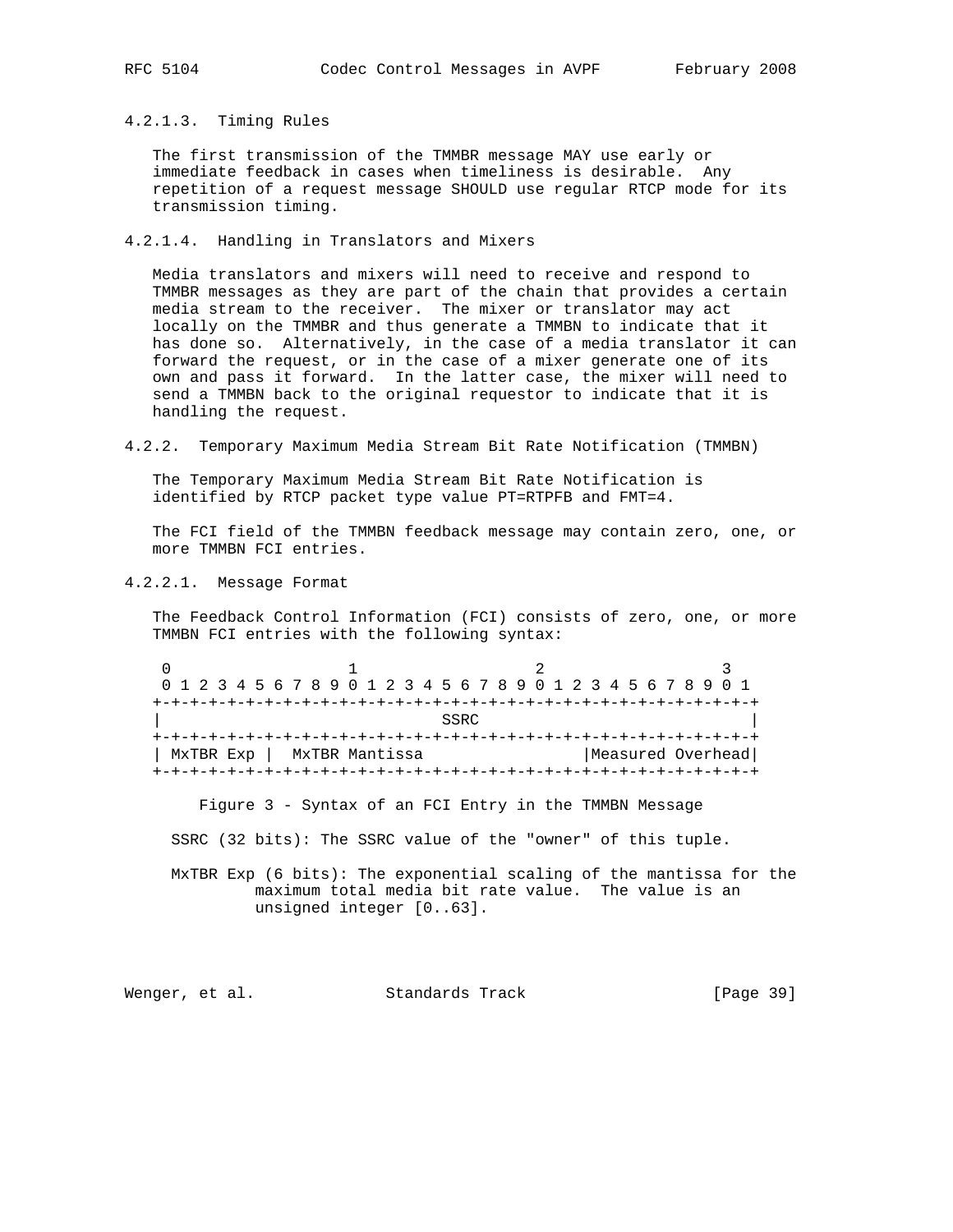#### 4.2.1.3. Timing Rules

The first transmission of the TMMBR message MAY use early or immediate feedback in cases when timeliness is desirable. Any repetition of a request message SHOULD use regular RTCP mode for its transmission timing.

#### 4.2.1.4. Handling in Translators and Mixers

Media translators and mixers will need to receive and respond to TMMBR messages as they are part of the chain that provides a certain media stream to the receiver. The mixer or translator may act locally on the TMMBR and thus generate a TMMBN to indicate that it has done so. Alternatively, in the case of a media translator it can forward the request, or in the case of a mixer generate one of its own and pass it forward. In the latter case, the mixer will need to send a TMMBN back to the original requestor to indicate that it is handling the request.

### 4.2.2. Temporary Maximum Media Stream Bit Rate Notification (TMMBN)

The Temporary Maximum Media Stream Bit Rate Notification is identified by RTCP packet type value PT=RTPFB and FMT=4.

The FCI field of the TMMBN feedback message may contain zero, one, or more TMMBN FCI entries.

#### 4.2.2.1. Message Format

The Feedback Control Information (FCI) consists of zero, one, or more TMMBN FCI entries with the following syntax:

```
 0                   1                   2                   3
 0 1 2 3 4 5 6 7 8 9 0 1 2 3 4 5 6 7 8 9 0 1 2 3 4 5 6 7 8 9 0 1
+-+-+-+-+-+-+-+-+-+-+-+-+-+-+-+-+-+-+-+-+-+-+-+-+-+-+-+-+-+-+-+-+
|                              SSRC                             |
+-+-+-+-+-+-+-+-+-+-+-+-+-+-+-+-+-+-+-+-+-+-+-+-+-+-+-+-+-+-+-+-+
| MxTBR Exp |  MxTBR Mantissa                 |Measured Overhead|
+-+-+-+-+-+-+-+-+-+-+-+-+-+-+-+-+-+-+-+-+-+-+-+-+-+-+-+-+-+-+-+-+
```

Figure 3 - Syntax of an FCI Entry in the TMMBN Message

SSRC (32 bits): The SSRC value of the "owner" of this tuple.

MxTBR Exp (6 bits): The exponential scaling of the mantissa for the maximum total media bit rate value. The value is an unsigned integer [0..63].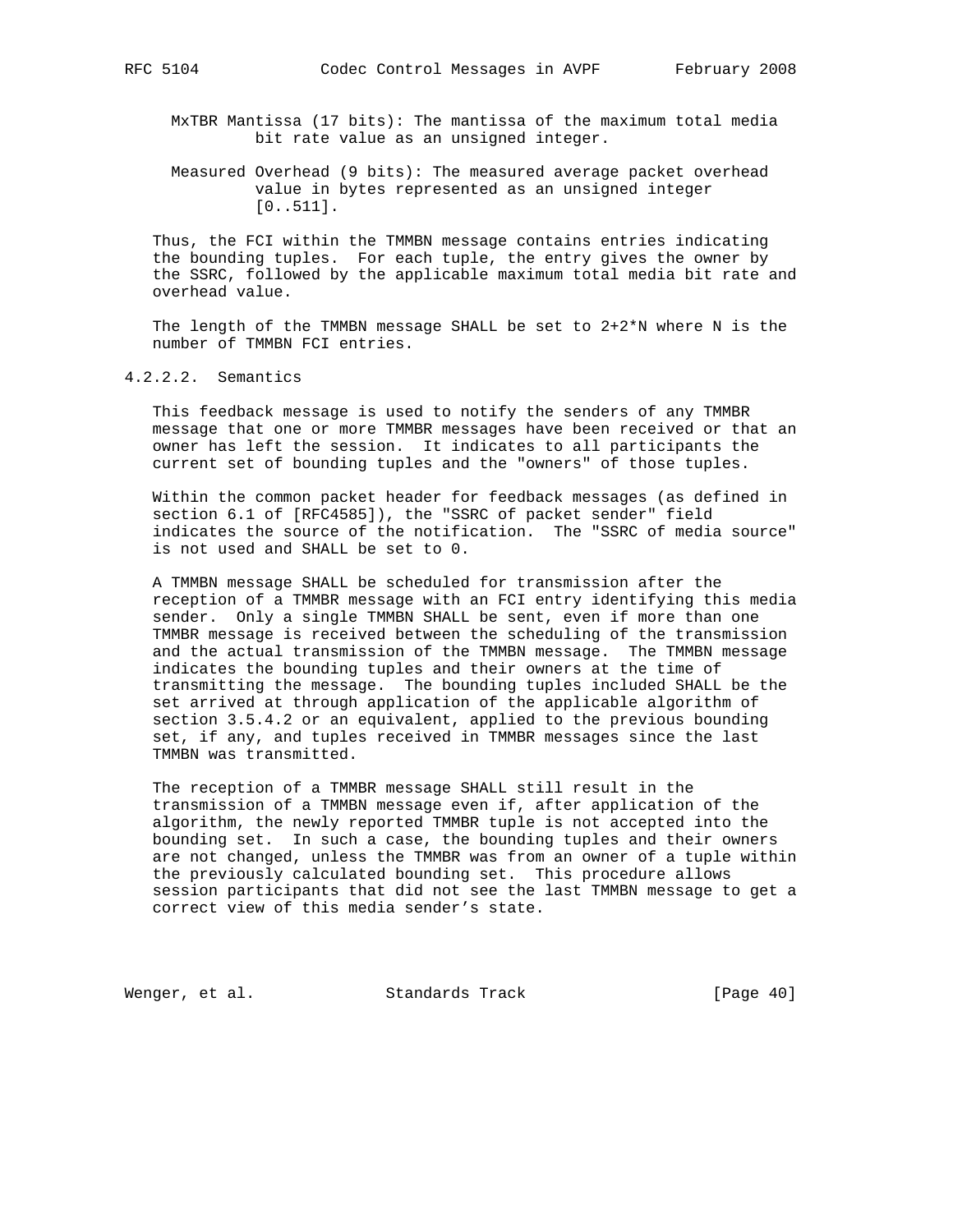MxTBR Mantissa (17 bits): The mantissa of the maximum total media bit rate value as an unsigned integer.

Measured Overhead (9 bits): The measured average packet overhead value in bytes represented as an unsigned integer [0..511].

Thus, the FCI within the TMMBN message contains entries indicating the bounding tuples. For each tuple, the entry gives the owner by the SSRC, followed by the applicable maximum total media bit rate and overhead value.

The length of the TMMBN message SHALL be set to 2+2*N where N is the number of TMMBN FCI entries.

#### 4.2.2.2. Semantics

This feedback message is used to notify the senders of any TMMBR message that one or more TMMBR messages have been received or that an owner has left the session. It indicates to all participants the current set of bounding tuples and the "owners" of those tuples.

Within the common packet header for feedback messages (as defined in section 6.1 of [RFC4585]), the "SSRC of packet sender" field indicates the source of the notification. The "SSRC of media source" is not used and SHALL be set to 0.

A TMMBN message SHALL be scheduled for transmission after the reception of a TMMBR message with an FCI entry identifying this media sender. Only a single TMMBN SHALL be sent, even if more than one TMMBR message is received between the scheduling of the transmission and the actual transmission of the TMMBN message. The TMMBN message indicates the bounding tuples and their owners at the time of transmitting the message. The bounding tuples included SHALL be the set arrived at through application of the applicable algorithm of section 3.5.4.2 or an equivalent, applied to the previous bounding set, if any, and tuples received in TMMBR messages since the last TMMBN was transmitted.

The reception of a TMMBR message SHALL still result in the transmission of a TMMBN message even if, after application of the algorithm, the newly reported TMMBR tuple is not accepted into the bounding set. In such a case, the bounding tuples and their owners are not changed, unless the TMMBR was from an owner of a tuple within the previously calculated bounding set. This procedure allows session participants that did not see the last TMMBN message to get a correct view of this media sender’s state.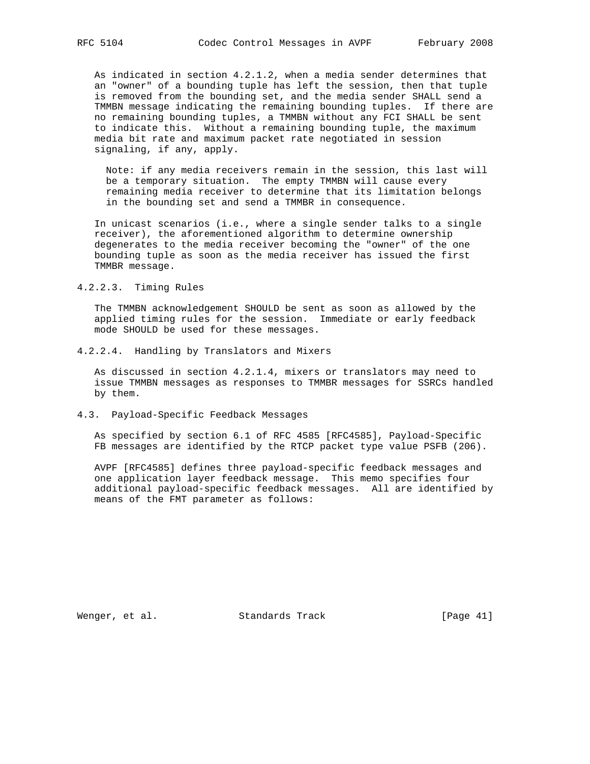As indicated in section 4.2.1.2, when a media sender determines that an "owner" of a bounding tuple has left the session, then that tuple is removed from the bounding set, and the media sender SHALL send a TMMBN message indicating the remaining bounding tuples. If there are no remaining bounding tuples, a TMMBN without any FCI SHALL be sent to indicate this. Without a remaining bounding tuple, the maximum media bit rate and maximum packet rate negotiated in session signaling, if any, apply.

> Note: if any media receivers remain in the session, this last will be a temporary situation. The empty TMMBN will cause every remaining media receiver to determine that its limitation belongs in the bounding set and send a TMMBR in consequence.

In unicast scenarios (i.e., where a single sender talks to a single receiver), the aforementioned algorithm to determine ownership degenerates to the media receiver becoming the "owner" of the one bounding tuple as soon as the media receiver has issued the first TMMBR message.

#### 4.2.2.3. Timing Rules

The TMMBN acknowledgement SHOULD be sent as soon as allowed by the applied timing rules for the session. Immediate or early feedback mode SHOULD be used for these messages.

#### 4.2.2.4. Handling by Translators and Mixers

As discussed in section 4.2.1.4, mixers or translators may need to issue TMMBN messages as responses to TMMBR messages for SSRCs handled by them.

### 4.3. Payload-Specific Feedback Messages

As specified by section 6.1 of RFC 4585 [RFC4585], Payload-Specific FB messages are identified by the RTCP packet type value PSFB (206).

AVPF [RFC4585] defines three payload-specific feedback messages and one application layer feedback message. This memo specifies four additional payload-specific feedback messages. All are identified by means of the FMT parameter as follows: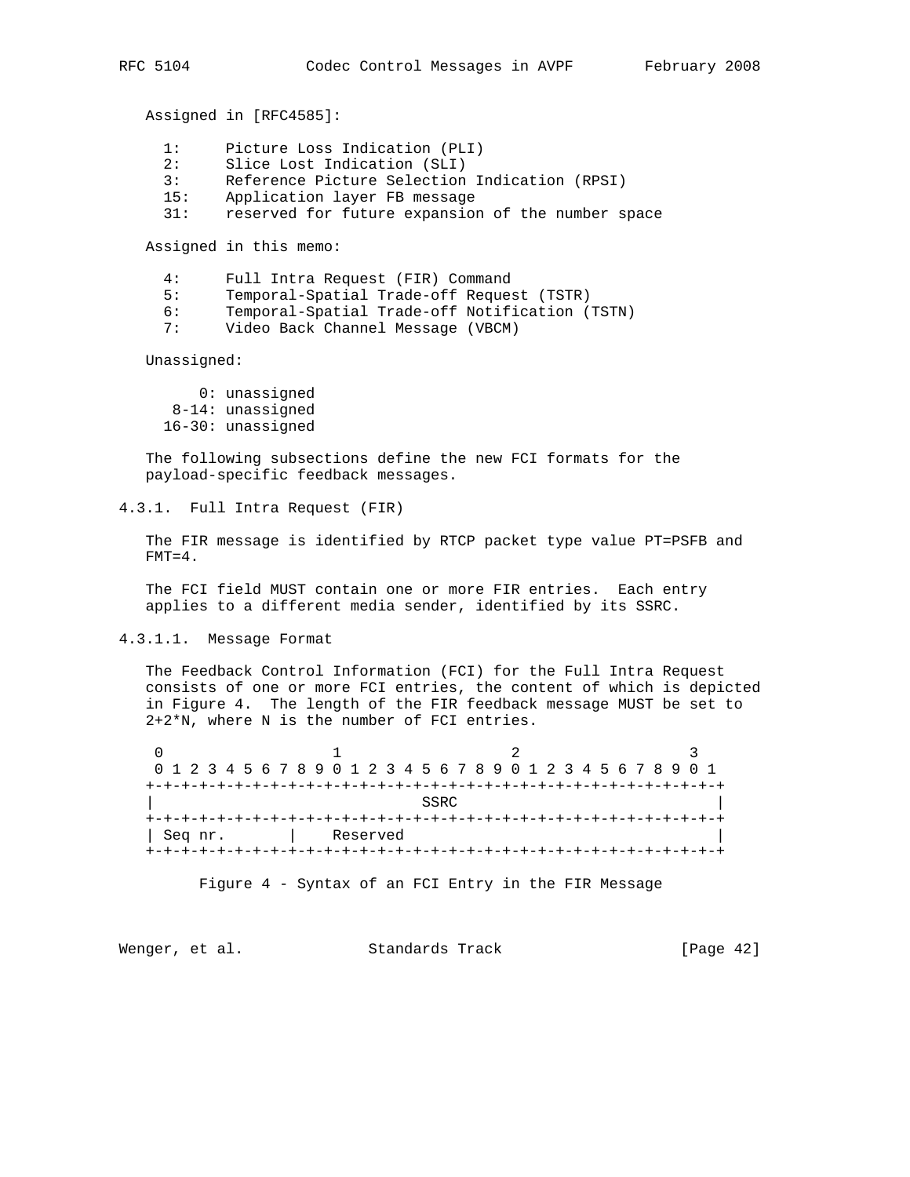Assigned in [RFC4585]:

```
  1:     Picture Loss Indication (PLI)
  2:     Slice Lost Indication (SLI)
  3:     Reference Picture Selection Indication (RPSI)
  15:    Application layer FB message
  31:    reserved for future expansion of the number space
```

Assigned in this memo:

```
  4:     Full Intra Request (FIR) Command
  5:     Temporal-Spatial Trade-off Request (TSTR)
  6:     Temporal-Spatial Trade-off Notification (TSTN)
  7:     Video Back Channel Message (VBCM)
```

Unassigned:

```
      0: unassigned
   8-14: unassigned
  16-30: unassigned
```

The following subsections define the new FCI formats for the payload-specific feedback messages.

#### 4.3.1. Full Intra Request (FIR)

The FIR message is identified by RTCP packet type value PT=PSFB and FMT=4.

The FCI field MUST contain one or more FIR entries. Each entry applies to a different media sender, identified by its SSRC.

##### 4.3.1.1. Message Format

The Feedback Control Information (FCI) for the Full Intra Request consists of one or more FCI entries, the content of which is depicted in Figure 4. The length of the FIR feedback message MUST be set to 2+2*N, where N is the number of FCI entries.

```
 0                   1                   2                   3
 0 1 2 3 4 5 6 7 8 9 0 1 2 3 4 5 6 7 8 9 0 1 2 3 4 5 6 7 8 9 0 1
+-+-+-+-+-+-+-+-+-+-+-+-+-+-+-+-+-+-+-+-+-+-+-+-+-+-+-+-+-+-+-+-+
|                              SSRC                             |
+-+-+-+-+-+-+-+-+-+-+-+-+-+-+-+-+-+-+-+-+-+-+-+-+-+-+-+-+-+-+-+-+
| Seq nr.       |    Reserved                                   |
+-+-+-+-+-+-+-+-+-+-+-+-+-+-+-+-+-+-+-+-+-+-+-+-+-+-+-+-+-+-+-+-+
```

Figure 4 - Syntax of an FCI Entry in the FIR Message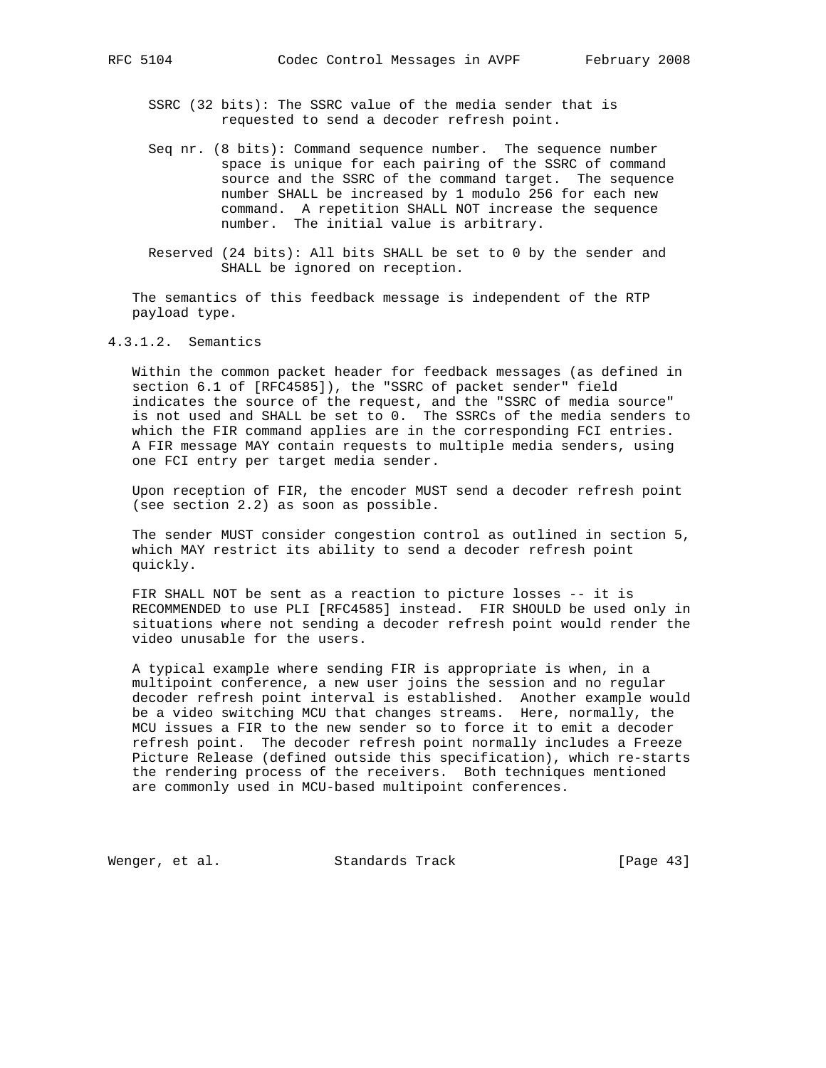SSRC (32 bits): The SSRC value of the media sender that is requested to send a decoder refresh point.

Seq nr. (8 bits): Command sequence number. The sequence number space is unique for each pairing of the SSRC of command source and the SSRC of the command target. The sequence number SHALL be increased by 1 modulo 256 for each new command. A repetition SHALL NOT increase the sequence number. The initial value is arbitrary.

Reserved (24 bits): All bits SHALL be set to 0 by the sender and SHALL be ignored on reception.

The semantics of this feedback message is independent of the RTP payload type.

#### 4.3.1.2. Semantics

Within the common packet header for feedback messages (as defined in section 6.1 of [RFC4585]), the "SSRC of packet sender" field indicates the source of the request, and the "SSRC of media source" is not used and SHALL be set to 0. The SSRCs of the media senders to which the FIR command applies are in the corresponding FCI entries. A FIR message MAY contain requests to multiple media senders, using one FCI entry per target media sender.

Upon reception of FIR, the encoder MUST send a decoder refresh point (see section 2.2) as soon as possible.

The sender MUST consider congestion control as outlined in section 5, which MAY restrict its ability to send a decoder refresh point quickly.

FIR SHALL NOT be sent as a reaction to picture losses -- it is RECOMMENDED to use PLI [RFC4585] instead. FIR SHOULD be used only in situations where not sending a decoder refresh point would render the video unusable for the users.

A typical example where sending FIR is appropriate is when, in a multipoint conference, a new user joins the session and no regular decoder refresh point interval is established. Another example would be a video switching MCU that changes streams. Here, normally, the MCU issues a FIR to the new sender so to force it to emit a decoder refresh point. The decoder refresh point normally includes a Freeze Picture Release (defined outside this specification), which re-starts the rendering process of the receivers. Both techniques mentioned are commonly used in MCU-based multipoint conferences.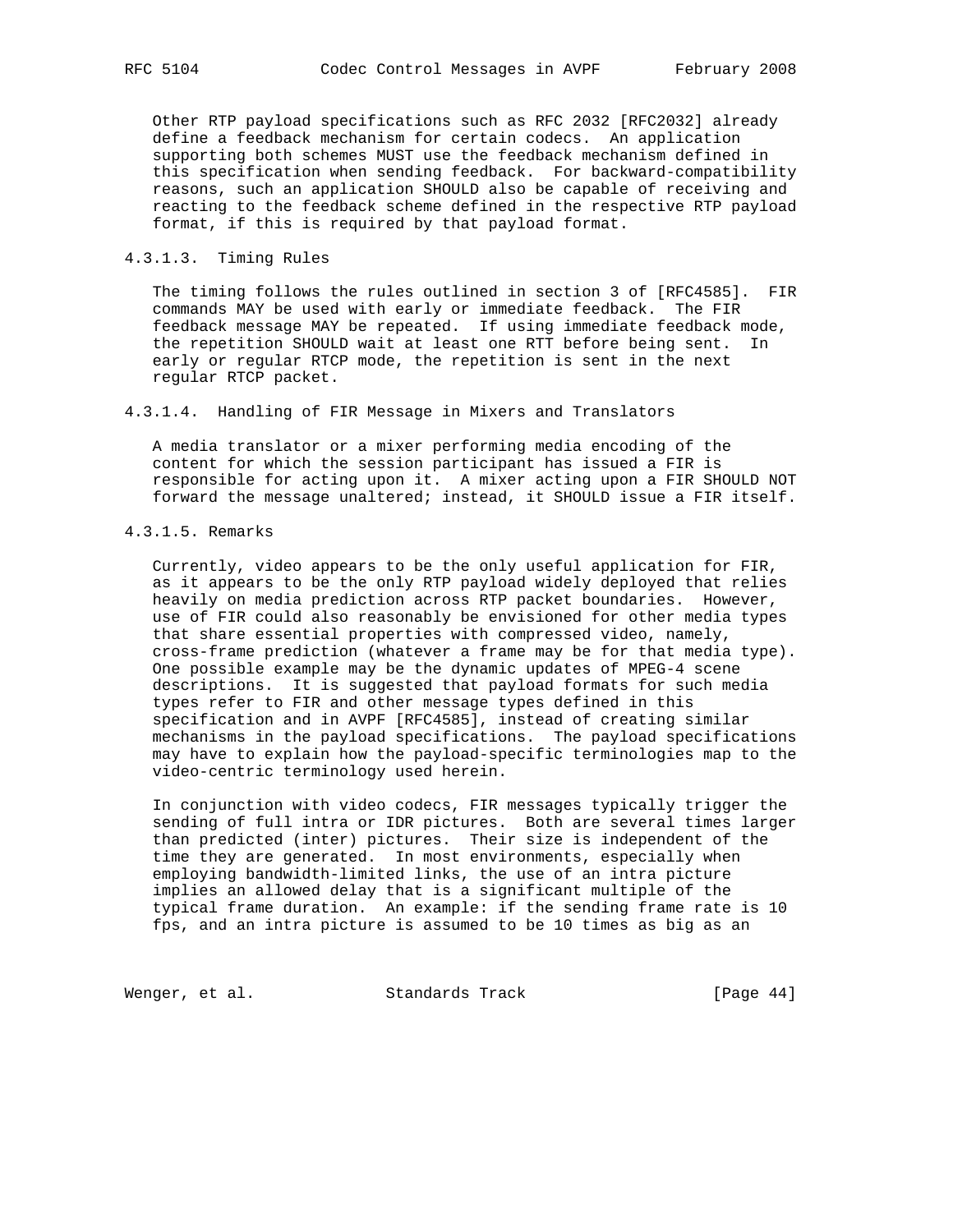Other RTP payload specifications such as RFC 2032 [RFC2032] already define a feedback mechanism for certain codecs. An application supporting both schemes MUST use the feedback mechanism defined in this specification when sending feedback. For backward-compatibility reasons, such an application SHOULD also be capable of receiving and reacting to the feedback scheme defined in the respective RTP payload format, if this is required by that payload format.

#### 4.3.1.3. Timing Rules

The timing follows the rules outlined in section 3 of [RFC4585]. FIR commands MAY be used with early or immediate feedback. The FIR feedback message MAY be repeated. If using immediate feedback mode, the repetition SHOULD wait at least one RTT before being sent. In early or regular RTCP mode, the repetition is sent in the next regular RTCP packet.

#### 4.3.1.4. Handling of FIR Message in Mixers and Translators

A media translator or a mixer performing media encoding of the content for which the session participant has issued a FIR is responsible for acting upon it. A mixer acting upon a FIR SHOULD NOT forward the message unaltered; instead, it SHOULD issue a FIR itself.

#### 4.3.1.5. Remarks

Currently, video appears to be the only useful application for FIR, as it appears to be the only RTP payload widely deployed that relies heavily on media prediction across RTP packet boundaries. However, use of FIR could also reasonably be envisioned for other media types that share essential properties with compressed video, namely, cross-frame prediction (whatever a frame may be for that media type). One possible example may be the dynamic updates of MPEG-4 scene descriptions. It is suggested that payload formats for such media types refer to FIR and other message types defined in this specification and in AVPF [RFC4585], instead of creating similar mechanisms in the payload specifications. The payload specifications may have to explain how the payload-specific terminologies map to the video-centric terminology used herein.

In conjunction with video codecs, FIR messages typically trigger the sending of full intra or IDR pictures. Both are several times larger than predicted (inter) pictures. Their size is independent of the time they are generated. In most environments, especially when employing bandwidth-limited links, the use of an intra picture implies an allowed delay that is a significant multiple of the typical frame duration. An example: if the sending frame rate is 10 fps, and an intra picture is assumed to be 10 times as big as an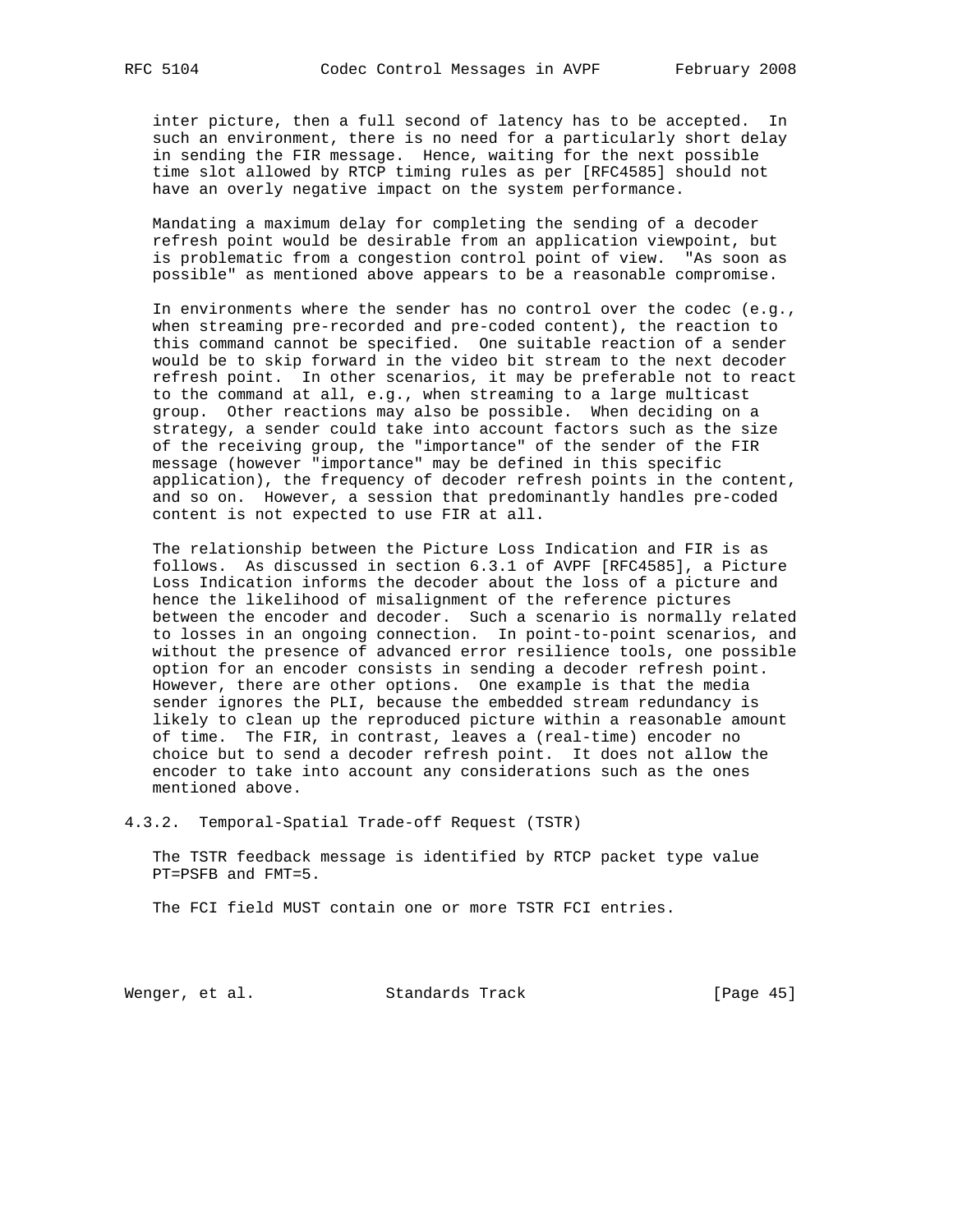inter picture, then a full second of latency has to be accepted. In such an environment, there is no need for a particularly short delay in sending the FIR message. Hence, waiting for the next possible time slot allowed by RTCP timing rules as per [RFC4585] should not have an overly negative impact on the system performance.

Mandating a maximum delay for completing the sending of a decoder refresh point would be desirable from an application viewpoint, but is problematic from a congestion control point of view. "As soon as possible" as mentioned above appears to be a reasonable compromise.

In environments where the sender has no control over the codec (e.g., when streaming pre-recorded and pre-coded content), the reaction to this command cannot be specified. One suitable reaction of a sender would be to skip forward in the video bit stream to the next decoder refresh point. In other scenarios, it may be preferable not to react to the command at all, e.g., when streaming to a large multicast group. Other reactions may also be possible. When deciding on a strategy, a sender could take into account factors such as the size of the receiving group, the "importance" of the sender of the FIR message (however "importance" may be defined in this specific application), the frequency of decoder refresh points in the content, and so on. However, a session that predominantly handles pre-coded content is not expected to use FIR at all.

The relationship between the Picture Loss Indication and FIR is as follows. As discussed in section 6.3.1 of AVPF [RFC4585], a Picture Loss Indication informs the decoder about the loss of a picture and hence the likelihood of misalignment of the reference pictures between the encoder and decoder. Such a scenario is normally related to losses in an ongoing connection. In point-to-point scenarios, and without the presence of advanced error resilience tools, one possible option for an encoder consists in sending a decoder refresh point. However, there are other options. One example is that the media sender ignores the PLI, because the embedded stream redundancy is likely to clean up the reproduced picture within a reasonable amount of time. The FIR, in contrast, leaves a (real-time) encoder no choice but to send a decoder refresh point. It does not allow the encoder to take into account any considerations such as the ones mentioned above.

#### 4.3.2. Temporal-Spatial Trade-off Request (TSTR)

The TSTR feedback message is identified by RTCP packet type value PT=PSFB and FMT=5.

The FCI field MUST contain one or more TSTR FCI entries.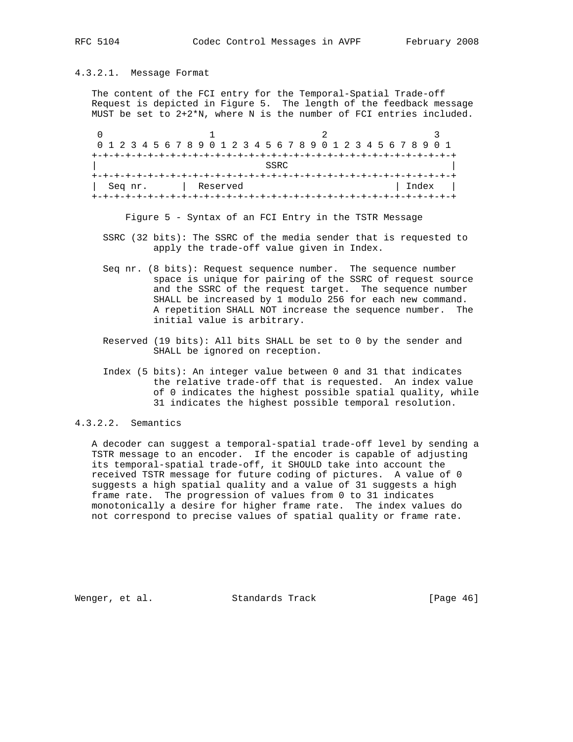#### 4.3.2.1. Message Format

The content of the FCI entry for the Temporal-Spatial Trade-off Request is depicted in Figure 5. The length of the feedback message MUST be set to 2+2*N, where N is the number of FCI entries included.

```
 0                   1                   2                   3
 0 1 2 3 4 5 6 7 8 9 0 1 2 3 4 5 6 7 8 9 0 1 2 3 4 5 6 7 8 9 0 1
+-+-+-+-+-+-+-+-+-+-+-+-+-+-+-+-+-+-+-+-+-+-+-+-+-+-+-+-+-+-+-+-+
|                              SSRC                             |
+-+-+-+-+-+-+-+-+-+-+-+-+-+-+-+-+-+-+-+-+-+-+-+-+-+-+-+-+-+-+-+-+
|  Seq nr.      |  Reserved                           | Index   |
+-+-+-+-+-+-+-+-+-+-+-+-+-+-+-+-+-+-+-+-+-+-+-+-+-+-+-+-+-+-+-+-+
```

Figure 5 - Syntax of an FCI Entry in the TSTR Message

SSRC (32 bits): The SSRC of the media sender that is requested to apply the trade-off value given in Index.

Seq nr. (8 bits): Request sequence number. The sequence number space is unique for pairing of the SSRC of request source and the SSRC of the request target. The sequence number SHALL be increased by 1 modulo 256 for each new command. A repetition SHALL NOT increase the sequence number. The initial value is arbitrary.

Reserved (19 bits): All bits SHALL be set to 0 by the sender and SHALL be ignored on reception.

Index (5 bits): An integer value between 0 and 31 that indicates the relative trade-off that is requested. An index value of 0 indicates the highest possible spatial quality, while 31 indicates the highest possible temporal resolution.

#### 4.3.2.2. Semantics

A decoder can suggest a temporal-spatial trade-off level by sending a TSTR message to an encoder. If the encoder is capable of adjusting its temporal-spatial trade-off, it SHOULD take into account the received TSTR message for future coding of pictures. A value of 0 suggests a high spatial quality and a value of 31 suggests a high frame rate. The progression of values from 0 to 31 indicates monotonically a desire for higher frame rate. The index values do not correspond to precise values of spatial quality or frame rate.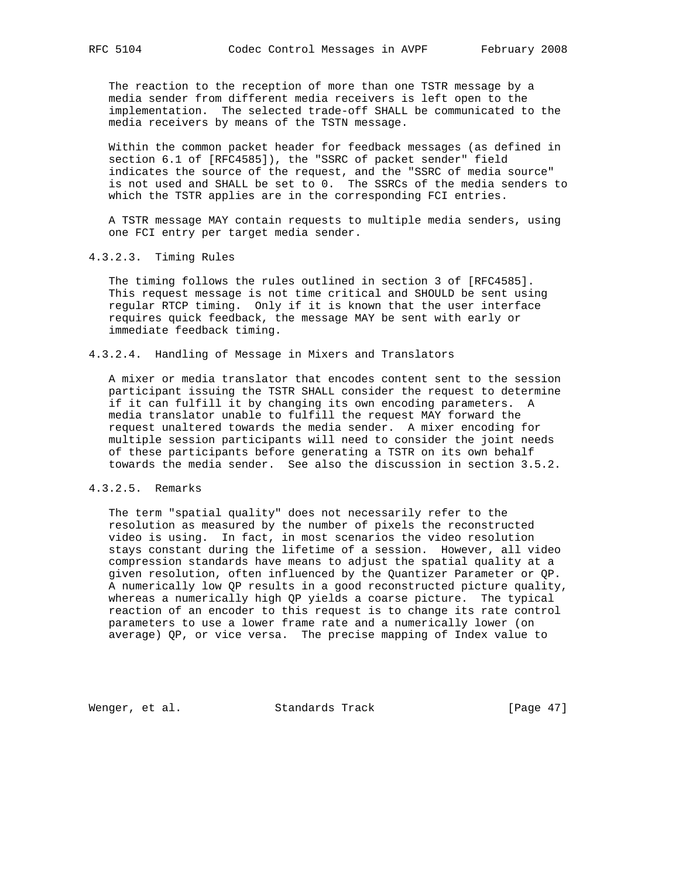The reaction to the reception of more than one TSTR message by a media sender from different media receivers is left open to the implementation. The selected trade-off SHALL be communicated to the media receivers by means of the TSTN message.

Within the common packet header for feedback messages (as defined in section 6.1 of [RFC4585]), the "SSRC of packet sender" field indicates the source of the request, and the "SSRC of media source" is not used and SHALL be set to 0. The SSRCs of the media senders to which the TSTR applies are in the corresponding FCI entries.

A TSTR message MAY contain requests to multiple media senders, using one FCI entry per target media sender.

#### 4.3.2.3. Timing Rules

The timing follows the rules outlined in section 3 of [RFC4585]. This request message is not time critical and SHOULD be sent using regular RTCP timing. Only if it is known that the user interface requires quick feedback, the message MAY be sent with early or immediate feedback timing.

#### 4.3.2.4. Handling of Message in Mixers and Translators

A mixer or media translator that encodes content sent to the session participant issuing the TSTR SHALL consider the request to determine if it can fulfill it by changing its own encoding parameters. A media translator unable to fulfill the request MAY forward the request unaltered towards the media sender. A mixer encoding for multiple session participants will need to consider the joint needs of these participants before generating a TSTR on its own behalf towards the media sender. See also the discussion in section 3.5.2.

#### 4.3.2.5. Remarks

The term "spatial quality" does not necessarily refer to the resolution as measured by the number of pixels the reconstructed video is using. In fact, in most scenarios the video resolution stays constant during the lifetime of a session. However, all video compression standards have means to adjust the spatial quality at a given resolution, often influenced by the Quantizer Parameter or QP. A numerically low QP results in a good reconstructed picture quality, whereas a numerically high QP yields a coarse picture. The typical reaction of an encoder to this request is to change its rate control parameters to use a lower frame rate and a numerically lower (on average) QP, or vice versa. The precise mapping of Index value to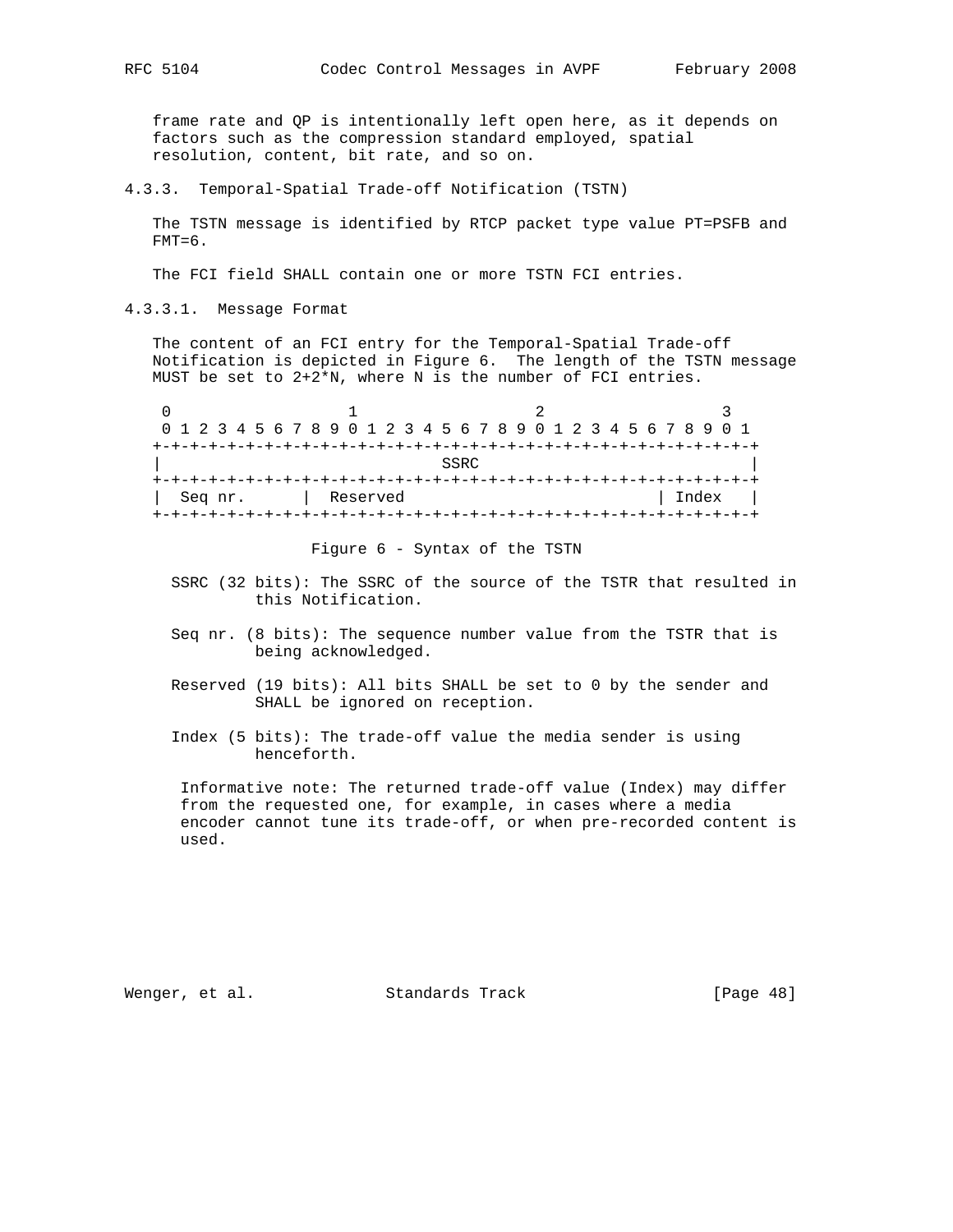frame rate and QP is intentionally left open here, as it depends on factors such as the compression standard employed, spatial resolution, content, bit rate, and so on.

#### 4.3.3. Temporal-Spatial Trade-off Notification (TSTN)

The TSTN message is identified by RTCP packet type value PT=PSFB and FMT=6.

The FCI field SHALL contain one or more TSTN FCI entries.

##### 4.3.3.1. Message Format

The content of an FCI entry for the Temporal-Spatial Trade-off Notification is depicted in Figure 6. The length of the TSTN message MUST be set to 2+2*N, where N is the number of FCI entries.

```
 0                   1                   2                   3
 0 1 2 3 4 5 6 7 8 9 0 1 2 3 4 5 6 7 8 9 0 1 2 3 4 5 6 7 8 9 0 1
+-+-+-+-+-+-+-+-+-+-+-+-+-+-+-+-+-+-+-+-+-+-+-+-+-+-+-+-+-+-+-+-+
|                              SSRC                             |
+-+-+-+-+-+-+-+-+-+-+-+-+-+-+-+-+-+-+-+-+-+-+-+-+-+-+-+-+-+-+-+-+
|  Seq nr.      |  Reserved                           | Index   |
+-+-+-+-+-+-+-+-+-+-+-+-+-+-+-+-+-+-+-+-+-+-+-+-+-+-+-+-+-+-+-+-+
```

Figure 6 - Syntax of the TSTN

SSRC (32 bits): The SSRC of the source of the TSTR that resulted in this Notification.

Seq nr. (8 bits): The sequence number value from the TSTR that is being acknowledged.

Reserved (19 bits): All bits SHALL be set to 0 by the sender and SHALL be ignored on reception.

Index (5 bits): The trade-off value the media sender is using henceforth.

Informative note: The returned trade-off value (Index) may differ from the requested one, for example, in cases where a media encoder cannot tune its trade-off, or when pre-recorded content is used.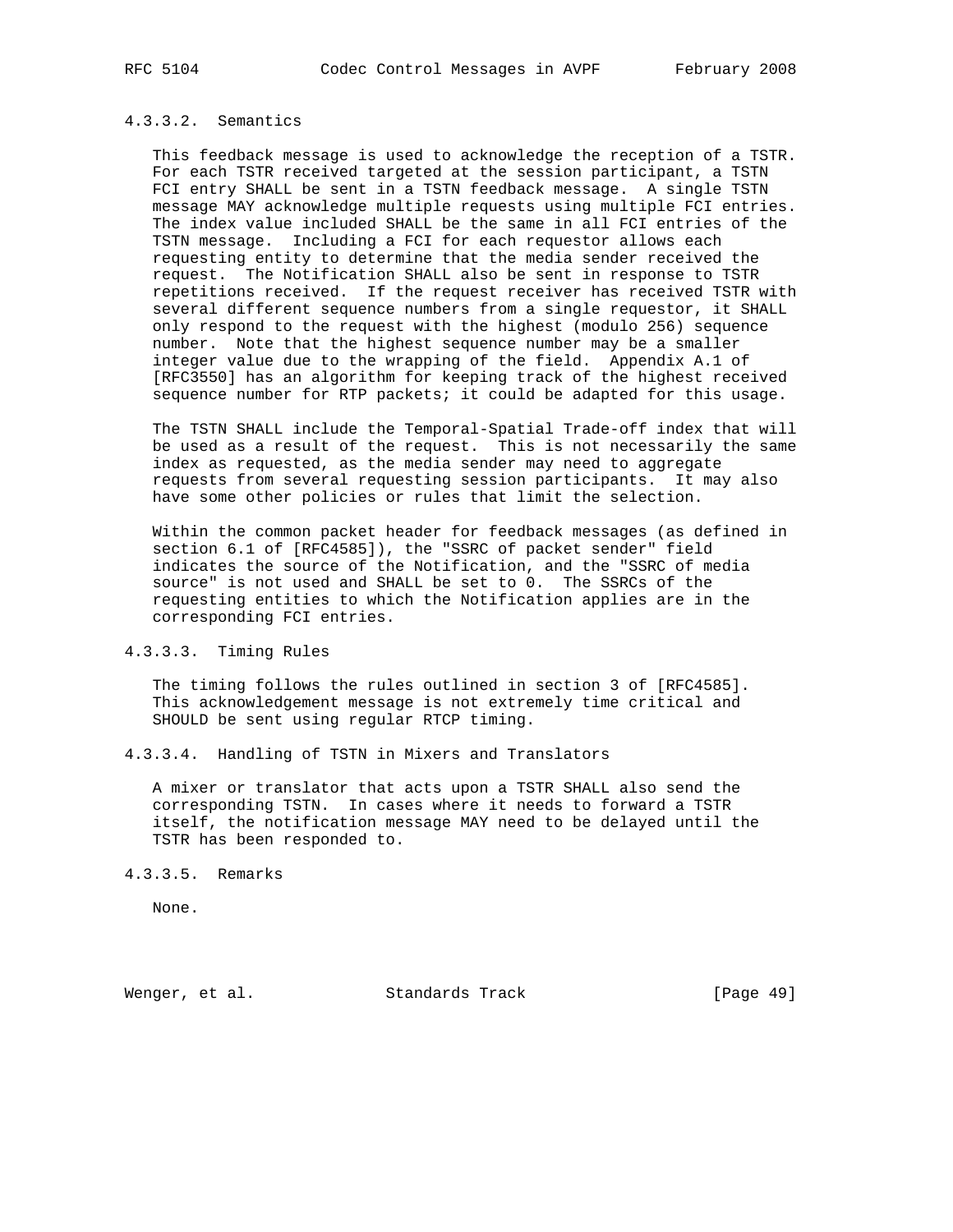#### 4.3.3.2. Semantics

This feedback message is used to acknowledge the reception of a TSTR. For each TSTR received targeted at the session participant, a TSTN FCI entry SHALL be sent in a TSTN feedback message. A single TSTN message MAY acknowledge multiple requests using multiple FCI entries. The index value included SHALL be the same in all FCI entries of the TSTN message. Including a FCI for each requestor allows each requesting entity to determine that the media sender received the request. The Notification SHALL also be sent in response to TSTR repetitions received. If the request receiver has received TSTR with several different sequence numbers from a single requestor, it SHALL only respond to the request with the highest (modulo 256) sequence number. Note that the highest sequence number may be a smaller integer value due to the wrapping of the field. Appendix A.1 of [RFC3550] has an algorithm for keeping track of the highest received sequence number for RTP packets; it could be adapted for this usage.

The TSTN SHALL include the Temporal-Spatial Trade-off index that will be used as a result of the request. This is not necessarily the same index as requested, as the media sender may need to aggregate requests from several requesting session participants. It may also have some other policies or rules that limit the selection.

Within the common packet header for feedback messages (as defined in section 6.1 of [RFC4585]), the "SSRC of packet sender" field indicates the source of the Notification, and the "SSRC of media source" is not used and SHALL be set to 0. The SSRCs of the requesting entities to which the Notification applies are in the corresponding FCI entries.

#### 4.3.3.3. Timing Rules

The timing follows the rules outlined in section 3 of [RFC4585]. This acknowledgement message is not extremely time critical and SHOULD be sent using regular RTCP timing.

#### 4.3.3.4. Handling of TSTN in Mixers and Translators

A mixer or translator that acts upon a TSTR SHALL also send the corresponding TSTN. In cases where it needs to forward a TSTR itself, the notification message MAY need to be delayed until the TSTR has been responded to.

#### 4.3.3.5. Remarks

None.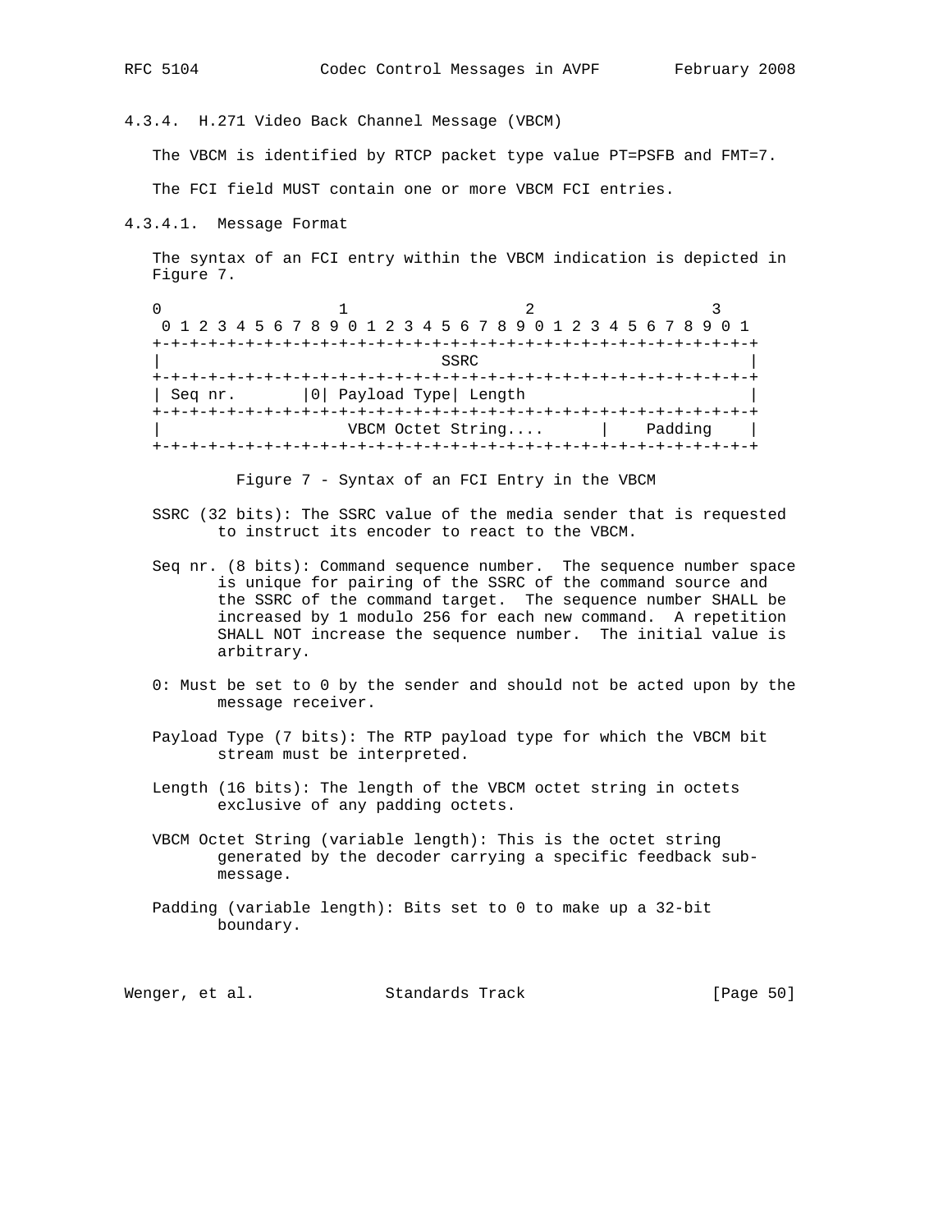### 4.3.4. H.271 Video Back Channel Message (VBCM)

The VBCM is identified by RTCP packet type value PT=PSFB and FMT=7.

The FCI field MUST contain one or more VBCM FCI entries.

#### 4.3.4.1. Message Format

The syntax of an FCI entry within the VBCM indication is depicted in Figure 7.

```
 0                   1                   2                   3
 0 1 2 3 4 5 6 7 8 9 0 1 2 3 4 5 6 7 8 9 0 1 2 3 4 5 6 7 8 9 0 1
+-+-+-+-+-+-+-+-+-+-+-+-+-+-+-+-+-+-+-+-+-+-+-+-+-+-+-+-+-+-+-+-+
|                              SSRC                             |
+-+-+-+-+-+-+-+-+-+-+-+-+-+-+-+-+-+-+-+-+-+-+-+-+-+-+-+-+-+-+-+-+
| Seq nr.       |0| Payload Type| Length                          |
+-+-+-+-+-+-+-+-+-+-+-+-+-+-+-+-+-+-+-+-+-+-+-+-+-+-+-+-+-+-+-+-+
|                    VBCM Octet String....      |    Padding    |
+-+-+-+-+-+-+-+-+-+-+-+-+-+-+-+-+-+-+-+-+-+-+-+-+-+-+-+-+-+-+-+-+
```

Figure 7 - Syntax of an FCI Entry in the VBCM

SSRC (32 bits): The SSRC value of the media sender that is requested to instruct its encoder to react to the VBCM.

Seq nr. (8 bits): Command sequence number. The sequence number space is unique for pairing of the SSRC of the command source and the SSRC of the command target. The sequence number SHALL be increased by 1 modulo 256 for each new command. A repetition SHALL NOT increase the sequence number. The initial value is arbitrary.

0: Must be set to 0 by the sender and should not be acted upon by the message receiver.

Payload Type (7 bits): The RTP payload type for which the VBCM bit stream must be interpreted.

Length (16 bits): The length of the VBCM octet string in octets exclusive of any padding octets.

VBCM Octet String (variable length): This is the octet string generated by the decoder carrying a specific feedback sub-message.

Padding (variable length): Bits set to 0 to make up a 32-bit boundary.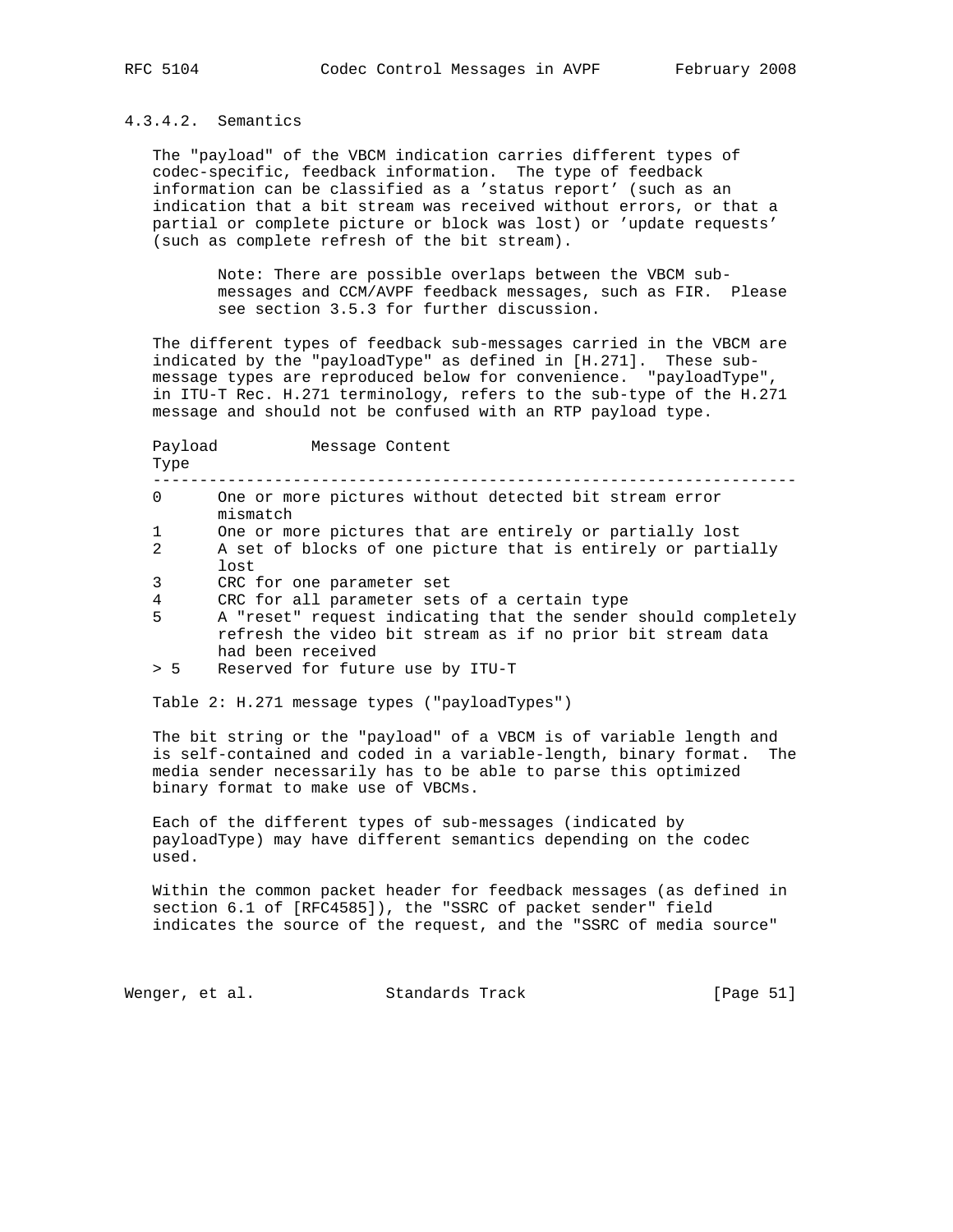#### 4.3.4.2. Semantics

The "payload" of the VBCM indication carries different types of codec-specific, feedback information. The type of feedback information can be classified as a 'status report' (such as an indication that a bit stream was received without errors, or that a partial or complete picture or block was lost) or 'update requests' (such as complete refresh of the bit stream).

> Note: There are possible overlaps between the VBCM sub-messages and CCM/AVPF feedback messages, such as FIR. Please see section 3.5.3 for further discussion.

The different types of feedback sub-messages carried in the VBCM are indicated by the "payloadType" as defined in [H.271]. These sub-message types are reproduced below for convenience. "payloadType", in ITU-T Rec. H.271 terminology, refers to the sub-type of the H.271 message and should not be confused with an RTP payload type.

| Payload Type | Message Content |
|---|---|
| 0 | One or more pictures without detected bit stream error mismatch |
| 1 | One or more pictures that are entirely or partially lost |
| 2 | A set of blocks of one picture that is entirely or partially lost |
| 3 | CRC for one parameter set |
| 4 | CRC for all parameter sets of a certain type |
| 5 | A "reset" request indicating that the sender should completely refresh the video bit stream as if no prior bit stream data had been received |
| > 5 | Reserved for future use by ITU-T |

Table 2: H.271 message types ("payloadTypes")

The bit string or the "payload" of a VBCM is of variable length and is self-contained and coded in a variable-length, binary format. The media sender necessarily has to be able to parse this optimized binary format to make use of VBCMs.

Each of the different types of sub-messages (indicated by payloadType) may have different semantics depending on the codec used.

Within the common packet header for feedback messages (as defined in section 6.1 of [RFC4585]), the "SSRC of packet sender" field indicates the source of the request, and the "SSRC of media source"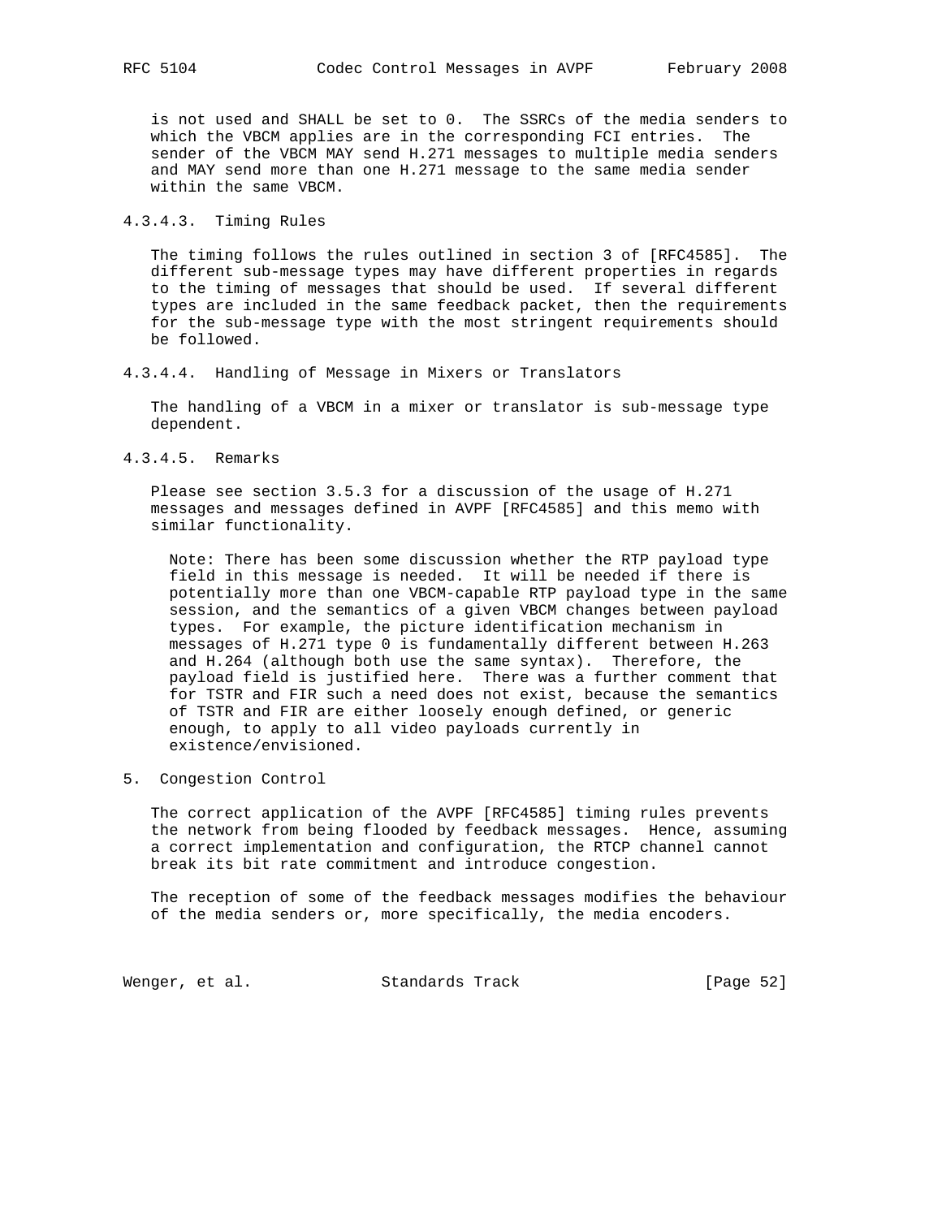is not used and SHALL be set to 0. The SSRCs of the media senders to which the VBCM applies are in the corresponding FCI entries. The sender of the VBCM MAY send H.271 messages to multiple media senders and MAY send more than one H.271 message to the same media sender within the same VBCM.

#### 4.3.4.3. Timing Rules

The timing follows the rules outlined in section 3 of [RFC4585]. The different sub-message types may have different properties in regards to the timing of messages that should be used. If several different types are included in the same feedback packet, then the requirements for the sub-message type with the most stringent requirements should be followed.

#### 4.3.4.4. Handling of Message in Mixers or Translators

The handling of a VBCM in a mixer or translator is sub-message type dependent.

#### 4.3.4.5. Remarks

Please see section 3.5.3 for a discussion of the usage of H.271 messages and messages defined in AVPF [RFC4585] and this memo with similar functionality.

> Note: There has been some discussion whether the RTP payload type field in this message is needed. It will be needed if there is potentially more than one VBCM-capable RTP payload type in the same session, and the semantics of a given VBCM changes between payload types. For example, the picture identification mechanism in messages of H.271 type 0 is fundamentally different between H.263 and H.264 (although both use the same syntax). Therefore, the payload field is justified here. There was a further comment that for TSTR and FIR such a need does not exist, because the semantics of TSTR and FIR are either loosely enough defined, or generic enough, to apply to all video payloads currently in existence/envisioned.

## 5. Congestion Control

The correct application of the AVPF [RFC4585] timing rules prevents the network from being flooded by feedback messages. Hence, assuming a correct implementation and configuration, the RTCP channel cannot break its bit rate commitment and introduce congestion.

The reception of some of the feedback messages modifies the behaviour of the media senders or, more specifically, the media encoders.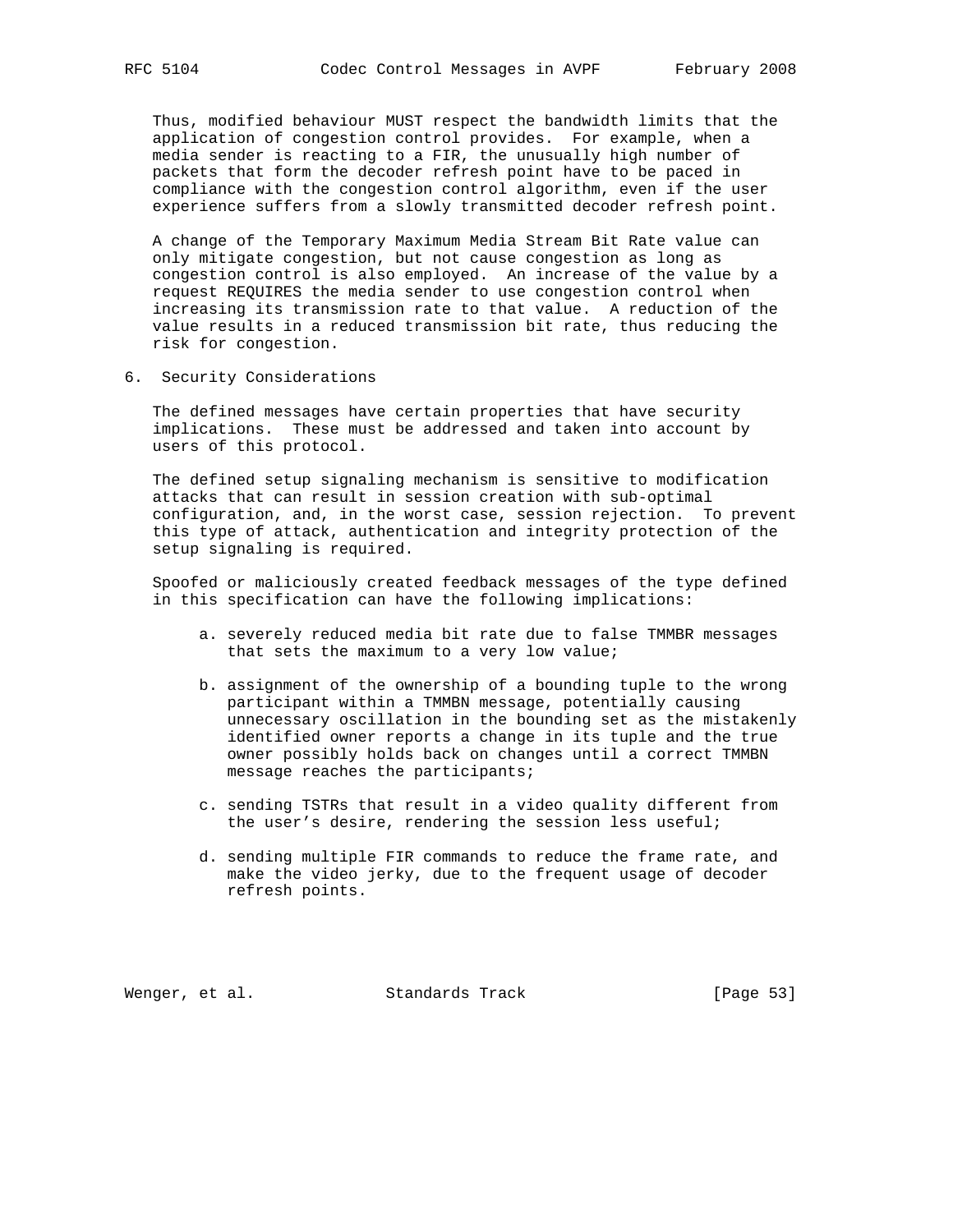Thus, modified behaviour MUST respect the bandwidth limits that the application of congestion control provides. For example, when a media sender is reacting to a FIR, the unusually high number of packets that form the decoder refresh point have to be paced in compliance with the congestion control algorithm, even if the user experience suffers from a slowly transmitted decoder refresh point.

A change of the Temporary Maximum Media Stream Bit Rate value can only mitigate congestion, but not cause congestion as long as congestion control is also employed. An increase of the value by a request REQUIRES the media sender to use congestion control when increasing its transmission rate to that value. A reduction of the value results in a reduced transmission bit rate, thus reducing the risk for congestion.

## 6. Security Considerations

The defined messages have certain properties that have security implications. These must be addressed and taken into account by users of this protocol.

The defined setup signaling mechanism is sensitive to modification attacks that can result in session creation with sub-optimal configuration, and, in the worst case, session rejection. To prevent this type of attack, authentication and integrity protection of the setup signaling is required.

Spoofed or maliciously created feedback messages of the type defined in this specification can have the following implications:

a. severely reduced media bit rate due to false TMMBR messages that sets the maximum to a very low value;

b. assignment of the ownership of a bounding tuple to the wrong participant within a TMMBN message, potentially causing unnecessary oscillation in the bounding set as the mistakenly identified owner reports a change in its tuple and the true owner possibly holds back on changes until a correct TMMBN message reaches the participants;

c. sending TSTRs that result in a video quality different from the user's desire, rendering the session less useful;

d. sending multiple FIR commands to reduce the frame rate, and make the video jerky, due to the frequent usage of decoder refresh points.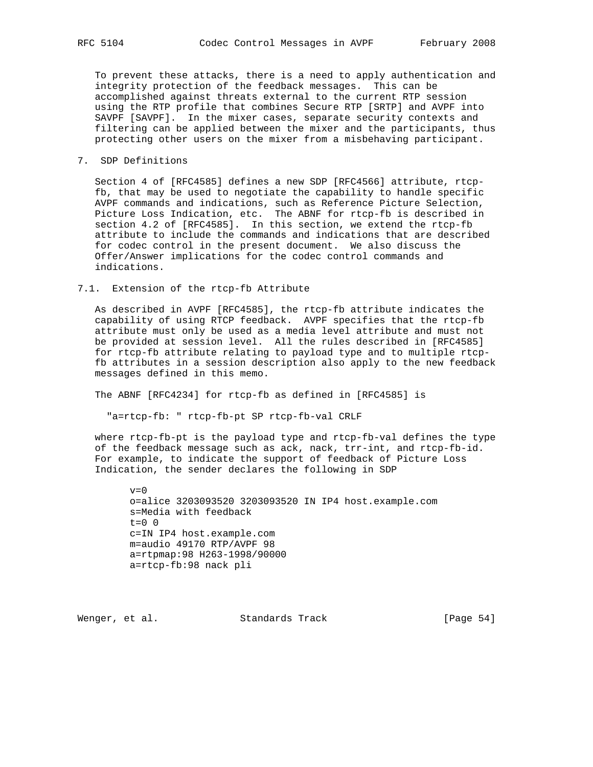To prevent these attacks, there is a need to apply authentication and integrity protection of the feedback messages. This can be accomplished against threats external to the current RTP session using the RTP profile that combines Secure RTP [SRTP] and AVPF into SAVPF [SAVPF]. In the mixer cases, separate security contexts and filtering can be applied between the mixer and the participants, thus protecting other users on the mixer from a misbehaving participant.

## 7. SDP Definitions

Section 4 of [RFC4585] defines a new SDP [RFC4566] attribute, rtcp-fb, that may be used to negotiate the capability to handle specific AVPF commands and indications, such as Reference Picture Selection, Picture Loss Indication, etc. The ABNF for rtcp-fb is described in section 4.2 of [RFC4585]. In this section, we extend the rtcp-fb attribute to include the commands and indications that are described for codec control in the present document. We also discuss the Offer/Answer implications for the codec control commands and indications.

### 7.1. Extension of the rtcp-fb Attribute

As described in AVPF [RFC4585], the rtcp-fb attribute indicates the capability of using RTCP feedback. AVPF specifies that the rtcp-fb attribute must only be used as a media level attribute and must not be provided at session level. All the rules described in [RFC4585] for rtcp-fb attribute relating to payload type and to multiple rtcp-fb attributes in a session description also apply to the new feedback messages defined in this memo.

The ABNF [RFC4234] for rtcp-fb as defined in [RFC4585] is

```
"a=rtcp-fb: " rtcp-fb-pt SP rtcp-fb-val CRLF
```

where rtcp-fb-pt is the payload type and rtcp-fb-val defines the type of the feedback message such as ack, nack, trr-int, and rtcp-fb-id. For example, to indicate the support of feedback of Picture Loss Indication, the sender declares the following in SDP

```
v=0
o=alice 3203093520 3203093520 IN IP4 host.example.com
s=Media with feedback
t=0 0
c=IN IP4 host.example.com
m=audio 49170 RTP/AVPF 98
a=rtpmap:98 H263-1998/90000
a=rtcp-fb:98 nack pli
```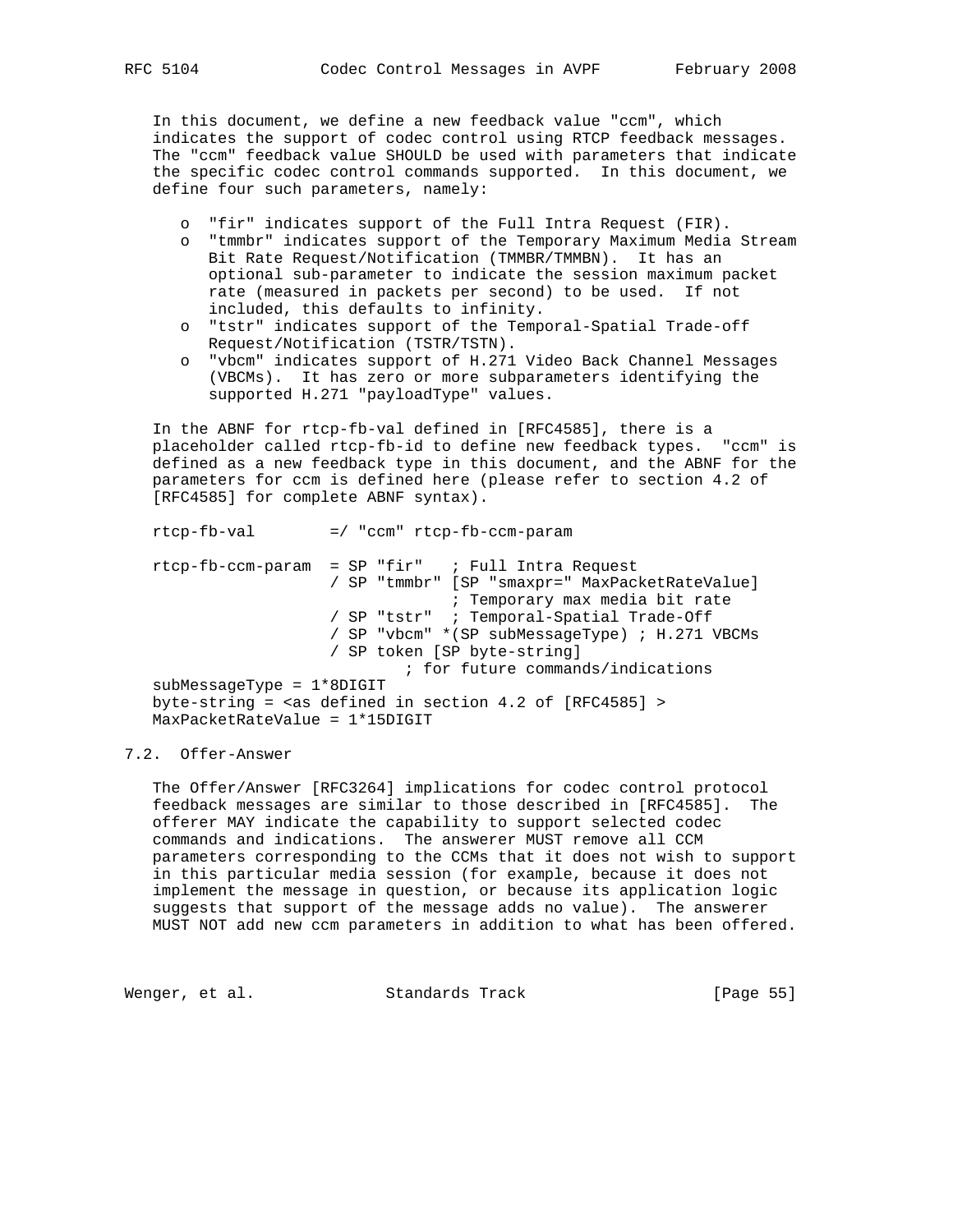In this document, we define a new feedback value "ccm", which indicates the support of codec control using RTCP feedback messages. The "ccm" feedback value SHOULD be used with parameters that indicate the specific codec control commands supported. In this document, we define four such parameters, namely:

- o "fir" indicates support of the Full Intra Request (FIR).
- o "tmmbr" indicates support of the Temporary Maximum Media Stream Bit Rate Request/Notification (TMMBR/TMMBN). It has an optional sub-parameter to indicate the session maximum packet rate (measured in packets per second) to be used. If not included, this defaults to infinity.
- o "tstr" indicates support of the Temporal-Spatial Trade-off Request/Notification (TSTR/TSTN).
- o "vbcm" indicates support of H.271 Video Back Channel Messages (VBCMs). It has zero or more subparameters identifying the supported H.271 "payloadType" values.

In the ABNF for rtcp-fb-val defined in [RFC4585], there is a placeholder called rtcp-fb-id to define new feedback types. "ccm" is defined as a new feedback type in this document, and the ABNF for the parameters for ccm is defined here (please refer to section 4.2 of [RFC4585] for complete ABNF syntax).

```
rtcp-fb-val        =/ "ccm" rtcp-fb-ccm-param

rtcp-fb-ccm-param  = SP "fir"   ; Full Intra Request
                   / SP "tmmbr" [SP "smaxpr=" MaxPacketRateValue]
                                ; Temporary max media bit rate
                   / SP "tstr"  ; Temporal-Spatial Trade-Off
                   / SP "vbcm" *(SP subMessageType) ; H.271 VBCMs
                   / SP token [SP byte-string]
                           ; for future commands/indications
subMessageType = 1*8DIGIT
byte-string = <as defined in section 4.2 of [RFC4585] >
MaxPacketRateValue = 1*15DIGIT
```

## 7.2. Offer-Answer

The Offer/Answer [RFC3264] implications for codec control protocol feedback messages are similar to those described in [RFC4585]. The offerer MAY indicate the capability to support selected codec commands and indications. The answerer MUST remove all CCM parameters corresponding to the CCMs that it does not wish to support in this particular media session (for example, because it does not implement the message in question, or because its application logic suggests that support of the message adds no value). The answerer MUST NOT add new ccm parameters in addition to what has been offered.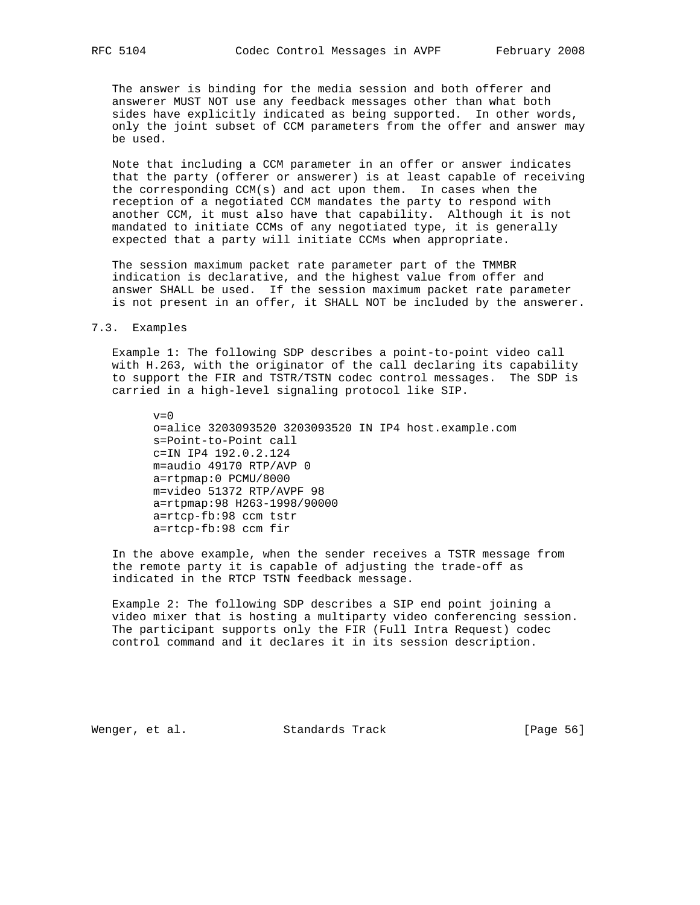The answer is binding for the media session and both offerer and answerer MUST NOT use any feedback messages other than what both sides have explicitly indicated as being supported. In other words, only the joint subset of CCM parameters from the offer and answer may be used.

Note that including a CCM parameter in an offer or answer indicates that the party (offerer or answerer) is at least capable of receiving the corresponding CCM(s) and act upon them. In cases when the reception of a negotiated CCM mandates the party to respond with another CCM, it must also have that capability. Although it is not mandated to initiate CCMs of any negotiated type, it is generally expected that a party will initiate CCMs when appropriate.

The session maximum packet rate parameter part of the TMMBR indication is declarative, and the highest value from offer and answer SHALL be used. If the session maximum packet rate parameter is not present in an offer, it SHALL NOT be included by the answerer.

## 7.3. Examples

Example 1: The following SDP describes a point-to-point video call with H.263, with the originator of the call declaring its capability to support the FIR and TSTR/TSTN codec control messages. The SDP is carried in a high-level signaling protocol like SIP.

```
v=0
o=alice 3203093520 3203093520 IN IP4 host.example.com
s=Point-to-Point call
c=IN IP4 192.0.2.124
m=audio 49170 RTP/AVP 0
a=rtpmap:0 PCMU/8000
m=video 51372 RTP/AVPF 98
a=rtpmap:98 H263-1998/90000
a=rtcp-fb:98 ccm tstr
a=rtcp-fb:98 ccm fir
```

In the above example, when the sender receives a TSTR message from the remote party it is capable of adjusting the trade-off as indicated in the RTCP TSTN feedback message.

Example 2: The following SDP describes a SIP end point joining a video mixer that is hosting a multiparty video conferencing session. The participant supports only the FIR (Full Intra Request) codec control command and it declares it in its session description.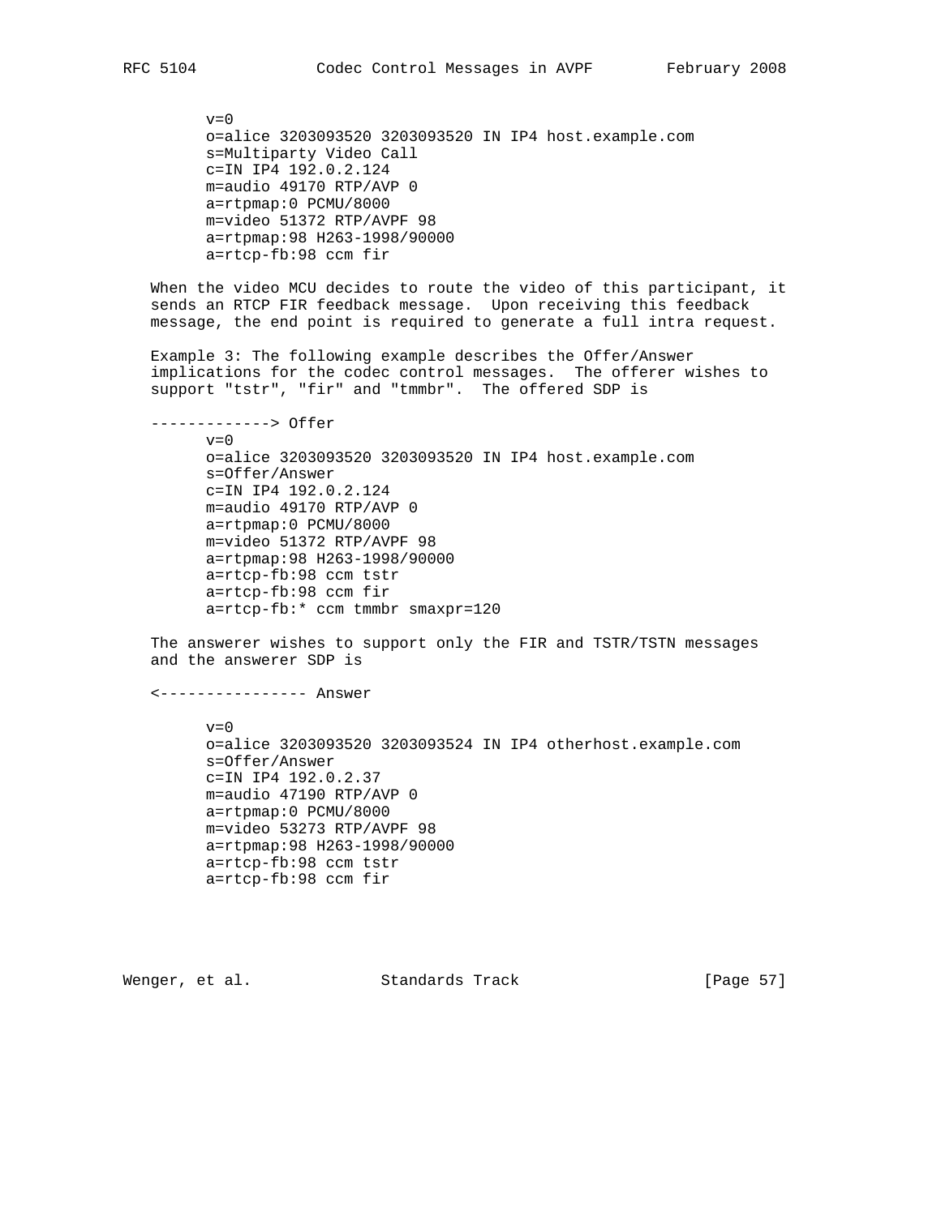```
v=0
o=alice 3203093520 3203093520 IN IP4 host.example.com
s=Multiparty Video Call
c=IN IP4 192.0.2.124
m=audio 49170 RTP/AVP 0
a=rtpmap:0 PCMU/8000
m=video 51372 RTP/AVPF 98
a=rtpmap:98 H263-1998/90000
a=rtcp-fb:98 ccm fir
```

When the video MCU decides to route the video of this participant, it sends an RTCP FIR feedback message. Upon receiving this feedback message, the end point is required to generate a full intra request.

Example 3: The following example describes the Offer/Answer implications for the codec control messages. The offerer wishes to support "tstr", "fir" and "tmmbr". The offered SDP is

```
-------------> Offer
      v=0
      o=alice 3203093520 3203093520 IN IP4 host.example.com
      s=Offer/Answer
      c=IN IP4 192.0.2.124
      m=audio 49170 RTP/AVP 0
      a=rtpmap:0 PCMU/8000
      m=video 51372 RTP/AVPF 98
      a=rtpmap:98 H263-1998/90000
      a=rtcp-fb:98 ccm tstr
      a=rtcp-fb:98 ccm fir
      a=rtcp-fb:* ccm tmmbr smaxpr=120
```

The answerer wishes to support only the FIR and TSTR/TSTN messages and the answerer SDP is

```
<---------------- Answer

      v=0
      o=alice 3203093520 3203093524 IN IP4 otherhost.example.com
      s=Offer/Answer
      c=IN IP4 192.0.2.37
      m=audio 47190 RTP/AVP 0
      a=rtpmap:0 PCMU/8000
      m=video 53273 RTP/AVPF 98
      a=rtpmap:98 H263-1998/90000
      a=rtcp-fb:98 ccm tstr
      a=rtcp-fb:98 ccm fir
```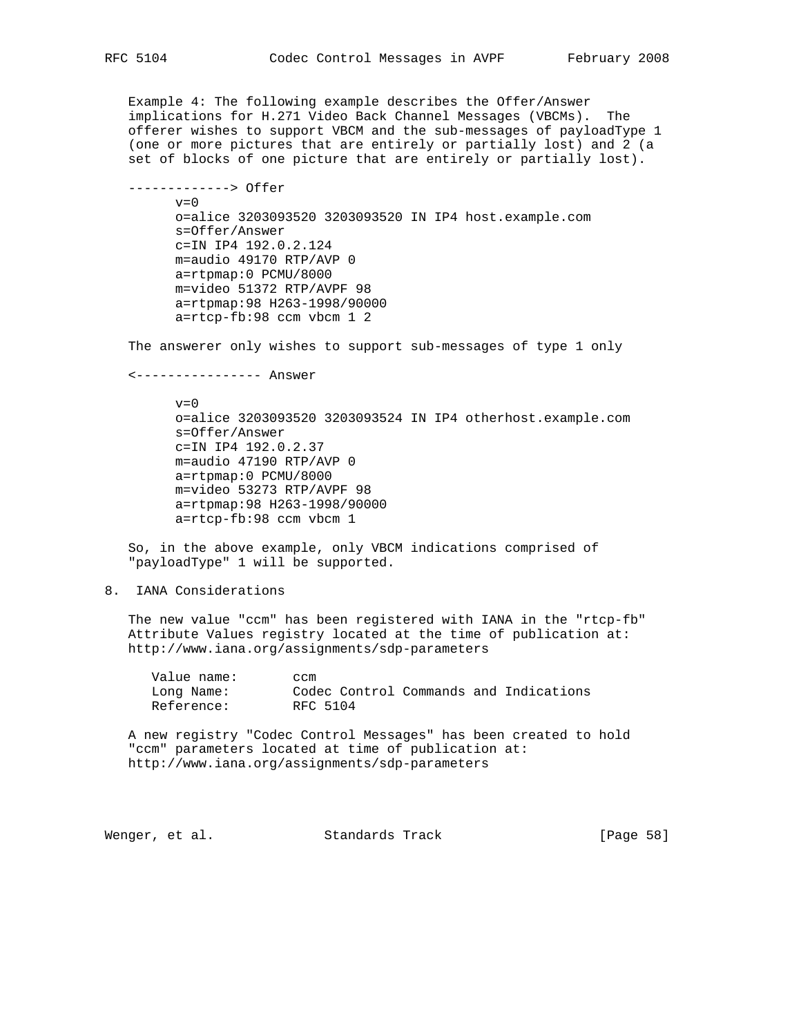Example 4: The following example describes the Offer/Answer implications for H.271 Video Back Channel Messages (VBCMs). The offerer wishes to support VBCM and the sub-messages of payloadType 1 (one or more pictures that are entirely or partially lost) and 2 (a set of blocks of one picture that are entirely or partially lost).

```
-------------> Offer
      v=0
      o=alice 3203093520 3203093520 IN IP4 host.example.com
      s=Offer/Answer
      c=IN IP4 192.0.2.124
      m=audio 49170 RTP/AVP 0
      a=rtpmap:0 PCMU/8000
      m=video 51372 RTP/AVPF 98
      a=rtpmap:98 H263-1998/90000
      a=rtcp-fb:98 ccm vbcm 1 2
```

The answerer only wishes to support sub-messages of type 1 only

```
<---------------- Answer

      v=0
      o=alice 3203093520 3203093524 IN IP4 otherhost.example.com
      s=Offer/Answer
      c=IN IP4 192.0.2.37
      m=audio 47190 RTP/AVP 0
      a=rtpmap:0 PCMU/8000
      m=video 53273 RTP/AVPF 98
      a=rtpmap:98 H263-1998/90000
      a=rtcp-fb:98 ccm vbcm 1
```

So, in the above example, only VBCM indications comprised of "payloadType" 1 will be supported.

## 8. IANA Considerations

The new value "ccm" has been registered with IANA in the "rtcp-fb" Attribute Values registry located at the time of publication at: http://www.iana.org/assignments/sdp-parameters

```
   Value name:       ccm
   Long Name:        Codec Control Commands and Indications
   Reference:        RFC 5104
```

A new registry "Codec Control Messages" has been created to hold "ccm" parameters located at time of publication at: http://www.iana.org/assignments/sdp-parameters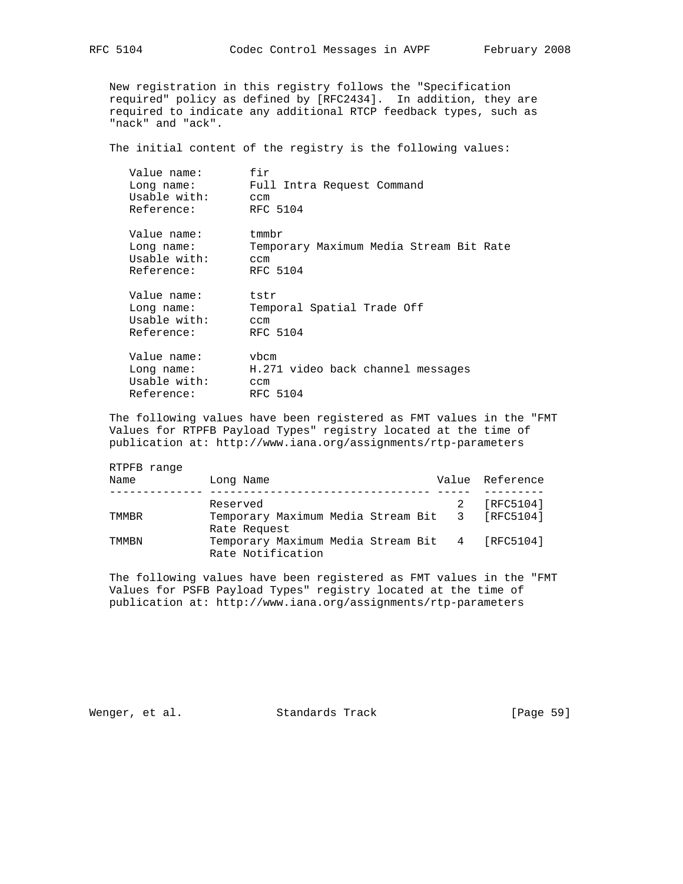New registration in this registry follows the "Specification required" policy as defined by [RFC2434]. In addition, they are required to indicate any additional RTCP feedback types, such as "nack" and "ack".

The initial content of the registry is the following values:

```
Value name:       fir
Long name:        Full Intra Request Command
Usable with:      ccm
Reference:        RFC 5104

Value name:       tmmbr
Long name:        Temporary Maximum Media Stream Bit Rate
Usable with:      ccm
Reference:        RFC 5104

Value name:       tstr
Long name:        Temporal Spatial Trade Off
Usable with:      ccm
Reference:        RFC 5104

Value name:       vbcm
Long name:        H.271 video back channel messages
Usable with:      ccm
Reference:        RFC 5104
```

The following values have been registered as FMT values in the "FMT Values for RTPFB Payload Types" registry located at the time of publication at: http://www.iana.org/assignments/rtp-parameters

RTPFB range

| Name | Long Name | Value | Reference |
|---|---|---|---|
| | Reserved | 2 | [RFC5104] |
| TMMBR | Temporary Maximum Media Stream Bit Rate Request | 3 | [RFC5104] |
| TMMBN | Temporary Maximum Media Stream Bit Rate Notification | 4 | [RFC5104] |

The following values have been registered as FMT values in the "FMT Values for PSFB Payload Types" registry located at the time of publication at: http://www.iana.org/assignments/rtp-parameters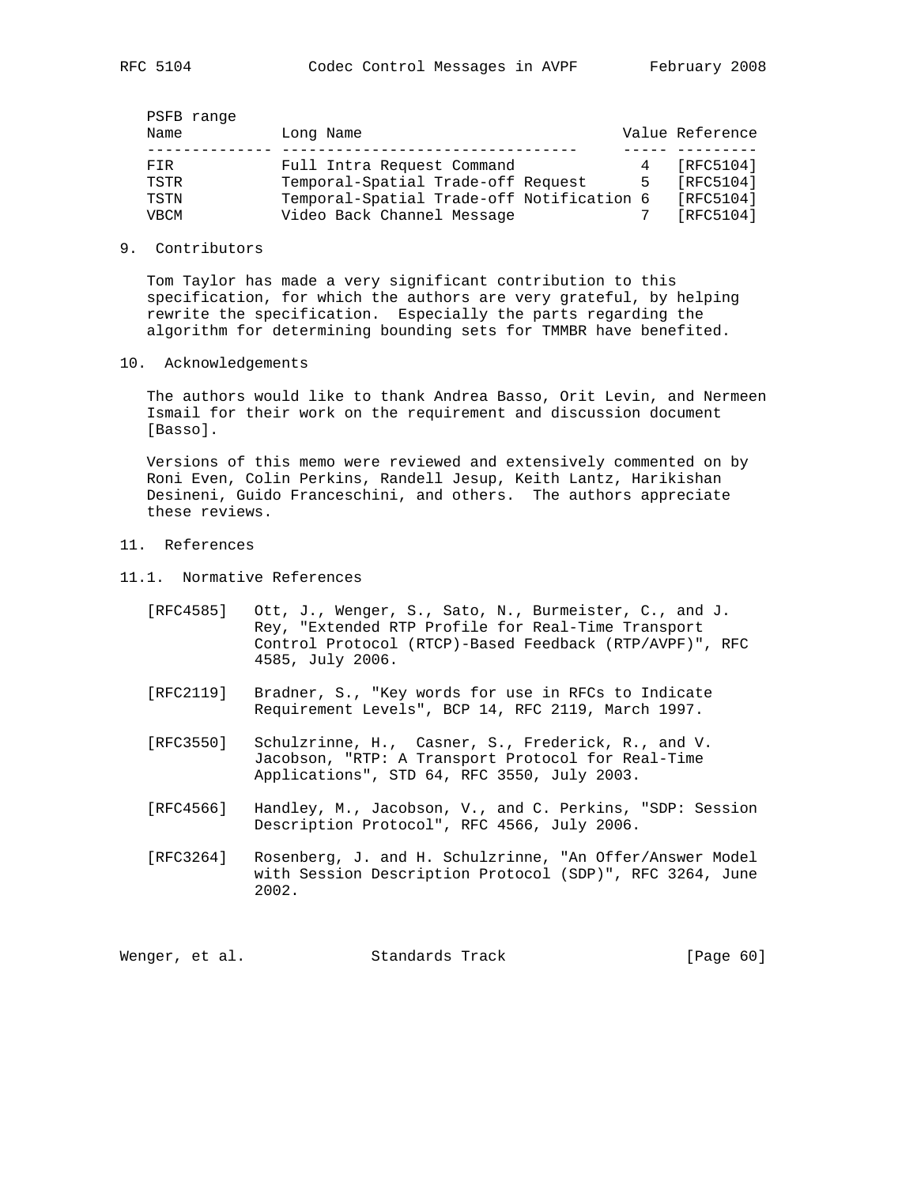PSFB range

| Name | Long Name | Value | Reference |
| --- | --- | --- | --- |
| FIR | Full Intra Request Command | 4 | [RFC5104] |
| TSTR | Temporal-Spatial Trade-off Request | 5 | [RFC5104] |
| TSTN | Temporal-Spatial Trade-off Notification | 6 | [RFC5104] |
| VBCM | Video Back Channel Message | 7 | [RFC5104] |

## 9. Contributors

Tom Taylor has made a very significant contribution to this specification, for which the authors are very grateful, by helping rewrite the specification. Especially the parts regarding the algorithm for determining bounding sets for TMMBR have benefited.

## 10. Acknowledgements

The authors would like to thank Andrea Basso, Orit Levin, and Nermeen Ismail for their work on the requirement and discussion document [Basso].

Versions of this memo were reviewed and extensively commented on by Roni Even, Colin Perkins, Randell Jesup, Keith Lantz, Harikishan Desineni, Guido Franceschini, and others. The authors appreciate these reviews.

## 11. References

### 11.1. Normative References

[RFC4585] Ott, J., Wenger, S., Sato, N., Burmeister, C., and J. Rey, "Extended RTP Profile for Real-Time Transport Control Protocol (RTCP)-Based Feedback (RTP/AVPF)", RFC 4585, July 2006.

[RFC2119] Bradner, S., "Key words for use in RFCs to Indicate Requirement Levels", BCP 14, RFC 2119, March 1997.

[RFC3550] Schulzrinne, H., Casner, S., Frederick, R., and V. Jacobson, "RTP: A Transport Protocol for Real-Time Applications", STD 64, RFC 3550, July 2003.

[RFC4566] Handley, M., Jacobson, V., and C. Perkins, "SDP: Session Description Protocol", RFC 4566, July 2006.

[RFC3264] Rosenberg, J. and H. Schulzrinne, "An Offer/Answer Model with Session Description Protocol (SDP)", RFC 3264, June 2002.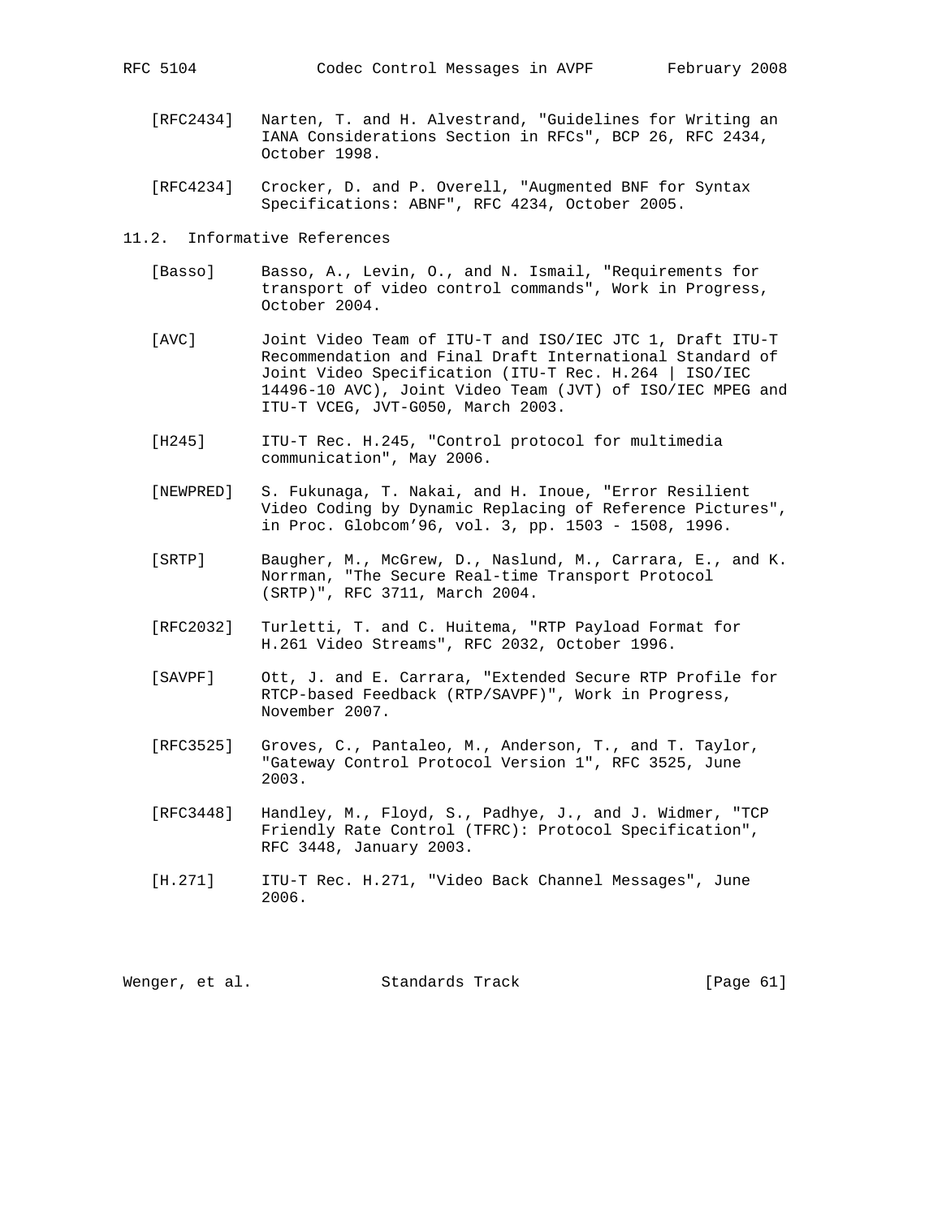[RFC2434] Narten, T. and H. Alvestrand, "Guidelines for Writing an IANA Considerations Section in RFCs", BCP 26, RFC 2434, October 1998.

[RFC4234] Crocker, D. and P. Overell, "Augmented BNF for Syntax Specifications: ABNF", RFC 4234, October 2005.

## 11.2. Informative References

[Basso] Basso, A., Levin, O., and N. Ismail, "Requirements for transport of video control commands", Work in Progress, October 2004.

[AVC] Joint Video Team of ITU-T and ISO/IEC JTC 1, Draft ITU-T Recommendation and Final Draft International Standard of Joint Video Specification (ITU-T Rec. H.264 | ISO/IEC 14496-10 AVC), Joint Video Team (JVT) of ISO/IEC MPEG and ITU-T VCEG, JVT-G050, March 2003.

[H245] ITU-T Rec. H.245, "Control protocol for multimedia communication", May 2006.

[NEWPRED] S. Fukunaga, T. Nakai, and H. Inoue, "Error Resilient Video Coding by Dynamic Replacing of Reference Pictures", in Proc. Globcom'96, vol. 3, pp. 1503 - 1508, 1996.

[SRTP] Baugher, M., McGrew, D., Naslund, M., Carrara, E., and K. Norrman, "The Secure Real-time Transport Protocol (SRTP)", RFC 3711, March 2004.

[RFC2032] Turletti, T. and C. Huitema, "RTP Payload Format for H.261 Video Streams", RFC 2032, October 1996.

[SAVPF] Ott, J. and E. Carrara, "Extended Secure RTP Profile for RTCP-based Feedback (RTP/SAVPF)", Work in Progress, November 2007.

[RFC3525] Groves, C., Pantaleo, M., Anderson, T., and T. Taylor, "Gateway Control Protocol Version 1", RFC 3525, June 2003.

[RFC3448] Handley, M., Floyd, S., Padhye, J., and J. Widmer, "TCP Friendly Rate Control (TFRC): Protocol Specification", RFC 3448, January 2003.

[H.271] ITU-T Rec. H.271, "Video Back Channel Messages", June 2006.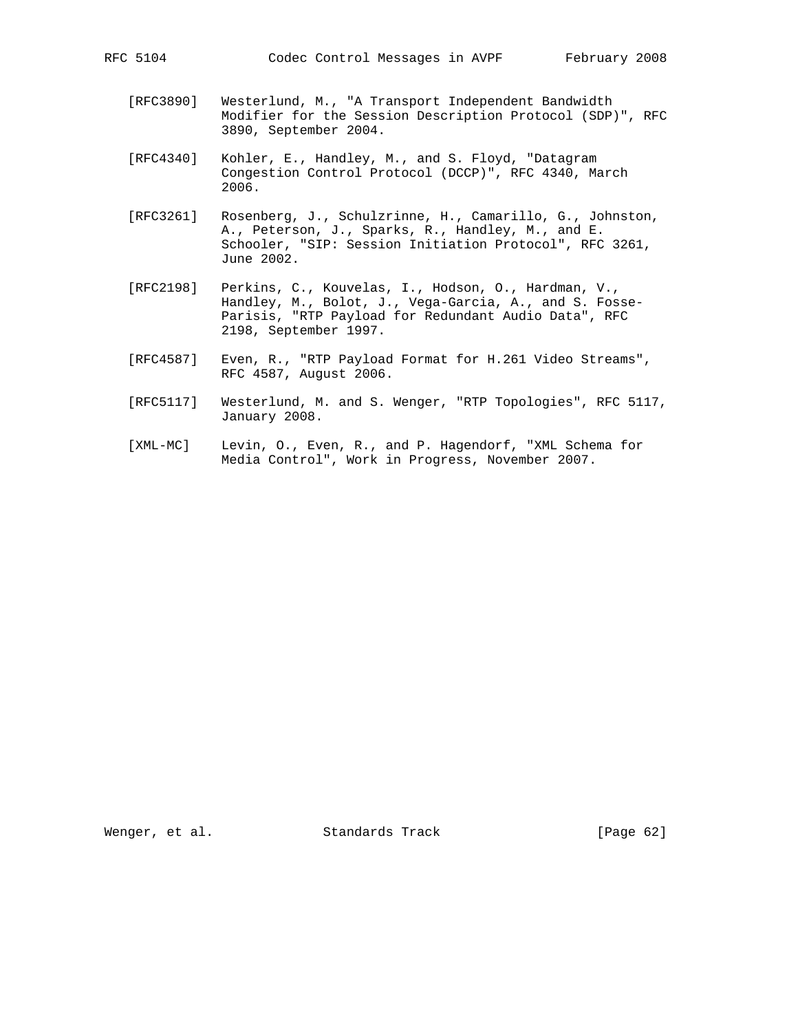[RFC3890] Westerlund, M., "A Transport Independent Bandwidth Modifier for the Session Description Protocol (SDP)", RFC 3890, September 2004.

[RFC4340] Kohler, E., Handley, M., and S. Floyd, "Datagram Congestion Control Protocol (DCCP)", RFC 4340, March 2006.

[RFC3261] Rosenberg, J., Schulzrinne, H., Camarillo, G., Johnston, A., Peterson, J., Sparks, R., Handley, M., and E. Schooler, "SIP: Session Initiation Protocol", RFC 3261, June 2002.

[RFC2198] Perkins, C., Kouvelas, I., Hodson, O., Hardman, V., Handley, M., Bolot, J., Vega-Garcia, A., and S. Fosse-Parisis, "RTP Payload for Redundant Audio Data", RFC 2198, September 1997.

[RFC4587] Even, R., "RTP Payload Format for H.261 Video Streams", RFC 4587, August 2006.

[RFC5117] Westerlund, M. and S. Wenger, "RTP Topologies", RFC 5117, January 2008.

[XML-MC] Levin, O., Even, R., and P. Hagendorf, "XML Schema for Media Control", Work in Progress, November 2007.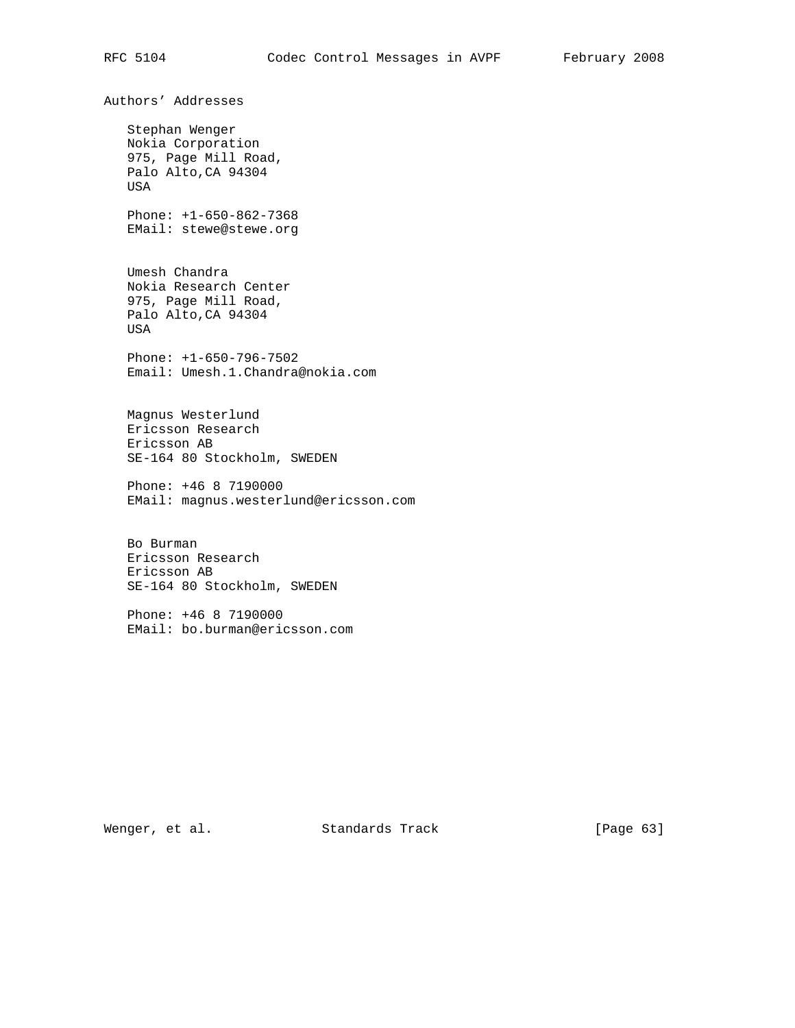# Authors' Addresses

Stephan Wenger
Nokia Corporation
975, Page Mill Road,
Palo Alto,CA 94304
USA

Phone: +1-650-862-7368
EMail: stewe@stewe.org

Umesh Chandra
Nokia Research Center
975, Page Mill Road,
Palo Alto,CA 94304
USA

Phone: +1-650-796-7502
Email: Umesh.1.Chandra@nokia.com

Magnus Westerlund
Ericsson Research
Ericsson AB
SE-164 80 Stockholm, SWEDEN

Phone: +46 8 7190000
EMail: magnus.westerlund@ericsson.com

Bo Burman
Ericsson Research
Ericsson AB
SE-164 80 Stockholm, SWEDEN

Phone: +46 8 7190000
EMail: bo.burman@ericsson.com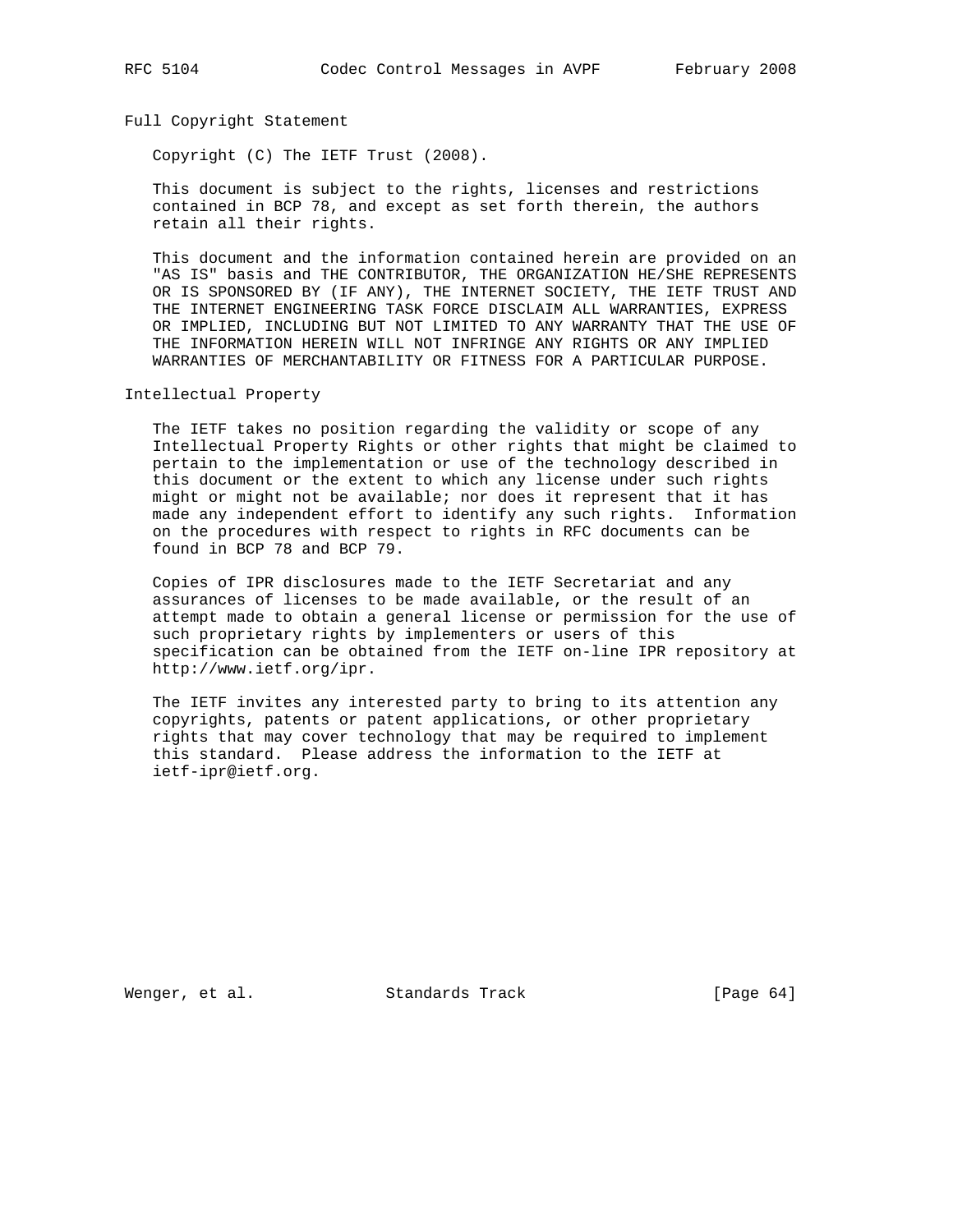## Full Copyright Statement

Copyright (C) The IETF Trust (2008).

This document is subject to the rights, licenses and restrictions contained in BCP 78, and except as set forth therein, the authors retain all their rights.

This document and the information contained herein are provided on an "AS IS" basis and THE CONTRIBUTOR, THE ORGANIZATION HE/SHE REPRESENTS OR IS SPONSORED BY (IF ANY), THE INTERNET SOCIETY, THE IETF TRUST AND THE INTERNET ENGINEERING TASK FORCE DISCLAIM ALL WARRANTIES, EXPRESS OR IMPLIED, INCLUDING BUT NOT LIMITED TO ANY WARRANTY THAT THE USE OF THE INFORMATION HEREIN WILL NOT INFRINGE ANY RIGHTS OR ANY IMPLIED WARRANTIES OF MERCHANTABILITY OR FITNESS FOR A PARTICULAR PURPOSE.

## Intellectual Property

The IETF takes no position regarding the validity or scope of any Intellectual Property Rights or other rights that might be claimed to pertain to the implementation or use of the technology described in this document or the extent to which any license under such rights might or might not be available; nor does it represent that it has made any independent effort to identify any such rights. Information on the procedures with respect to rights in RFC documents can be found in BCP 78 and BCP 79.

Copies of IPR disclosures made to the IETF Secretariat and any assurances of licenses to be made available, or the result of an attempt made to obtain a general license or permission for the use of such proprietary rights by implementers or users of this specification can be obtained from the IETF on-line IPR repository at http://www.ietf.org/ipr.

The IETF invites any interested party to bring to its attention any copyrights, patents or patent applications, or other proprietary rights that may cover technology that may be required to implement this standard. Please address the information to the IETF at ietf-ipr@ietf.org.